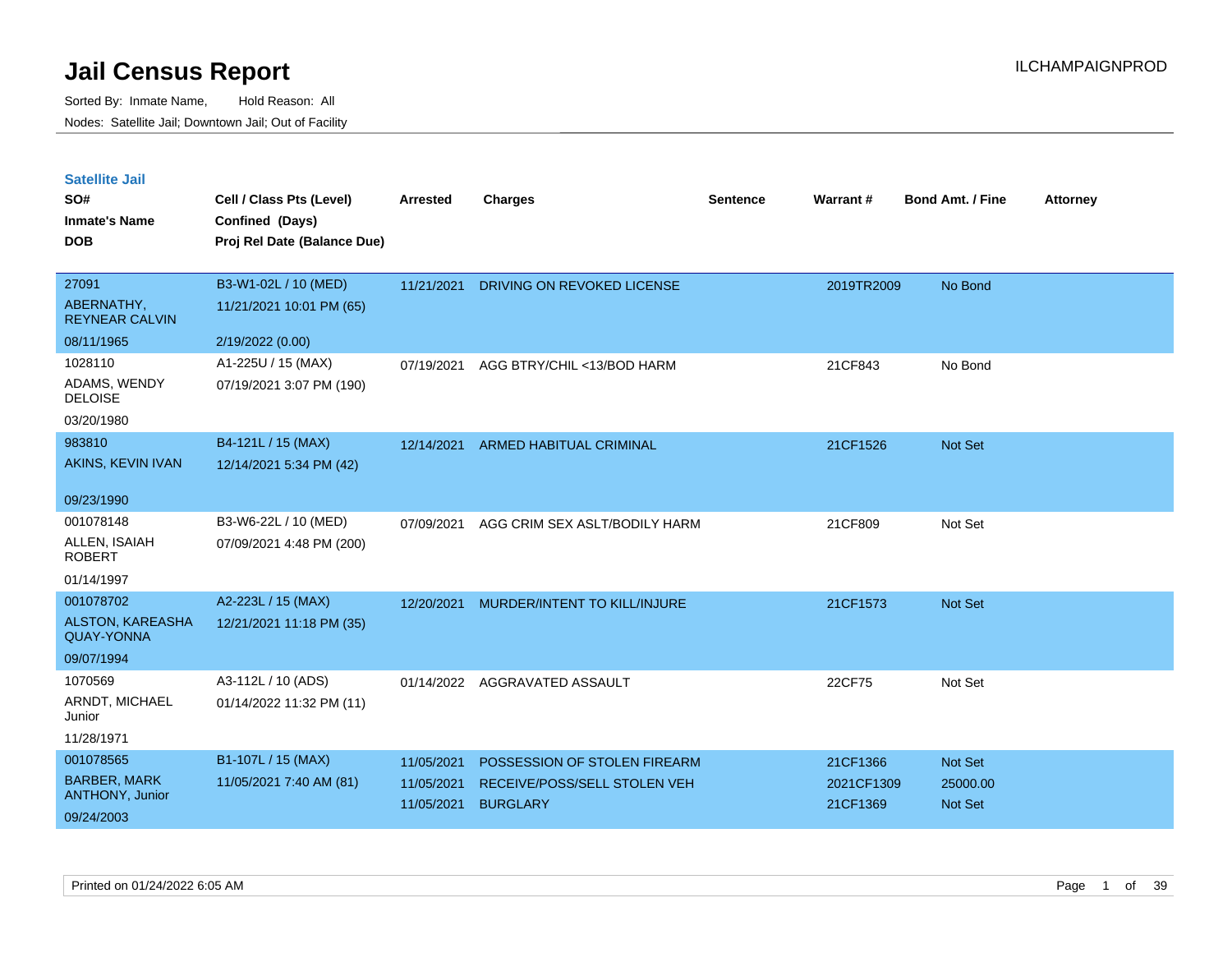# Jail Census Report

ILCHAMPAIGNPROD

Sorted By: Inmate Name, Hold Reason: All

Nodes: Satellite Jail; Downtown Jail; Out of Facility

## Satellite Jail

| SO# / Inmate's Name / DOB | Cell / Class Pts (Level) / Confined (Days) / Proj Rel Date (Balance Due) | Arrested | Charges | Sentence | Warrant # | Bond Amt. / Fine | Attorney |
|---|---|---|---|---|---|---|---|
| 27091<br>ABERNATHY, REYNEAR CALVIN<br>08/11/1965 | B3-W1-02L / 10 (MED)<br>11/21/2021 10:01 PM (65)<br>2/19/2022 (0.00) | 11/21/2021 | DRIVING ON REVOKED LICENSE | | 2019TR2009 | No Bond | |
| 1028110<br>ADAMS, WENDY DELOISE<br>03/20/1980 | A1-225U / 15 (MAX)<br>07/19/2021 3:07 PM (190) | 07/19/2021 | AGG BTRY/CHIL <13/BOD HARM | | 21CF843 | No Bond | |
| 983810<br>AKINS, KEVIN IVAN<br>09/23/1990 | B4-121L / 15 (MAX)<br>12/14/2021 5:34 PM (42) | 12/14/2021 | ARMED HABITUAL CRIMINAL | | 21CF1526 | Not Set | |
| 001078148<br>ALLEN, ISAIAH ROBERT<br>01/14/1997 | B3-W6-22L / 10 (MED)<br>07/09/2021 4:48 PM (200) | 07/09/2021 | AGG CRIM SEX ASLT/BODILY HARM | | 21CF809 | Not Set | |
| 001078702<br>ALSTON, KAREASHA QUAY-YONNA<br>09/07/1994 | A2-223L / 15 (MAX)<br>12/21/2021 11:18 PM (35) | 12/20/2021 | MURDER/INTENT TO KILL/INJURE | | 21CF1573 | Not Set | |
| 1070569<br>ARNDT, MICHAEL Junior<br>11/28/1971 | A3-112L / 10 (ADS)<br>01/14/2022 11:32 PM (11) | 01/14/2022 | AGGRAVATED ASSAULT | | 22CF75 | Not Set | |
| 001078565<br>BARBER, MARK ANTHONY, Junior<br>09/24/2003 | B1-107L / 15 (MAX)<br>11/05/2021 7:40 AM (81) | 11/05/2021<br>11/05/2021<br>11/05/2021 | POSSESSION OF STOLEN FIREARM<br>RECEIVE/POSS/SELL STOLEN VEH<br>BURGLARY | | 21CF1366<br>2021CF1309<br>21CF1369 | Not Set<br>25000.00<br>Not Set | |

Printed on 01/24/2022 6:05 AM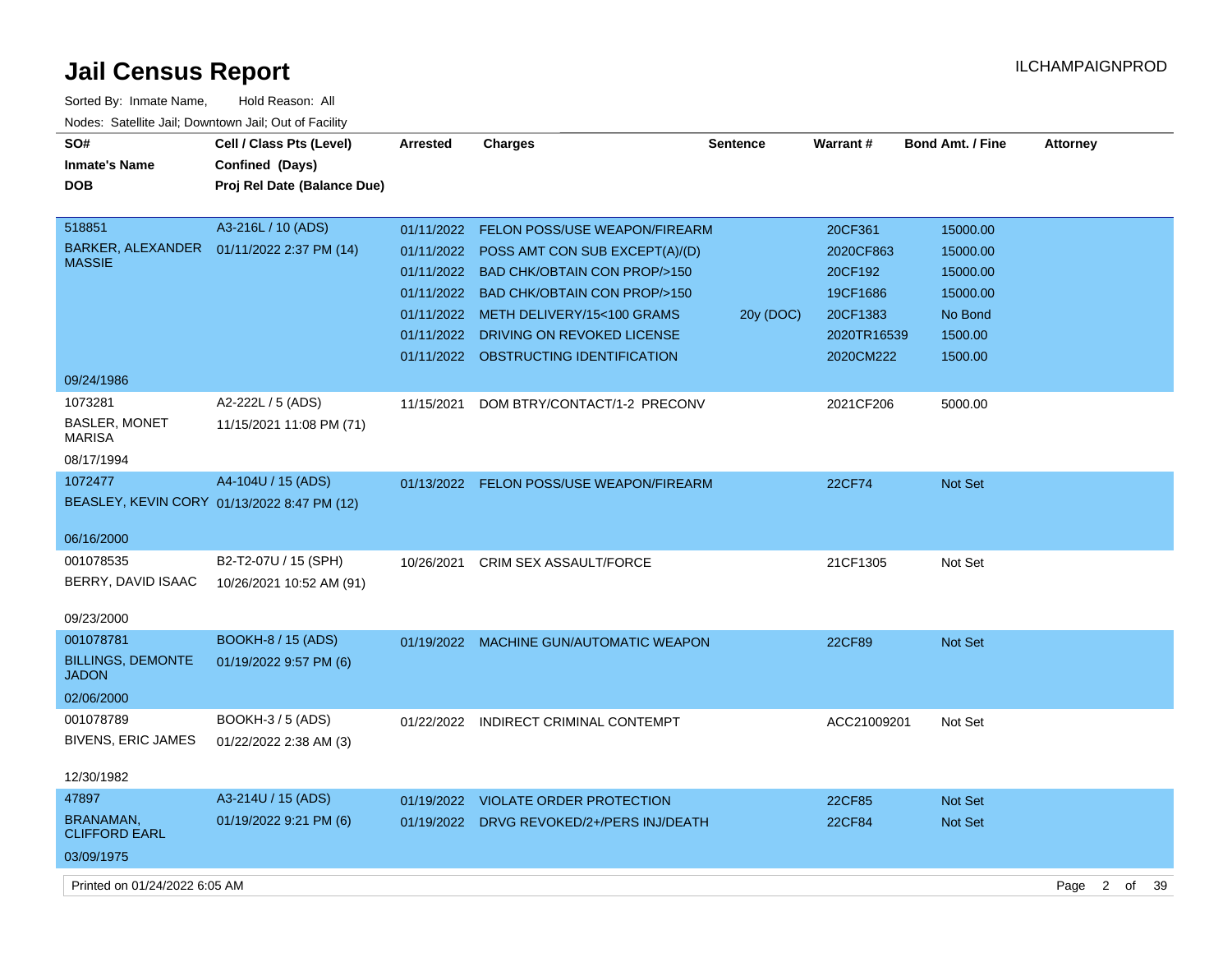# Jail Census Report

Sorted By: Inmate Name, Hold Reason: All

Nodes: Satellite Jail; Downtown Jail; Out of Facility

ILCHAMPAIGNPROD

| SO# / Inmate's Name / DOB | Cell / Class Pts (Level) / Confined (Days) / Proj Rel Date (Balance Due) | Arrested | Charges | Sentence | Warrant # | Bond Amt. / Fine | Attorney |
|---|---|---|---|---|---|---|---|
| 518851 BARKER, ALEXANDER MASSIE 09/24/1986 | A3-216L / 10 (ADS) 01/11/2022 2:37 PM (14) | 01/11/2022 | FELON POSS/USE WEAPON/FIREARM | | 20CF361 | 15000.00 | |
| | | 01/11/2022 | POSS AMT CON SUB EXCEPT(A)/(D) | | 2020CF863 | 15000.00 | |
| | | 01/11/2022 | BAD CHK/OBTAIN CON PROP/>150 | | 20CF192 | 15000.00 | |
| | | 01/11/2022 | BAD CHK/OBTAIN CON PROP/>150 | | 19CF1686 | 15000.00 | |
| | | 01/11/2022 | METH DELIVERY/15<100 GRAMS | 20y (DOC) | 20CF1383 | No Bond | |
| | | 01/11/2022 | DRIVING ON REVOKED LICENSE | | 2020TR16539 | 1500.00 | |
| | | 01/11/2022 | OBSTRUCTING IDENTIFICATION | | 2020CM222 | 1500.00 | |
| 1073281 BASLER, MONET MARISA 08/17/1994 | A2-222L / 5 (ADS) 11/15/2021 11:08 PM (71) | 11/15/2021 | DOM BTRY/CONTACT/1-2 PRECONV | | 2021CF206 | 5000.00 | |
| 1072477 BEASLEY, KEVIN CORY 06/16/2000 | A4-104U / 15 (ADS) 01/13/2022 8:47 PM (12) | 01/13/2022 | FELON POSS/USE WEAPON/FIREARM | | 22CF74 | Not Set | |
| 001078535 BERRY, DAVID ISAAC 09/23/2000 | B2-T2-07U / 15 (SPH) 10/26/2021 10:52 AM (91) | 10/26/2021 | CRIM SEX ASSAULT/FORCE | | 21CF1305 | Not Set | |
| 001078781 BILLINGS, DEMONTE JADON 02/06/2000 | BOOKH-8 / 15 (ADS) 01/19/2022 9:57 PM (6) | 01/19/2022 | MACHINE GUN/AUTOMATIC WEAPON | | 22CF89 | Not Set | |
| 001078789 BIVENS, ERIC JAMES 12/30/1982 | BOOKH-3 / 5 (ADS) 01/22/2022 2:38 AM (3) | 01/22/2022 | INDIRECT CRIMINAL CONTEMPT | | ACC21009201 | Not Set | |
| 47897 BRANAMAN, CLIFFORD EARL 03/09/1975 | A3-214U / 15 (ADS) 01/19/2022 9:21 PM (6) | 01/19/2022 | VIOLATE ORDER PROTECTION | | 22CF85 | Not Set | |
| | | 01/19/2022 | DRVG REVOKED/2+/PERS INJ/DEATH | | 22CF84 | Not Set | |

Printed on 01/24/2022 6:05 AM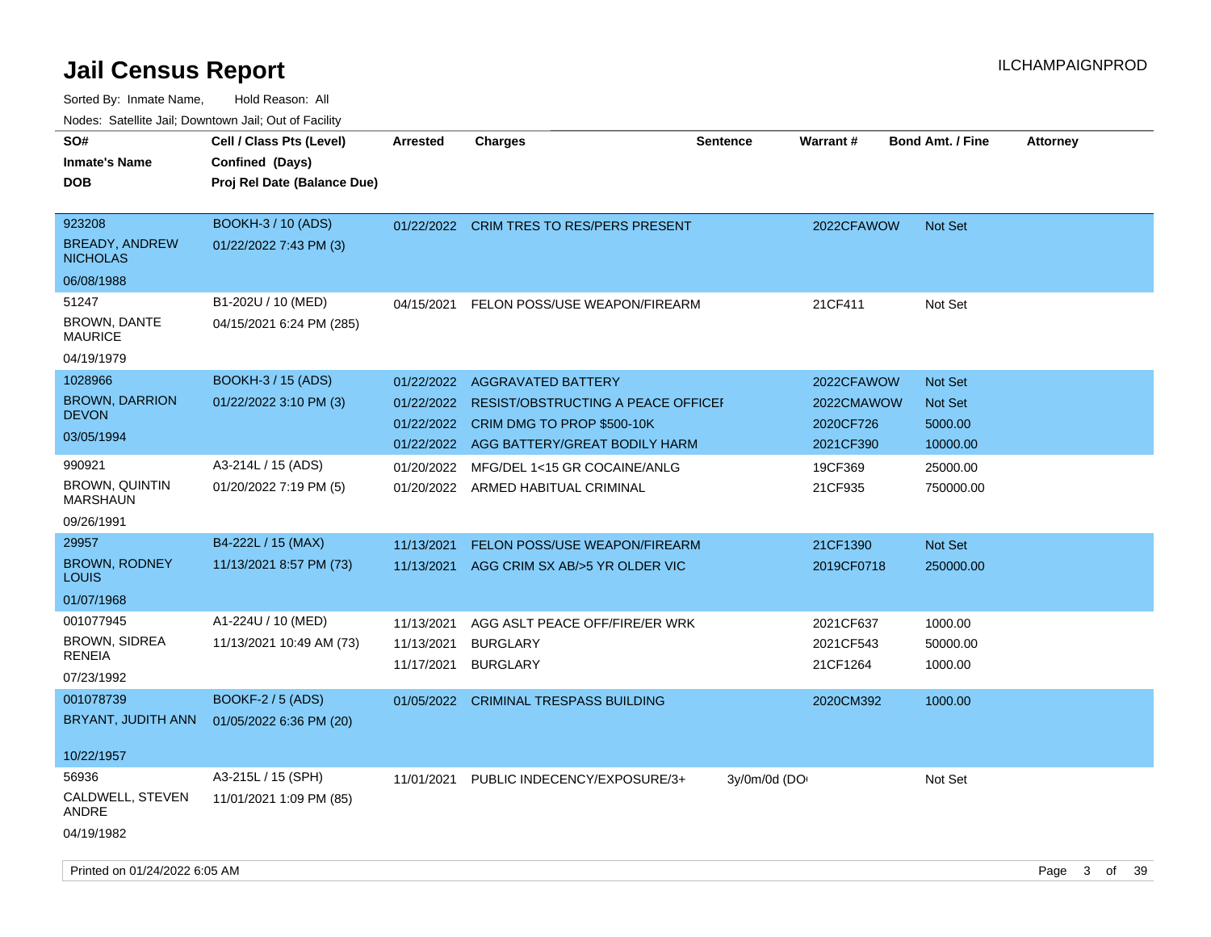# Jail Census Report

ILCHAMPAIGNPROD

Sorted By: Inmate Name, Hold Reason: All

Nodes: Satellite Jail; Downtown Jail; Out of Facility

| SO# / Inmate's Name / DOB | Cell / Class Pts (Level) / Confined (Days) / Proj Rel Date (Balance Due) | Arrested | Charges | Sentence | Warrant # | Bond Amt. / Fine | Attorney |
|---|---|---|---|---|---|---|---|
| 923208<br>BREADY, ANDREW NICHOLAS<br>06/08/1988 | BOOKH-3 / 10 (ADS)<br>01/22/2022 7:43 PM (3) | 01/22/2022 | CRIM TRES TO RES/PERS PRESENT | | 2022CFAWOW | Not Set | |
| 51247<br>BROWN, DANTE MAURICE<br>04/19/1979 | B1-202U / 10 (MED)<br>04/15/2021 6:24 PM (285) | 04/15/2021 | FELON POSS/USE WEAPON/FIREARM | | 21CF411 | Not Set | |
| 1028966<br>BROWN, DARRION DEVON<br>03/05/1994 | BOOKH-3 / 15 (ADS)<br>01/22/2022 3:10 PM (3) | 01/22/2022 | AGGRAVATED BATTERY | | 2022CFAWOW | Not Set | |
| | | 01/22/2022 | RESIST/OBSTRUCTING A PEACE OFFICEI | | 2022CMAWOW | Not Set | |
| | | 01/22/2022 | CRIM DMG TO PROP $500-10K | | 2020CF726 | 5000.00 | |
| | | 01/22/2022 | AGG BATTERY/GREAT BODILY HARM | | 2021CF390 | 10000.00 | |
| 990921<br>BROWN, QUINTIN MARSHAUN<br>09/26/1991 | A3-214L / 15 (ADS)<br>01/20/2022 7:19 PM (5) | 01/20/2022 | MFG/DEL 1<15 GR COCAINE/ANLG | | 19CF369 | 25000.00 | |
| | | 01/20/2022 | ARMED HABITUAL CRIMINAL | | 21CF935 | 750000.00 | |
| 29957<br>BROWN, RODNEY LOUIS<br>01/07/1968 | B4-222L / 15 (MAX)<br>11/13/2021 8:57 PM (73) | 11/13/2021 | FELON POSS/USE WEAPON/FIREARM | | 21CF1390 | Not Set | |
| | | 11/13/2021 | AGG CRIM SX AB/>5 YR OLDER VIC | | 2019CF0718 | 250000.00 | |
| 001077945<br>BROWN, SIDREA RENEIA<br>07/23/1992 | A1-224U / 10 (MED)<br>11/13/2021 10:49 AM (73) | 11/13/2021 | AGG ASLT PEACE OFF/FIRE/ER WRK | | 2021CF637 | 1000.00 | |
| | | 11/13/2021 | BURGLARY | | 2021CF543 | 50000.00 | |
| | | 11/17/2021 | BURGLARY | | 21CF1264 | 1000.00 | |
| 001078739<br>BRYANT, JUDITH ANN<br>10/22/1957 | BOOKF-2 / 5 (ADS)<br>01/05/2022 6:36 PM (20) | 01/05/2022 | CRIMINAL TRESPASS BUILDING | | 2020CM392 | 1000.00 | |
| 56936<br>CALDWELL, STEVEN ANDRE<br>04/19/1982 | A3-215L / 15 (SPH)<br>11/01/2021 1:09 PM (85) | 11/01/2021 | PUBLIC INDECENCY/EXPOSURE/3+ | 3y/0m/0d (DO | | Not Set | |

Printed on 01/24/2022 6:05 AM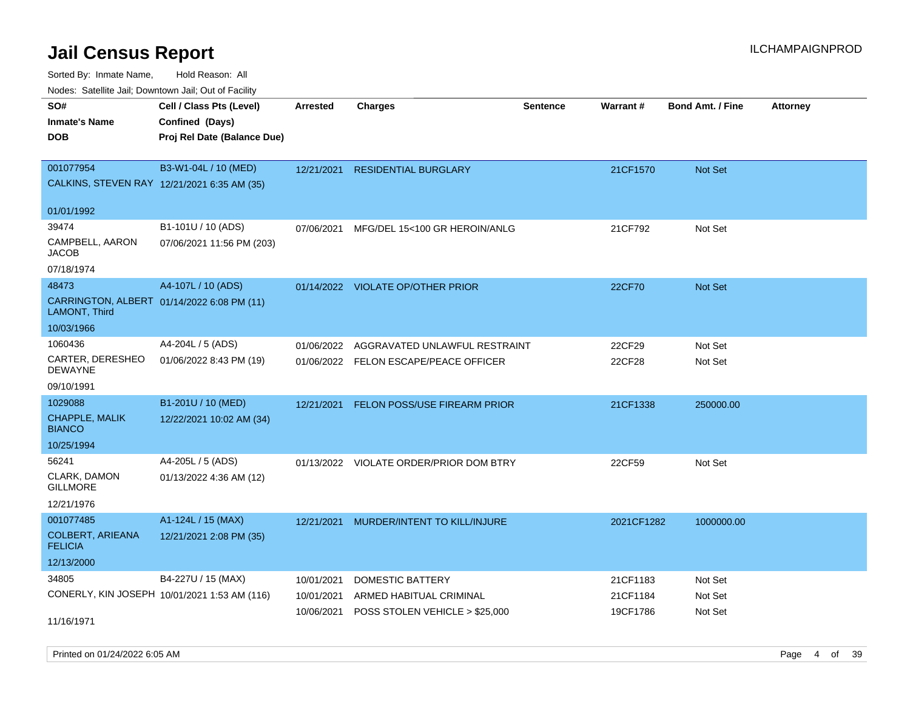# Jail Census Report

ILCHAMPAIGNPROD

Sorted By: Inmate Name, Hold Reason: All

Nodes: Satellite Jail; Downtown Jail; Out of Facility

| SO# / Inmate's Name / DOB | Cell / Class Pts (Level) / Confined (Days) / Proj Rel Date (Balance Due) | Arrested | Charges | Sentence | Warrant # | Bond Amt. / Fine | Attorney |
|---|---|---|---|---|---|---|---|
| 001077954<br>CALKINS, STEVEN RAY<br>01/01/1992 | B3-W1-04L / 10 (MED)<br>12/21/2021 6:35 AM (35) | 12/21/2021 | RESIDENTIAL BURGLARY | | 21CF1570 | Not Set | |
| 39474<br>CAMPBELL, AARON JACOB<br>07/18/1974 | B1-101U / 10 (ADS)<br>07/06/2021 11:56 PM (203) | 07/06/2021 | MFG/DEL 15<100 GR HEROIN/ANLG | | 21CF792 | Not Set | |
| 48473<br>CARRINGTON, ALBERT LAMONT, Third<br>10/03/1966 | A4-107L / 10 (ADS)<br>01/14/2022 6:08 PM (11) | 01/14/2022 | VIOLATE OP/OTHER PRIOR | | 22CF70 | Not Set | |
| 1060436<br>CARTER, DERESHEO DEWAYNE<br>09/10/1991 | A4-204L / 5 (ADS)<br>01/06/2022 8:43 PM (19) | 01/06/2022 | AGGRAVATED UNLAWFUL RESTRAINT | | 22CF29 | Not Set | |
| | | 01/06/2022 | FELON ESCAPE/PEACE OFFICER | | 22CF28 | Not Set | |
| 1029088<br>CHAPPLE, MALIK BIANCO<br>10/25/1994 | B1-201U / 10 (MED)<br>12/22/2021 10:02 AM (34) | 12/21/2021 | FELON POSS/USE FIREARM PRIOR | | 21CF1338 | 250000.00 | |
| 56241<br>CLARK, DAMON GILLMORE<br>12/21/1976 | A4-205L / 5 (ADS)<br>01/13/2022 4:36 AM (12) | 01/13/2022 | VIOLATE ORDER/PRIOR DOM BTRY | | 22CF59 | Not Set | |
| 001077485<br>COLBERT, ARIEANA FELICIA<br>12/13/2000 | A1-124L / 15 (MAX)<br>12/21/2021 2:08 PM (35) | 12/21/2021 | MURDER/INTENT TO KILL/INJURE | | 2021CF1282 | 1000000.00 | |
| 34805<br>CONERLY, KIN JOSEPH<br>11/16/1971 | B4-227U / 15 (MAX)<br>10/01/2021 1:53 AM (116) | 10/01/2021 | DOMESTIC BATTERY | | 21CF1183 | Not Set | |
| | | 10/01/2021 | ARMED HABITUAL CRIMINAL | | 21CF1184 | Not Set | |
| | | 10/06/2021 | POSS STOLEN VEHICLE > $25,000 | | 19CF1786 | Not Set | |

Printed on 01/24/2022 6:05 AM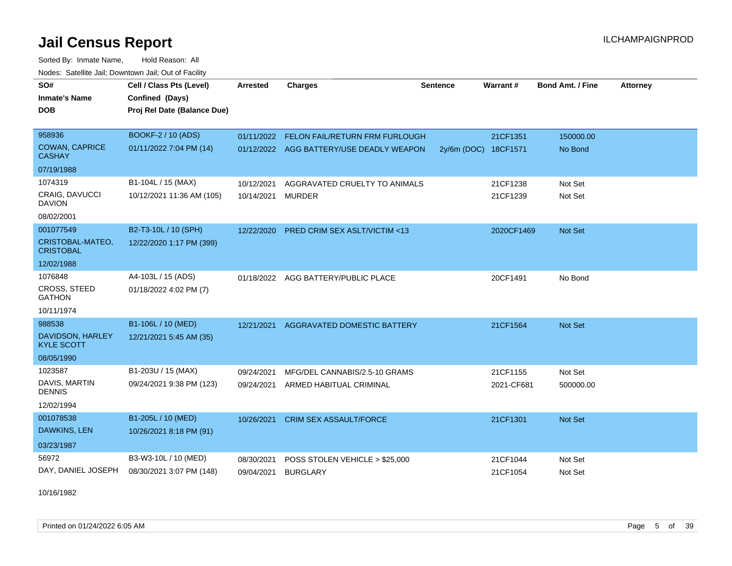# Jail Census Report

ILCHAMPAIGNPROD

Sorted By: Inmate Name, Hold Reason: All

Nodes: Satellite Jail; Downtown Jail; Out of Facility

| SO# / Inmate's Name / DOB | Cell / Class Pts (Level) / Confined (Days) / Proj Rel Date (Balance Due) | Arrested | Charges | Sentence | Warrant # | Bond Amt. / Fine | Attorney |
|---|---|---|---|---|---|---|---|
| 958936<br>COWAN, CAPRICE CASHAY<br>07/19/1988 | BOOKF-2 / 10 (ADS)<br>01/11/2022 7:04 PM (14) | 01/11/2022 | FELON FAIL/RETURN FRM FURLOUGH | | 21CF1351 | 150000.00 | |
| | | 01/12/2022 | AGG BATTERY/USE DEADLY WEAPON | 2y/6m (DOC) | 18CF1571 | No Bond | |
| 1074319<br>CRAIG, DAVUCCI DAVION<br>08/02/2001 | B1-104L / 15 (MAX)<br>10/12/2021 11:36 AM (105) | 10/12/2021 | AGGRAVATED CRUELTY TO ANIMALS | | 21CF1238 | Not Set | |
| | | 10/14/2021 | MURDER | | 21CF1239 | Not Set | |
| 001077549<br>CRISTOBAL-MATEO, CRISTOBAL<br>12/02/1988 | B2-T3-10L / 10 (SPH)<br>12/22/2020 1:17 PM (399) | 12/22/2020 | PRED CRIM SEX ASLT/VICTIM <13 | | 2020CF1469 | Not Set | |
| 1076848<br>CROSS, STEED GATHON<br>10/11/1974 | A4-103L / 15 (ADS)<br>01/18/2022 4:02 PM (7) | 01/18/2022 | AGG BATTERY/PUBLIC PLACE | | 20CF1491 | No Bond | |
| 988538<br>DAVIDSON, HARLEY KYLE SCOTT<br>08/05/1990 | B1-106L / 10 (MED)<br>12/21/2021 5:45 AM (35) | 12/21/2021 | AGGRAVATED DOMESTIC BATTERY | | 21CF1564 | Not Set | |
| 1023587<br>DAVIS, MARTIN DENNIS<br>12/02/1994 | B1-203U / 15 (MAX)<br>09/24/2021 9:38 PM (123) | 09/24/2021 | MFG/DEL CANNABIS/2.5-10 GRAMS | | 21CF1155 | Not Set | |
| | | 09/24/2021 | ARMED HABITUAL CRIMINAL | | 2021-CF681 | 500000.00 | |
| 001078538<br>DAWKINS, LEN<br>03/23/1987 | B1-205L / 10 (MED)<br>10/26/2021 8:18 PM (91) | 10/26/2021 | CRIM SEX ASSAULT/FORCE | | 21CF1301 | Not Set | |
| 56972<br>DAY, DANIEL JOSEPH<br>10/16/1982 | B3-W3-10L / 10 (MED)<br>08/30/2021 3:07 PM (148) | 08/30/2021 | POSS STOLEN VEHICLE > $25,000 | | 21CF1044 | Not Set | |
| | | 09/04/2021 | BURGLARY | | 21CF1054 | Not Set | |

Printed on 01/24/2022 6:05 AM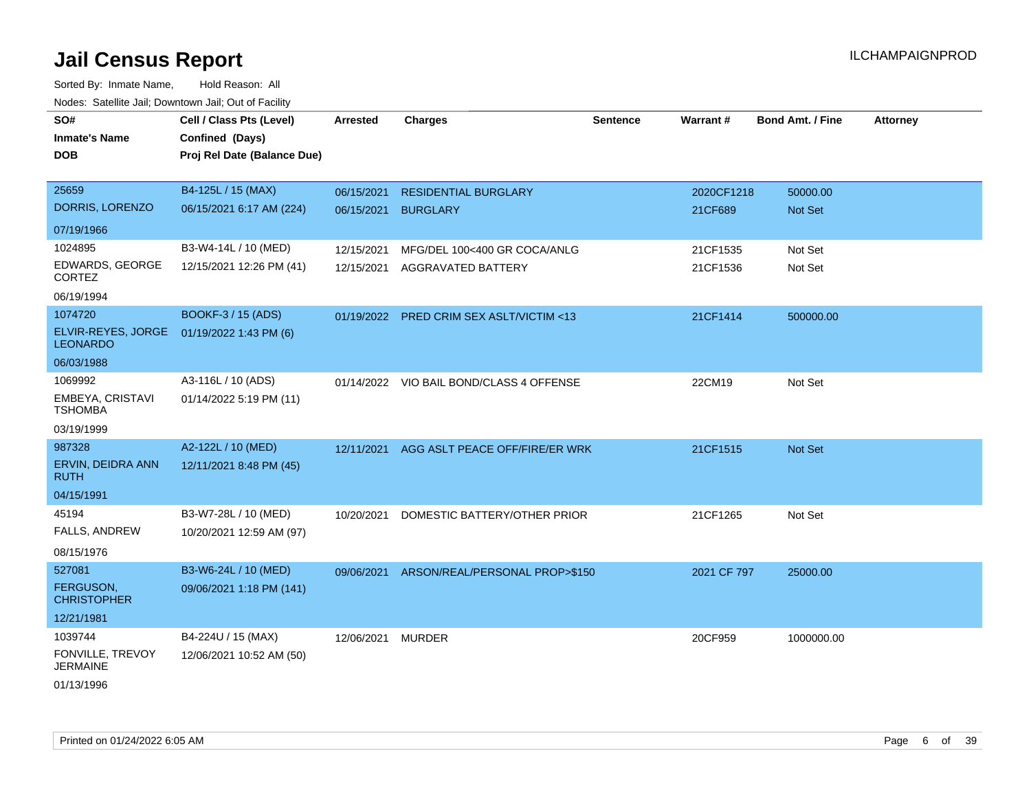# Jail Census Report

ILCHAMPAIGNPROD

Sorted By: Inmate Name, Hold Reason: All

Nodes: Satellite Jail; Downtown Jail; Out of Facility

| SO# / Inmate's Name / DOB | Cell / Class Pts (Level) / Confined (Days) / Proj Rel Date (Balance Due) | Arrested | Charges | Sentence | Warrant # | Bond Amt. / Fine | Attorney |
|---|---|---|---|---|---|---|---|
| 25659<br>DORRIS, LORENZO<br>07/19/1966 | B4-125L / 15 (MAX)<br>06/15/2021 6:17 AM (224) | 06/15/2021<br>06/15/2021 | RESIDENTIAL BURGLARY<br>BURGLARY | | 2020CF1218<br>21CF689 | 50000.00<br>Not Set | |
| 1024895<br>EDWARDS, GEORGE CORTEZ<br>06/19/1994 | B3-W4-14L / 10 (MED)<br>12/15/2021 12:26 PM (41) | 12/15/2021<br>12/15/2021 | MFG/DEL 100<400 GR COCA/ANLG<br>AGGRAVATED BATTERY | | 21CF1535<br>21CF1536 | Not Set<br>Not Set | |
| 1074720<br>ELVIR-REYES, JORGE LEONARDO<br>06/03/1988 | BOOKF-3 / 15 (ADS)<br>01/19/2022 1:43 PM (6) | 01/19/2022 | PRED CRIM SEX ASLT/VICTIM <13 | | 21CF1414 | 500000.00 | |
| 1069992<br>EMBEYA, CRISTAVI TSHOMBA<br>03/19/1999 | A3-116L / 10 (ADS)<br>01/14/2022 5:19 PM (11) | 01/14/2022 | VIO BAIL BOND/CLASS 4 OFFENSE | | 22CM19 | Not Set | |
| 987328<br>ERVIN, DEIDRA ANN RUTH<br>04/15/1991 | A2-122L / 10 (MED)<br>12/11/2021 8:48 PM (45) | 12/11/2021 | AGG ASLT PEACE OFF/FIRE/ER WRK | | 21CF1515 | Not Set | |
| 45194<br>FALLS, ANDREW<br>08/15/1976 | B3-W7-28L / 10 (MED)<br>10/20/2021 12:59 AM (97) | 10/20/2021 | DOMESTIC BATTERY/OTHER PRIOR | | 21CF1265 | Not Set | |
| 527081<br>FERGUSON, CHRISTOPHER<br>12/21/1981 | B3-W6-24L / 10 (MED)<br>09/06/2021 1:18 PM (141) | 09/06/2021 | ARSON/REAL/PERSONAL PROP>$150 | | 2021 CF 797 | 25000.00 | |
| 1039744<br>FONVILLE, TREVOY JERMAINE<br>01/13/1996 | B4-224U / 15 (MAX)<br>12/06/2021 10:52 AM (50) | 12/06/2021 | MURDER | | 20CF959 | 1000000.00 | |

Printed on 01/24/2022 6:05 AM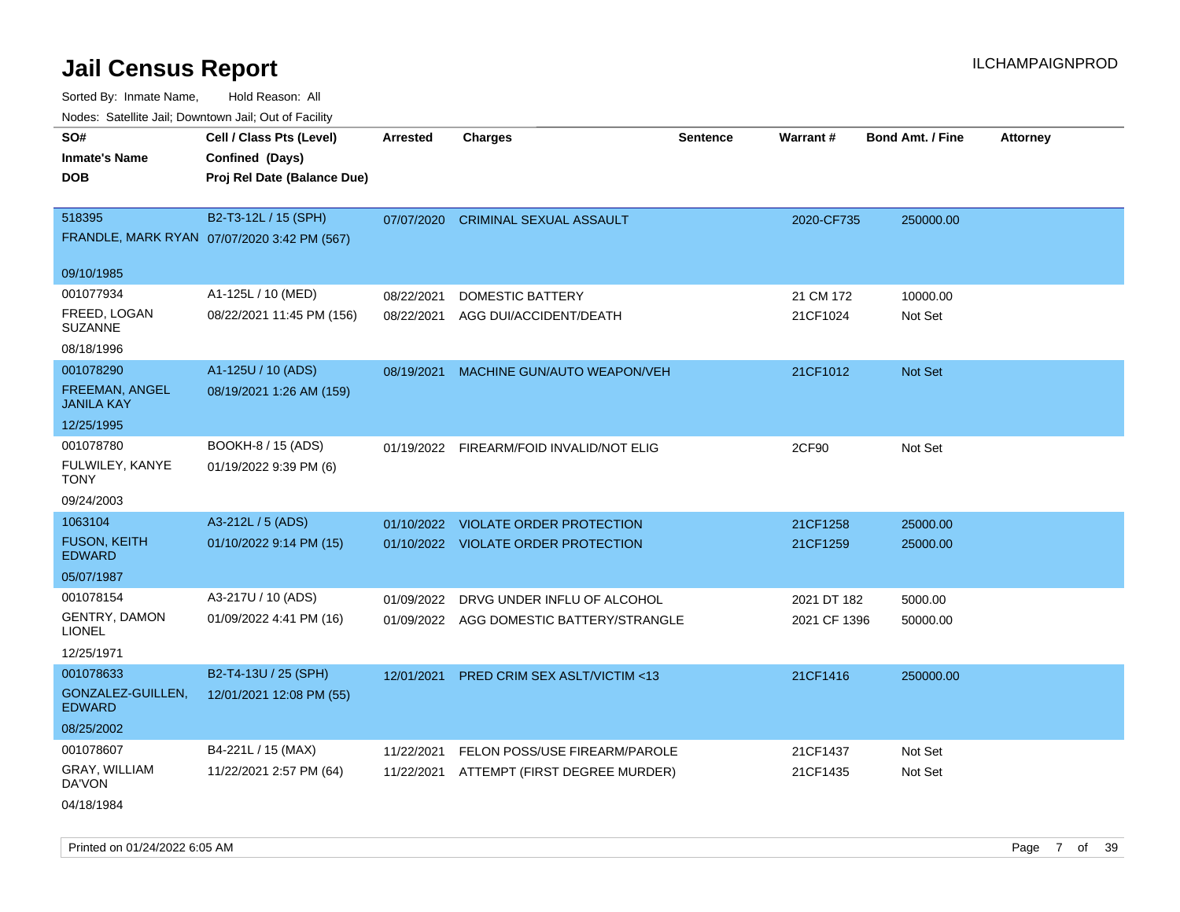# Jail Census Report

ILCHAMPAIGNPROD

Sorted By: Inmate Name, Hold Reason: All

Nodes: Satellite Jail; Downtown Jail; Out of Facility

| SO# / Inmate's Name / DOB | Cell / Class Pts (Level) / Confined (Days) / Proj Rel Date (Balance Due) | Arrested | Charges | Sentence | Warrant # | Bond Amt. / Fine | Attorney |
|---|---|---|---|---|---|---|---|
| 518395<br>FRANDLE, MARK RYAN<br>09/10/1985 | B2-T3-12L / 15 (SPH)<br>07/07/2020 3:42 PM (567) | 07/07/2020 | CRIMINAL SEXUAL ASSAULT | | 2020-CF735 | 250000.00 | |
| 001077934<br>FREED, LOGAN SUZANNE<br>08/18/1996 | A1-125L / 10 (MED)<br>08/22/2021 11:45 PM (156) | 08/22/2021 | DOMESTIC BATTERY | | 21 CM 172 | 10000.00 | |
| | | 08/22/2021 | AGG DUI/ACCIDENT/DEATH | | 21CF1024 | Not Set | |
| 001078290<br>FREEMAN, ANGEL JANILA KAY<br>12/25/1995 | A1-125U / 10 (ADS)<br>08/19/2021 1:26 AM (159) | 08/19/2021 | MACHINE GUN/AUTO WEAPON/VEH | | 21CF1012 | Not Set | |
| 001078780<br>FULWILEY, KANYE TONY<br>09/24/2003 | BOOKH-8 / 15 (ADS)<br>01/19/2022 9:39 PM (6) | 01/19/2022 | FIREARM/FOID INVALID/NOT ELIG | | 2CF90 | Not Set | |
| 1063104<br>FUSON, KEITH EDWARD<br>05/07/1987 | A3-212L / 5 (ADS)<br>01/10/2022 9:14 PM (15) | 01/10/2022 | VIOLATE ORDER PROTECTION | | 21CF1258 | 25000.00 | |
| | | 01/10/2022 | VIOLATE ORDER PROTECTION | | 21CF1259 | 25000.00 | |
| 001078154<br>GENTRY, DAMON LIONEL<br>12/25/1971 | A3-217U / 10 (ADS)<br>01/09/2022 4:41 PM (16) | 01/09/2022 | DRVG UNDER INFLU OF ALCOHOL | | 2021 DT 182 | 5000.00 | |
| | | 01/09/2022 | AGG DOMESTIC BATTERY/STRANGLE | | 2021 CF 1396 | 50000.00 | |
| 001078633<br>GONZALEZ-GUILLEN, EDWARD<br>08/25/2002 | B2-T4-13U / 25 (SPH)<br>12/01/2021 12:08 PM (55) | 12/01/2021 | PRED CRIM SEX ASLT/VICTIM <13 | | 21CF1416 | 250000.00 | |
| 001078607<br>GRAY, WILLIAM DA'VON<br>04/18/1984 | B4-221L / 15 (MAX)<br>11/22/2021 2:57 PM (64) | 11/22/2021 | FELON POSS/USE FIREARM/PAROLE | | 21CF1437 | Not Set | |
| | | 11/22/2021 | ATTEMPT (FIRST DEGREE MURDER) | | 21CF1435 | Not Set | |

Printed on 01/24/2022 6:05 AM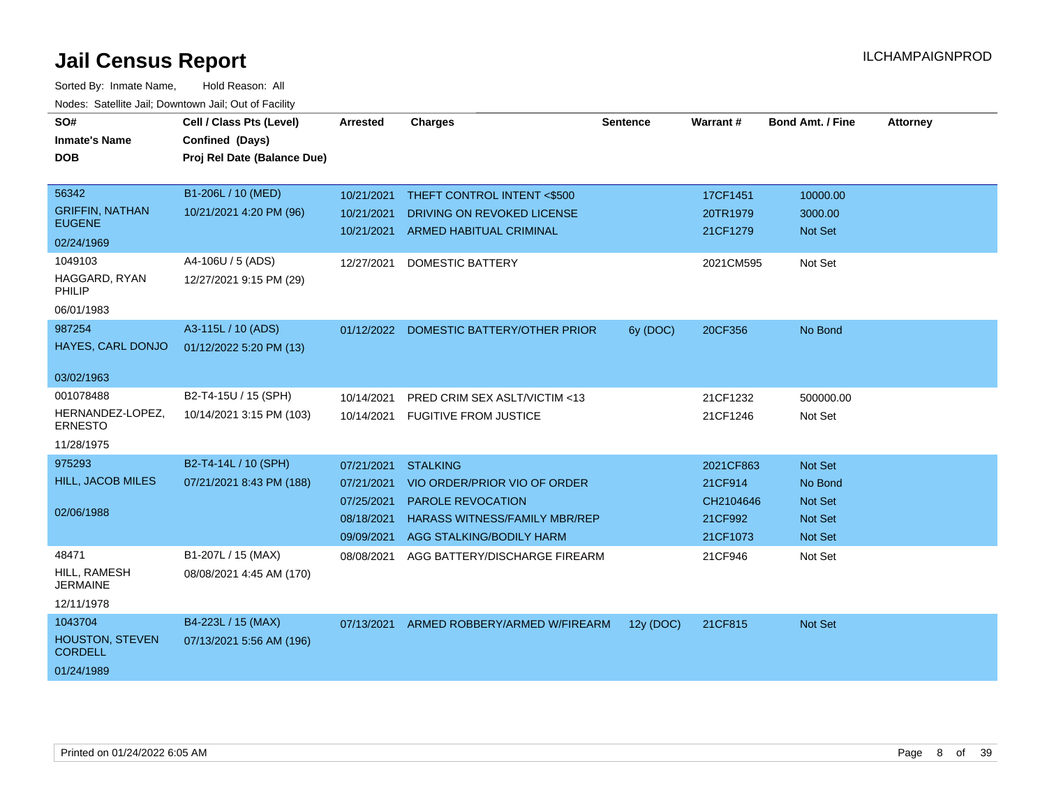# Jail Census Report

ILCHAMPAIGNPROD

Sorted By: Inmate Name, Hold Reason: All

Nodes: Satellite Jail; Downtown Jail; Out of Facility

| SO# / Inmate's Name / DOB | Cell / Class Pts (Level) / Confined (Days) / Proj Rel Date (Balance Due) | Arrested | Charges | Sentence | Warrant # | Bond Amt. / Fine | Attorney |
|---|---|---|---|---|---|---|---|
| 56342<br>GRIFFIN, NATHAN EUGENE<br>02/24/1969 | B1-206L / 10 (MED)<br>10/21/2021 4:20 PM (96) | 10/21/2021 | THEFT CONTROL INTENT <$500 | | 17CF1451 | 10000.00 | |
| | | 10/21/2021 | DRIVING ON REVOKED LICENSE | | 20TR1979 | 3000.00 | |
| | | 10/21/2021 | ARMED HABITUAL CRIMINAL | | 21CF1279 | Not Set | |
| 1049103<br>HAGGARD, RYAN PHILIP<br>06/01/1983 | A4-106U / 5 (ADS)<br>12/27/2021 9:15 PM (29) | 12/27/2021 | DOMESTIC BATTERY | | 2021CM595 | Not Set | |
| 987254<br>HAYES, CARL DONJO<br>03/02/1963 | A3-115L / 10 (ADS)<br>01/12/2022 5:20 PM (13) | 01/12/2022 | DOMESTIC BATTERY/OTHER PRIOR | 6y (DOC) | 20CF356 | No Bond | |
| 001078488<br>HERNANDEZ-LOPEZ, ERNESTO<br>11/28/1975 | B2-T4-15U / 15 (SPH)<br>10/14/2021 3:15 PM (103) | 10/14/2021 | PRED CRIM SEX ASLT/VICTIM <13 | | 21CF1232 | 500000.00 | |
| | | 10/14/2021 | FUGITIVE FROM JUSTICE | | 21CF1246 | Not Set | |
| 975293<br>HILL, JACOB MILES<br>02/06/1988 | B2-T4-14L / 10 (SPH)<br>07/21/2021 8:43 PM (188) | 07/21/2021 | STALKING | | 2021CF863 | Not Set | |
| | | 07/21/2021 | VIO ORDER/PRIOR VIO OF ORDER | | 21CF914 | No Bond | |
| | | 07/25/2021 | PAROLE REVOCATION | | CH2104646 | Not Set | |
| | | 08/18/2021 | HARASS WITNESS/FAMILY MBR/REP | | 21CF992 | Not Set | |
| | | 09/09/2021 | AGG STALKING/BODILY HARM | | 21CF1073 | Not Set | |
| 48471<br>HILL, RAMESH JERMAINE<br>12/11/1978 | B1-207L / 15 (MAX)<br>08/08/2021 4:45 AM (170) | 08/08/2021 | AGG BATTERY/DISCHARGE FIREARM | | 21CF946 | Not Set | |
| 1043704<br>HOUSTON, STEVEN CORDELL<br>01/24/1989 | B4-223L / 15 (MAX)<br>07/13/2021 5:56 AM (196) | 07/13/2021 | ARMED ROBBERY/ARMED W/FIREARM | 12y (DOC) | 21CF815 | Not Set | |

Printed on 01/24/2022 6:05 AM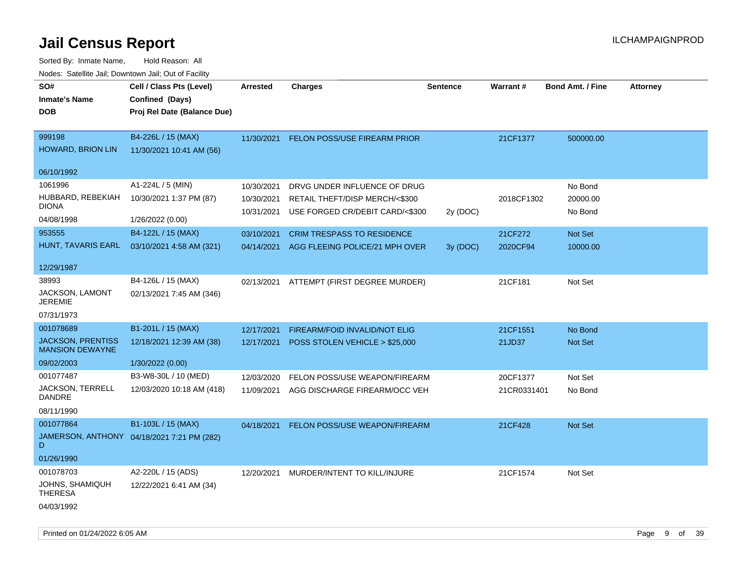# Jail Census Report

ILCHAMPAIGNPROD

Sorted By: Inmate Name, Hold Reason: All

Nodes: Satellite Jail; Downtown Jail; Out of Facility

| SO# / Inmate's Name / DOB | Cell / Class Pts (Level) / Confined (Days) / Proj Rel Date (Balance Due) | Arrested | Charges | Sentence | Warrant # | Bond Amt. / Fine | Attorney |
|---|---|---|---|---|---|---|---|
| 999198<br>HOWARD, BRION LIN<br>06/10/1992 | B4-226L / 15 (MAX)<br>11/30/2021 10:41 AM (56) | 11/30/2021 | FELON POSS/USE FIREARM PRIOR | | 21CF1377 | 500000.00 | |
| 1061996<br>HUBBARD, REBEKIAH DIONA<br>04/08/1998 | A1-224L / 5 (MIN)<br>10/30/2021 1:37 PM (87)<br>1/26/2022 (0.00) | 10/30/2021<br>10/30/2021<br>10/31/2021 | DRVG UNDER INFLUENCE OF DRUG<br>RETAIL THEFT/DISP MERCH/<$300<br>USE FORGED CR/DEBIT CARD/<$300 | <br><br>2y (DOC) | <br>2018CF1302<br> | No Bond<br>20000.00<br>No Bond | |
| 953555<br>HUNT, TAVARIS EARL<br>12/29/1987 | B4-122L / 15 (MAX)<br>03/10/2021 4:58 AM (321) | 03/10/2021<br>04/14/2021 | CRIM TRESPASS TO RESIDENCE<br>AGG FLEEING POLICE/21 MPH OVER | <br>3y (DOC) | 21CF272<br>2020CF94 | Not Set<br>10000.00 | |
| 38993<br>JACKSON, LAMONT JEREMIE<br>07/31/1973 | B4-126L / 15 (MAX)<br>02/13/2021 7:45 AM (346) | 02/13/2021 | ATTEMPT (FIRST DEGREE MURDER) | | 21CF181 | Not Set | |
| 001078689<br>JACKSON, PRENTISS MANSION DEWAYNE<br>09/02/2003 | B1-201L / 15 (MAX)<br>12/18/2021 12:39 AM (38)<br>1/30/2022 (0.00) | 12/17/2021<br>12/17/2021 | FIREARM/FOID INVALID/NOT ELIG<br>POSS STOLEN VEHICLE > $25,000 | | 21CF1551<br>21JD37 | No Bond<br>Not Set | |
| 001077487<br>JACKSON, TERRELL DANDRE<br>08/11/1990 | B3-W8-30L / 10 (MED)<br>12/03/2020 10:18 AM (418) | 12/03/2020<br>11/09/2021 | FELON POSS/USE WEAPON/FIREARM<br>AGG DISCHARGE FIREARM/OCC VEH | | 20CF1377<br>21CR0331401 | Not Set<br>No Bond | |
| 001077864<br>JAMERSON, ANTHONY D<br>01/26/1990 | B1-103L / 15 (MAX)<br>04/18/2021 7:21 PM (282) | 04/18/2021 | FELON POSS/USE WEAPON/FIREARM | | 21CF428 | Not Set | |
| 001078703<br>JOHNS, SHAMIQUH THERESA<br>04/03/1992 | A2-220L / 15 (ADS)<br>12/22/2021 6:41 AM (34) | 12/20/2021 | MURDER/INTENT TO KILL/INJURE | | 21CF1574 | Not Set | |

Printed on 01/24/2022 6:05 AM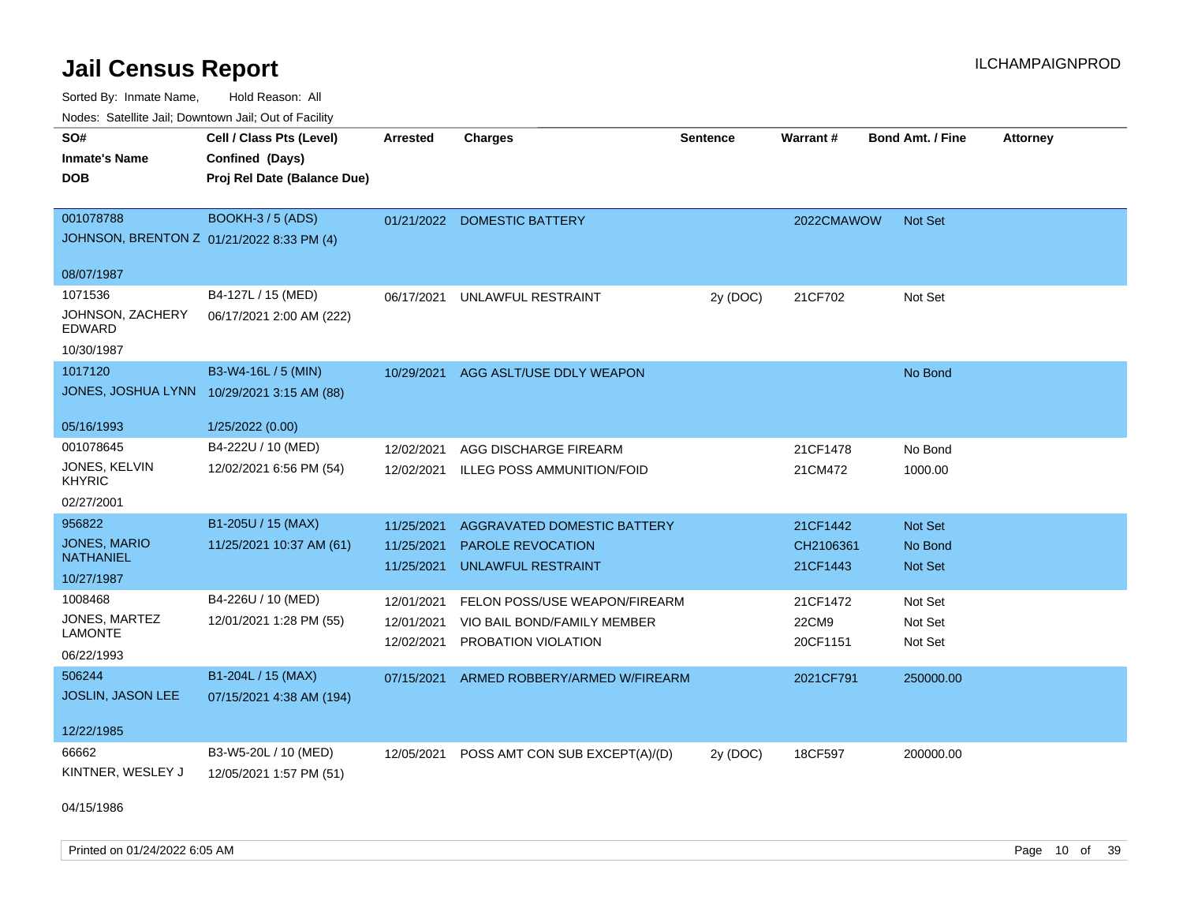# Jail Census Report

ILCHAMPAIGNPROD

Sorted By: Inmate Name, Hold Reason: All

Nodes: Satellite Jail; Downtown Jail; Out of Facility

| SO# / Inmate's Name / DOB | Cell / Class Pts (Level) / Confined (Days) / Proj Rel Date (Balance Due) | Arrested | Charges | Sentence | Warrant # | Bond Amt. / Fine | Attorney |
|---|---|---|---|---|---|---|---|
| 001078788<br>JOHNSON, BRENTON Z<br>08/07/1987 | BOOKH-3 / 5 (ADS)<br>01/21/2022 8:33 PM (4) | 01/21/2022 | DOMESTIC BATTERY | | 2022CMAWOW | Not Set | |
| 1071536<br>JOHNSON, ZACHERY EDWARD<br>10/30/1987 | B4-127L / 15 (MED)<br>06/17/2021 2:00 AM (222) | 06/17/2021 | UNLAWFUL RESTRAINT | 2y (DOC) | 21CF702 | Not Set | |
| 1017120<br>JONES, JOSHUA LYNN<br>05/16/1993 | B3-W4-16L / 5 (MIN)<br>10/29/2021 3:15 AM (88)<br>1/25/2022 (0.00) | 10/29/2021 | AGG ASLT/USE DDLY WEAPON | | | No Bond | |
| 001078645<br>JONES, KELVIN KHYRIC<br>02/27/2001 | B4-222U / 10 (MED)<br>12/02/2021 6:56 PM (54) | 12/02/2021<br>12/02/2021 | AGG DISCHARGE FIREARM<br>ILLEG POSS AMMUNITION/FOID | | 21CF1478<br>21CM472 | No Bond<br>1000.00 | |
| 956822<br>JONES, MARIO NATHANIEL<br>10/27/1987 | B1-205U / 15 (MAX)<br>11/25/2021 10:37 AM (61) | 11/25/2021<br>11/25/2021<br>11/25/2021 | AGGRAVATED DOMESTIC BATTERY<br>PAROLE REVOCATION<br>UNLAWFUL RESTRAINT | | 21CF1442<br>CH2106361<br>21CF1443 | Not Set<br>No Bond<br>Not Set | |
| 1008468<br>JONES, MARTEZ LAMONTE<br>06/22/1993 | B4-226U / 10 (MED)<br>12/01/2021 1:28 PM (55) | 12/01/2021<br>12/01/2021<br>12/02/2021 | FELON POSS/USE WEAPON/FIREARM<br>VIO BAIL BOND/FAMILY MEMBER<br>PROBATION VIOLATION | | 21CF1472<br>22CM9<br>20CF1151 | Not Set<br>Not Set<br>Not Set | |
| 506244<br>JOSLIN, JASON LEE<br>12/22/1985 | B1-204L / 15 (MAX)<br>07/15/2021 4:38 AM (194) | 07/15/2021 | ARMED ROBBERY/ARMED W/FIREARM | | 2021CF791 | 250000.00 | |
| 66662<br>KINTNER, WESLEY J<br>04/15/1986 | B3-W5-20L / 10 (MED)<br>12/05/2021 1:57 PM (51) | 12/05/2021 | POSS AMT CON SUB EXCEPT(A)/(D) | 2y (DOC) | 18CF597 | 200000.00 | |

Printed on 01/24/2022 6:05 AM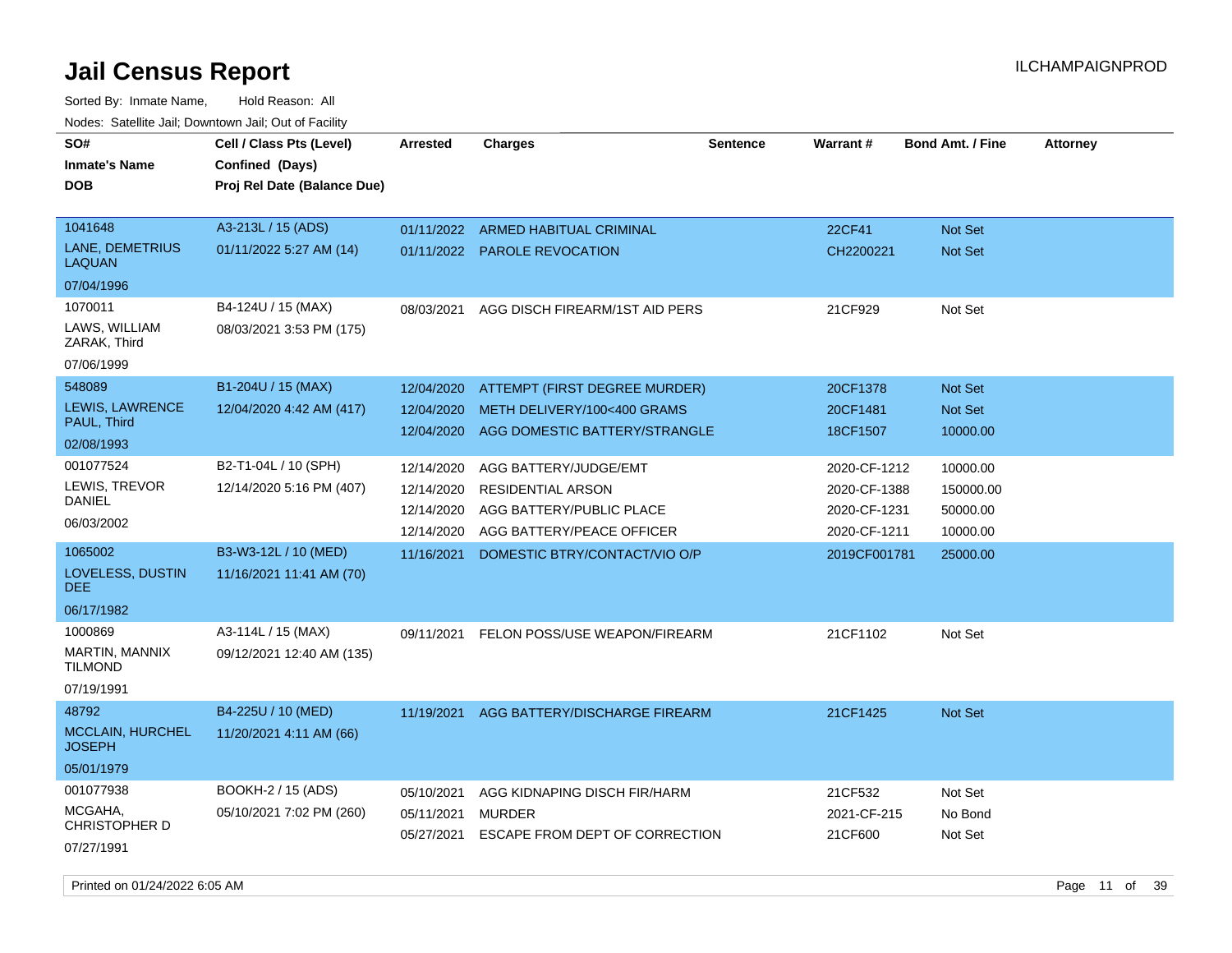# Jail Census Report

Sorted By: Inmate Name, Hold Reason: All

Nodes: Satellite Jail; Downtown Jail; Out of Facility

| SO# / Inmate's Name / DOB | Cell / Class Pts (Level) / Confined (Days) / Proj Rel Date (Balance Due) | Arrested | Charges | Sentence | Warrant # | Bond Amt. / Fine | Attorney |
|---|---|---|---|---|---|---|---|
| 1041648<br>LANE, DEMETRIUS LAQUAN<br>07/04/1996 | A3-213L / 15 (ADS)<br>01/11/2022 5:27 AM (14) | 01/11/2022 | ARMED HABITUAL CRIMINAL | | 22CF41 | Not Set | |
| | | 01/11/2022 | PAROLE REVOCATION | | CH2200221 | Not Set | |
| 1070011<br>LAWS, WILLIAM ZARAK, Third<br>07/06/1999 | B4-124U / 15 (MAX)<br>08/03/2021 3:53 PM (175) | 08/03/2021 | AGG DISCH FIREARM/1ST AID PERS | | 21CF929 | Not Set | |
| 548089<br>LEWIS, LAWRENCE PAUL, Third<br>02/08/1993 | B1-204U / 15 (MAX)<br>12/04/2020 4:42 AM (417) | 12/04/2020 | ATTEMPT (FIRST DEGREE MURDER) | | 20CF1378 | Not Set | |
| | | 12/04/2020 | METH DELIVERY/100<400 GRAMS | | 20CF1481 | Not Set | |
| | | 12/04/2020 | AGG DOMESTIC BATTERY/STRANGLE | | 18CF1507 | 10000.00 | |
| 001077524<br>LEWIS, TREVOR DANIEL<br>06/03/2002 | B2-T1-04L / 10 (SPH)<br>12/14/2020 5:16 PM (407) | 12/14/2020 | AGG BATTERY/JUDGE/EMT | | 2020-CF-1212 | 10000.00 | |
| | | 12/14/2020 | RESIDENTIAL ARSON | | 2020-CF-1388 | 150000.00 | |
| | | 12/14/2020 | AGG BATTERY/PUBLIC PLACE | | 2020-CF-1231 | 50000.00 | |
| | | 12/14/2020 | AGG BATTERY/PEACE OFFICER | | 2020-CF-1211 | 10000.00 | |
| 1065002<br>LOVELESS, DUSTIN DEE<br>06/17/1982 | B3-W3-12L / 10 (MED)<br>11/16/2021 11:41 AM (70) | 11/16/2021 | DOMESTIC BTRY/CONTACT/VIO O/P | | 2019CF001781 | 25000.00 | |
| 1000869<br>MARTIN, MANNIX TILMOND<br>07/19/1991 | A3-114L / 15 (MAX)<br>09/12/2021 12:40 AM (135) | 09/11/2021 | FELON POSS/USE WEAPON/FIREARM | | 21CF1102 | Not Set | |
| 48792<br>MCCLAIN, HURCHEL JOSEPH<br>05/01/1979 | B4-225U / 10 (MED)<br>11/20/2021 4:11 AM (66) | 11/19/2021 | AGG BATTERY/DISCHARGE FIREARM | | 21CF1425 | Not Set | |
| 001077938<br>MCGAHA, CHRISTOPHER D<br>07/27/1991 | BOOKH-2 / 15 (ADS)<br>05/10/2021 7:02 PM (260) | 05/10/2021 | AGG KIDNAPING DISCH FIR/HARM | | 21CF532 | Not Set | |
| | | 05/11/2021 | MURDER | | 2021-CF-215 | No Bond | |
| | | 05/27/2021 | ESCAPE FROM DEPT OF CORRECTION | | 21CF600 | Not Set | |

Printed on 01/24/2022 6:05 AM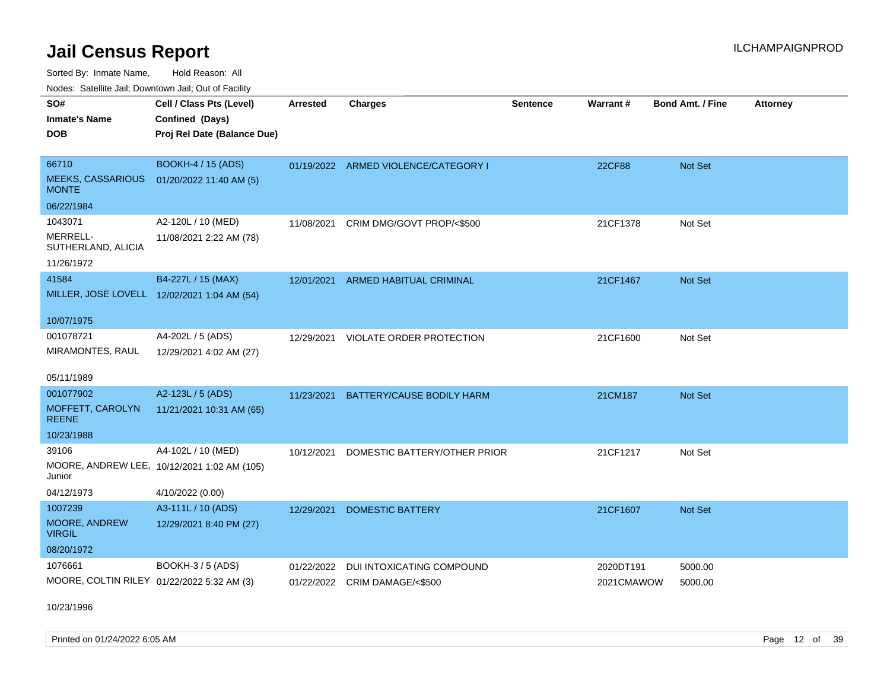# Jail Census Report

Sorted By: Inmate Name, Hold Reason: All

Nodes: Satellite Jail; Downtown Jail; Out of Facility

| SO# / Inmate's Name / DOB | Cell / Class Pts (Level) / Confined (Days) / Proj Rel Date (Balance Due) | Arrested | Charges | Sentence | Warrant # | Bond Amt. / Fine | Attorney |
|---|---|---|---|---|---|---|---|
| 66710<br>MEEKS, CASSARIOUS MONTE<br>06/22/1984 | BOOKH-4 / 15 (ADS)<br>01/20/2022 11:40 AM (5) | 01/19/2022 | ARMED VIOLENCE/CATEGORY I | | 22CF88 | Not Set | |
| 1043071<br>MERRELL-SUTHERLAND, ALICIA<br>11/26/1972 | A2-120L / 10 (MED)<br>11/08/2021 2:22 AM (78) | 11/08/2021 | CRIM DMG/GOVT PROP/<$500 | | 21CF1378 | Not Set | |
| 41584<br>MILLER, JOSE LOVELL<br>10/07/1975 | B4-227L / 15 (MAX)<br>12/02/2021 1:04 AM (54) | 12/01/2021 | ARMED HABITUAL CRIMINAL | | 21CF1467 | Not Set | |
| 001078721<br>MIRAMONTES, RAUL<br>05/11/1989 | A4-202L / 5 (ADS)<br>12/29/2021 4:02 AM (27) | 12/29/2021 | VIOLATE ORDER PROTECTION | | 21CF1600 | Not Set | |
| 001077902<br>MOFFETT, CAROLYN REENE<br>10/23/1988 | A2-123L / 5 (ADS)<br>11/21/2021 10:31 AM (65) | 11/23/2021 | BATTERY/CAUSE BODILY HARM | | 21CM187 | Not Set | |
| 39106<br>MOORE, ANDREW LEE, Junior<br>04/12/1973 | A4-102L / 10 (MED)<br>10/12/2021 1:02 AM (105)<br>4/10/2022 (0.00) | 10/12/2021 | DOMESTIC BATTERY/OTHER PRIOR | | 21CF1217 | Not Set | |
| 1007239<br>MOORE, ANDREW VIRGIL<br>08/20/1972 | A3-111L / 10 (ADS)<br>12/29/2021 8:40 PM (27) | 12/29/2021 | DOMESTIC BATTERY | | 21CF1607 | Not Set | |
| 1076661<br>MOORE, COLTIN RILEY<br>10/23/1996 | BOOKH-3 / 5 (ADS)<br>01/22/2022 5:32 AM (3) | 01/22/2022<br>01/22/2022 | DUI INTOXICATING COMPOUND<br>CRIM DAMAGE/<$500 | | 2020DT191<br>2021CMAWOW | 5000.00<br>5000.00 | |

Printed on 01/24/2022 6:05 AM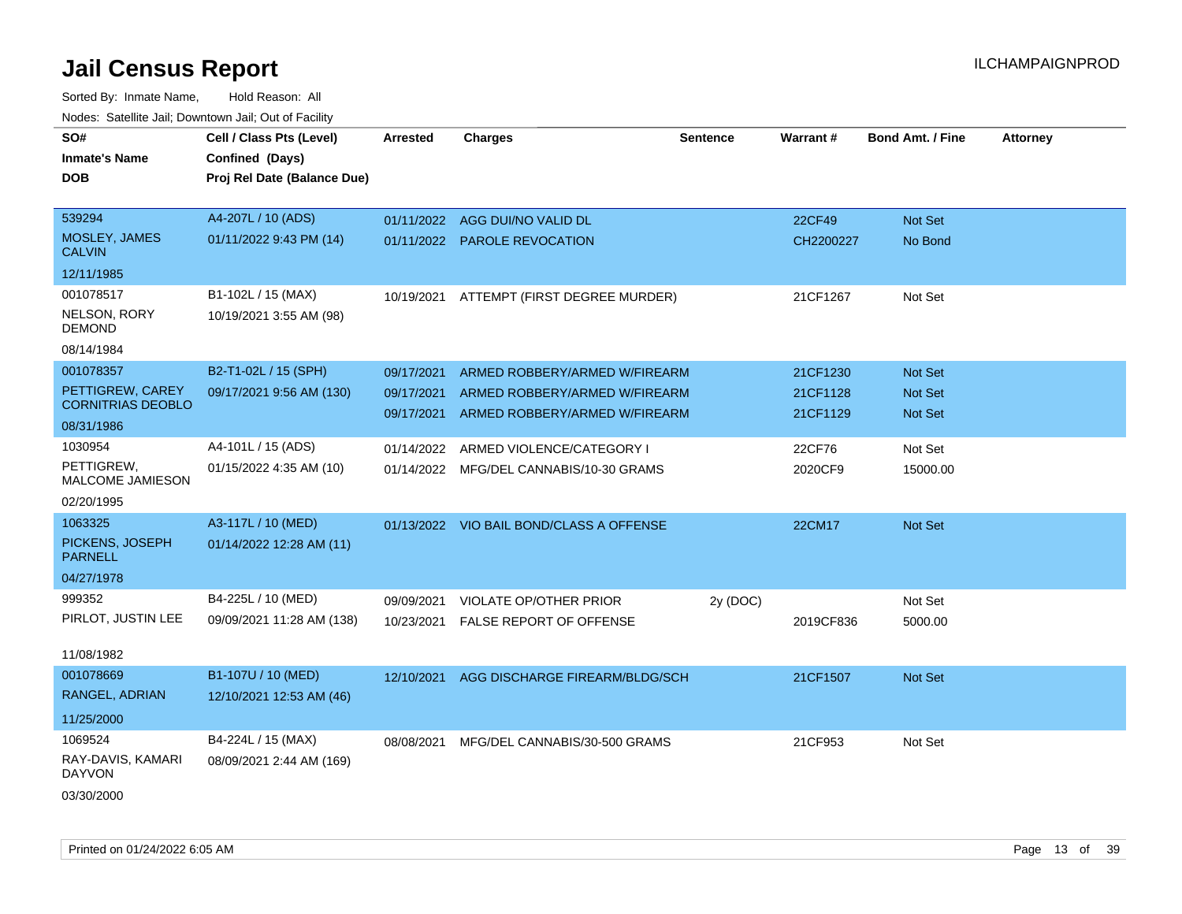# Jail Census Report

ILCHAMPAIGNPROD

Sorted By: Inmate Name, Hold Reason: All

Nodes: Satellite Jail; Downtown Jail; Out of Facility

| SO# / Inmate's Name / DOB | Cell / Class Pts (Level) / Confined (Days) / Proj Rel Date (Balance Due) | Arrested | Charges | Sentence | Warrant # | Bond Amt. / Fine | Attorney |
|---|---|---|---|---|---|---|---|
| 539294<br>MOSLEY, JAMES CALVIN<br>12/11/1985 | A4-207L / 10 (ADS)<br>01/11/2022 9:43 PM (14) | 01/11/2022<br>01/11/2022 | AGG DUI/NO VALID DL<br>PAROLE REVOCATION | | 22CF49<br>CH2200227 | Not Set<br>No Bond | |
| 001078517<br>NELSON, RORY DEMOND<br>08/14/1984 | B1-102L / 15 (MAX)<br>10/19/2021 3:55 AM (98) | 10/19/2021 | ATTEMPT (FIRST DEGREE MURDER) | | 21CF1267 | Not Set | |
| 001078357<br>PETTIGREW, CAREY CORNITRIAS DEOBLO<br>08/31/1986 | B2-T1-02L / 15 (SPH)<br>09/17/2021 9:56 AM (130) | 09/17/2021<br>09/17/2021<br>09/17/2021 | ARMED ROBBERY/ARMED W/FIREARM<br>ARMED ROBBERY/ARMED W/FIREARM<br>ARMED ROBBERY/ARMED W/FIREARM | | 21CF1230<br>21CF1128<br>21CF1129 | Not Set<br>Not Set<br>Not Set | |
| 1030954<br>PETTIGREW, MALCOME JAMIESON<br>02/20/1995 | A4-101L / 15 (ADS)<br>01/15/2022 4:35 AM (10) | 01/14/2022<br>01/14/2022 | ARMED VIOLENCE/CATEGORY I<br>MFG/DEL CANNABIS/10-30 GRAMS | | 22CF76<br>2020CF9 | Not Set<br>15000.00 | |
| 1063325<br>PICKENS, JOSEPH PARNELL<br>04/27/1978 | A3-117L / 10 (MED)<br>01/14/2022 12:28 AM (11) | 01/13/2022 | VIO BAIL BOND/CLASS A OFFENSE | | 22CM17 | Not Set | |
| 999352<br>PIRLOT, JUSTIN LEE<br>11/08/1982 | B4-225L / 10 (MED)<br>09/09/2021 11:28 AM (138) | 09/09/2021<br>10/23/2021 | VIOLATE OP/OTHER PRIOR<br>FALSE REPORT OF OFFENSE | 2y (DOC) | <br>2019CF836 | Not Set<br>5000.00 | |
| 001078669<br>RANGEL, ADRIAN<br>11/25/2000 | B1-107U / 10 (MED)<br>12/10/2021 12:53 AM (46) | 12/10/2021 | AGG DISCHARGE FIREARM/BLDG/SCH | | 21CF1507 | Not Set | |
| 1069524<br>RAY-DAVIS, KAMARI DAYVON<br>03/30/2000 | B4-224L / 15 (MAX)<br>08/09/2021 2:44 AM (169) | 08/08/2021 | MFG/DEL CANNABIS/30-500 GRAMS | | 21CF953 | Not Set | |

Printed on 01/24/2022 6:05 AM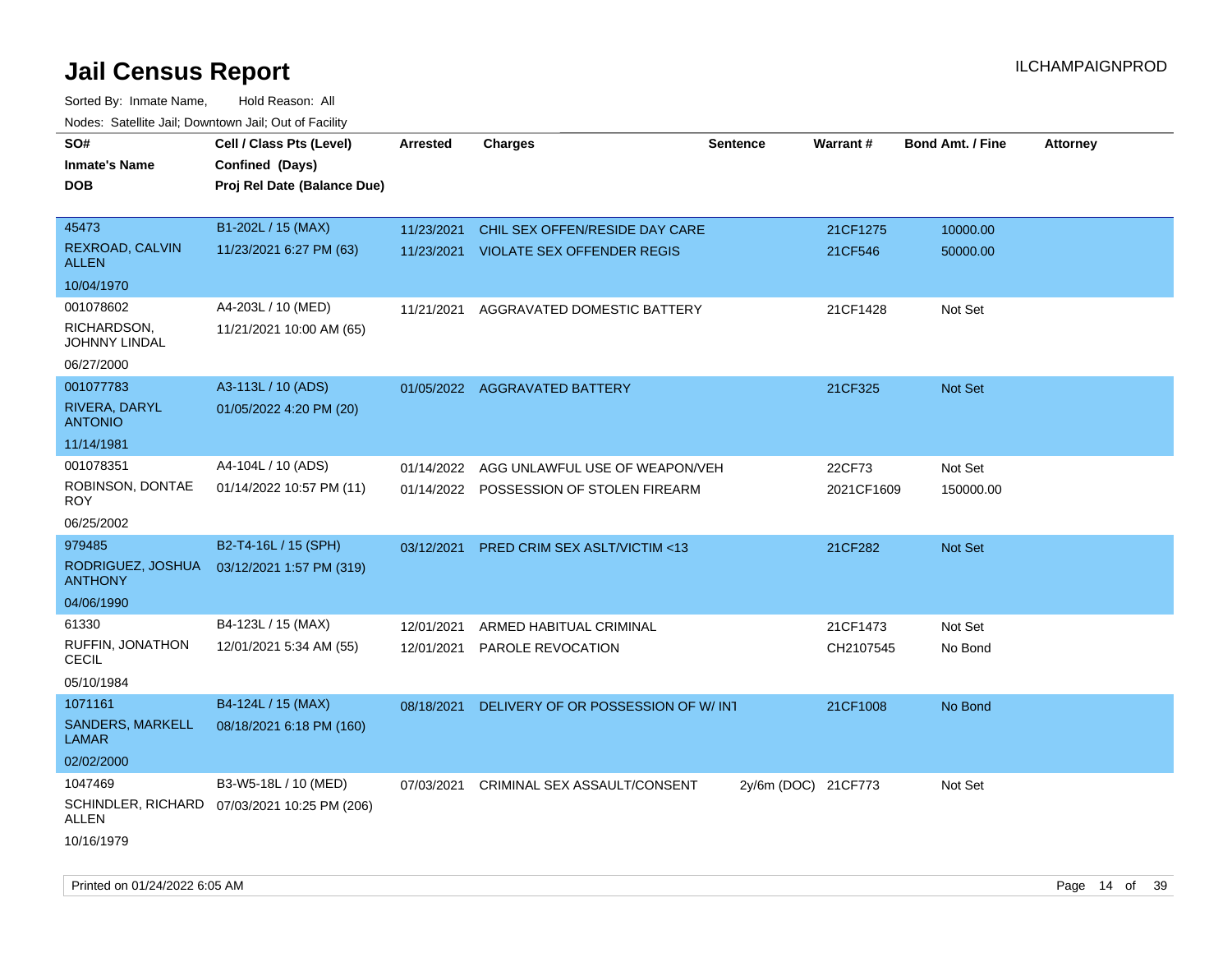# Jail Census Report

ILCHAMPAIGNPROD

Sorted By: Inmate Name, Hold Reason: All

Nodes: Satellite Jail; Downtown Jail; Out of Facility

| SO# / Inmate's Name / DOB | Cell / Class Pts (Level) / Confined (Days) / Proj Rel Date (Balance Due) | Arrested | Charges | Sentence | Warrant # | Bond Amt. / Fine | Attorney |
|---|---|---|---|---|---|---|---|
| 45473<br>REXROAD, CALVIN ALLEN<br>10/04/1970 | B1-202L / 15 (MAX)<br>11/23/2021 6:27 PM (63) | 11/23/2021<br>11/23/2021 | CHIL SEX OFFEN/RESIDE DAY CARE<br>VIOLATE SEX OFFENDER REGIS | | 21CF1275<br>21CF546 | 10000.00<br>50000.00 | |
| 001078602<br>RICHARDSON, JOHNNY LINDAL<br>06/27/2000 | A4-203L / 10 (MED)<br>11/21/2021 10:00 AM (65) | 11/21/2021 | AGGRAVATED DOMESTIC BATTERY | | 21CF1428 | Not Set | |
| 001077783<br>RIVERA, DARYL ANTONIO<br>11/14/1981 | A3-113L / 10 (ADS)<br>01/05/2022 4:20 PM (20) | 01/05/2022 | AGGRAVATED BATTERY | | 21CF325 | Not Set | |
| 001078351<br>ROBINSON, DONTAE ROY<br>06/25/2002 | A4-104L / 10 (ADS)<br>01/14/2022 10:57 PM (11) | 01/14/2022<br>01/14/2022 | AGG UNLAWFUL USE OF WEAPON/VEH<br>POSSESSION OF STOLEN FIREARM | | 22CF73<br>2021CF1609 | Not Set<br>150000.00 | |
| 979485<br>RODRIGUEZ, JOSHUA ANTHONY<br>04/06/1990 | B2-T4-16L / 15 (SPH)<br>03/12/2021 1:57 PM (319) | 03/12/2021 | PRED CRIM SEX ASLT/VICTIM <13 | | 21CF282 | Not Set | |
| 61330<br>RUFFIN, JONATHON CECIL<br>05/10/1984 | B4-123L / 15 (MAX)<br>12/01/2021 5:34 AM (55) | 12/01/2021<br>12/01/2021 | ARMED HABITUAL CRIMINAL<br>PAROLE REVOCATION | | 21CF1473<br>CH2107545 | Not Set<br>No Bond | |
| 1071161<br>SANDERS, MARKELL LAMAR<br>02/02/2000 | B4-124L / 15 (MAX)<br>08/18/2021 6:18 PM (160) | 08/18/2021 | DELIVERY OF OR POSSESSION OF W/ INT | | 21CF1008 | No Bond | |
| 1047469<br>SCHINDLER, RICHARD ALLEN<br>10/16/1979 | B3-W5-18L / 10 (MED)<br>07/03/2021 10:25 PM (206) | 07/03/2021 | CRIMINAL SEX ASSAULT/CONSENT | 2y/6m (DOC) | 21CF773 | Not Set | |

Printed on 01/24/2022 6:05 AM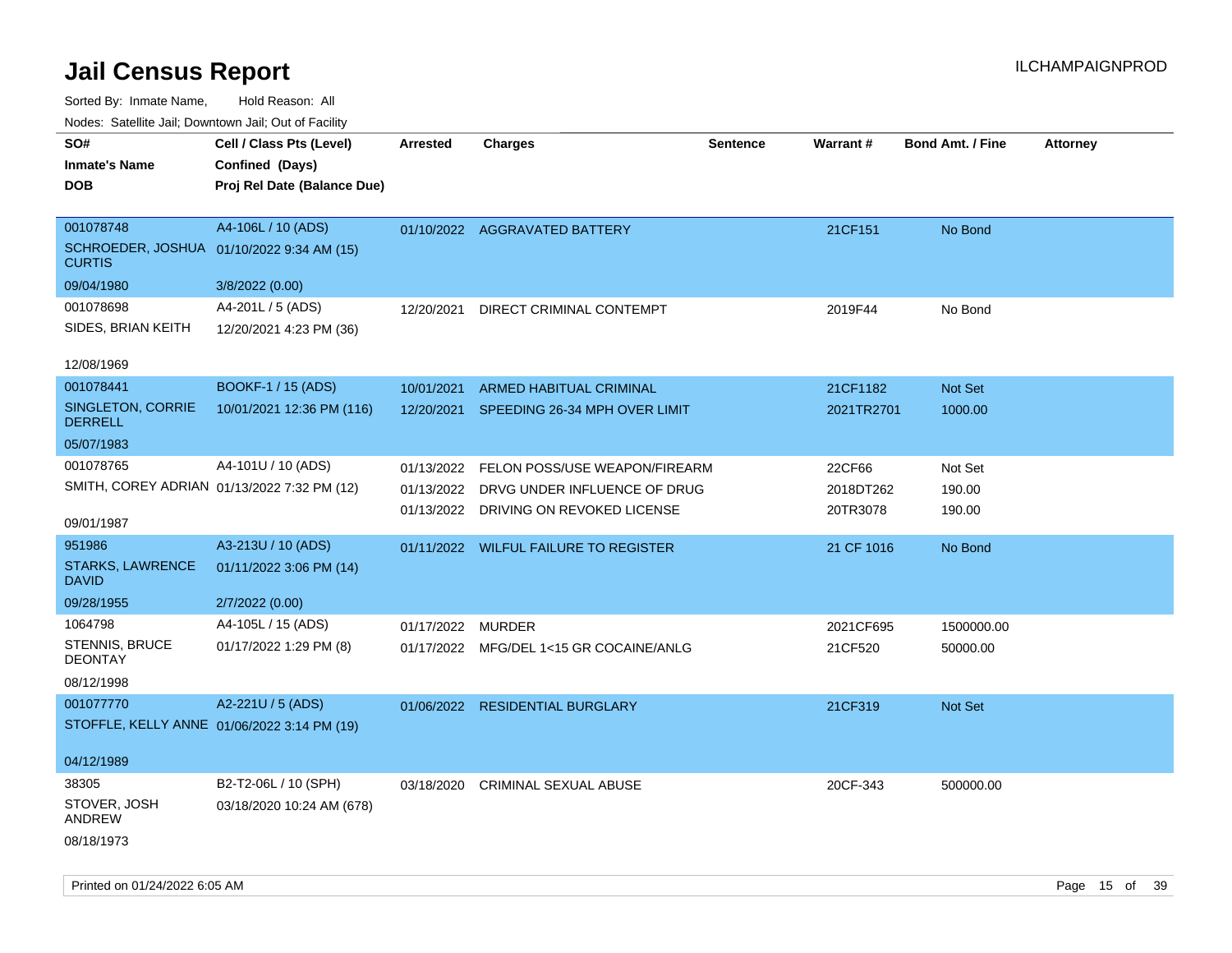# Jail Census Report

ILCHAMPAIGNPROD

Sorted By: Inmate Name, Hold Reason: All

Nodes: Satellite Jail; Downtown Jail; Out of Facility

| SO# / Inmate's Name / DOB | Cell / Class Pts (Level) / Confined (Days) / Proj Rel Date (Balance Due) | Arrested | Charges | Sentence | Warrant # | Bond Amt. / Fine | Attorney |
|---|---|---|---|---|---|---|---|
| 001078748<br>SCHROEDER, JOSHUA CURTIS<br>09/04/1980 | A4-106L / 10 (ADS)<br>01/10/2022 9:34 AM (15)<br>3/8/2022 (0.00) | 01/10/2022 | AGGRAVATED BATTERY | | 21CF151 | No Bond | |
| 001078698<br>SIDES, BRIAN KEITH<br>12/08/1969 | A4-201L / 5 (ADS)<br>12/20/2021 4:23 PM (36) | 12/20/2021 | DIRECT CRIMINAL CONTEMPT | | 2019F44 | No Bond | |
| 001078441<br>SINGLETON, CORRIE DERRELL<br>05/07/1983 | BOOKF-1 / 15 (ADS)<br>10/01/2021 12:36 PM (116) | 10/01/2021 | ARMED HABITUAL CRIMINAL | | 21CF1182 | Not Set | |
| | | 12/20/2021 | SPEEDING 26-34 MPH OVER LIMIT | | 2021TR2701 | 1000.00 | |
| 001078765<br>SMITH, COREY ADRIAN<br>09/01/1987 | A4-101U / 10 (ADS)<br>01/13/2022 7:32 PM (12) | 01/13/2022 | FELON POSS/USE WEAPON/FIREARM | | 22CF66 | Not Set | |
| | | 01/13/2022 | DRVG UNDER INFLUENCE OF DRUG | | 2018DT262 | 190.00 | |
| | | 01/13/2022 | DRIVING ON REVOKED LICENSE | | 20TR3078 | 190.00 | |
| 951986<br>STARKS, LAWRENCE DAVID<br>09/28/1955 | A3-213U / 10 (ADS)<br>01/11/2022 3:06 PM (14)<br>2/7/2022 (0.00) | 01/11/2022 | WILFUL FAILURE TO REGISTER | | 21 CF 1016 | No Bond | |
| 1064798<br>STENNIS, BRUCE DEONTAY<br>08/12/1998 | A4-105L / 15 (ADS)<br>01/17/2022 1:29 PM (8) | 01/17/2022 | MURDER | | 2021CF695 | 1500000.00 | |
| | | 01/17/2022 | MFG/DEL 1<15 GR COCAINE/ANLG | | 21CF520 | 50000.00 | |
| 001077770<br>STOFFLE, KELLY ANNE<br>04/12/1989 | A2-221U / 5 (ADS)<br>01/06/2022 3:14 PM (19) | 01/06/2022 | RESIDENTIAL BURGLARY | | 21CF319 | Not Set | |
| 38305<br>STOVER, JOSH ANDREW<br>08/18/1973 | B2-T2-06L / 10 (SPH)<br>03/18/2020 10:24 AM (678) | 03/18/2020 | CRIMINAL SEXUAL ABUSE | | 20CF-343 | 500000.00 | |

Printed on 01/24/2022 6:05 AM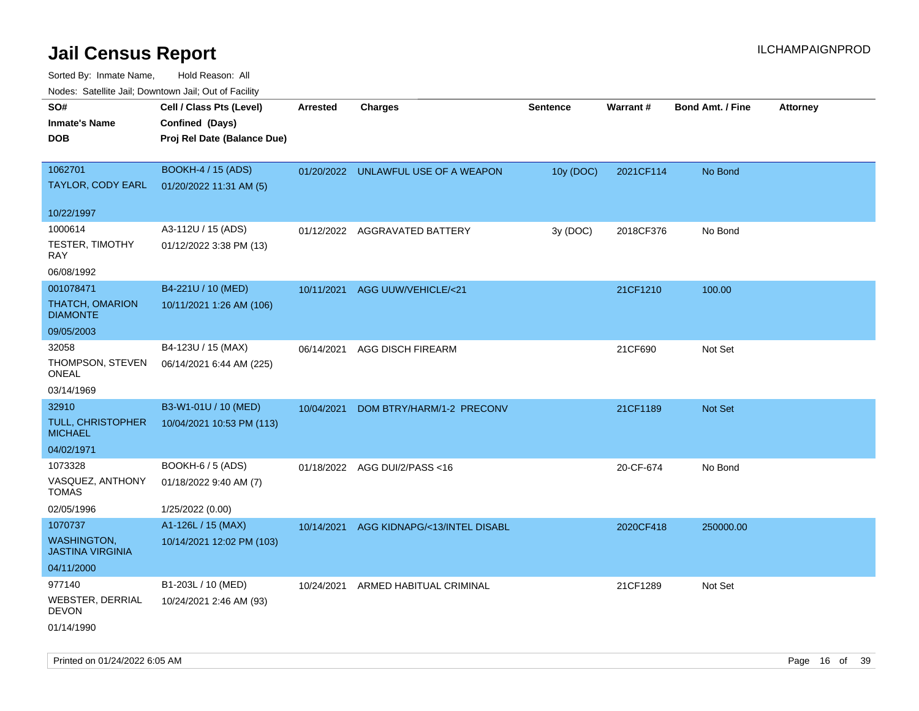# Jail Census Report

ILCHAMPAIGNPROD

Sorted By: Inmate Name, Hold Reason: All

Nodes: Satellite Jail; Downtown Jail; Out of Facility

| SO#<br>Inmate's Name<br>DOB | Cell / Class Pts (Level)<br>Confined (Days)<br>Proj Rel Date (Balance Due) | Arrested | Charges | Sentence | Warrant # | Bond Amt. / Fine | Attorney |
|---|---|---|---|---|---|---|---|
| 1062701<br>TAYLOR, CODY EARL<br>10/22/1997 | BOOKH-4 / 15 (ADS)<br>01/20/2022 11:31 AM (5) | 01/20/2022 | UNLAWFUL USE OF A WEAPON | 10y (DOC) | 2021CF114 | No Bond | |
| 1000614<br>TESTER, TIMOTHY RAY<br>06/08/1992 | A3-112U / 15 (ADS)<br>01/12/2022 3:38 PM (13) | 01/12/2022 | AGGRAVATED BATTERY | 3y (DOC) | 2018CF376 | No Bond | |
| 001078471<br>THATCH, OMARION DIAMONTE<br>09/05/2003 | B4-221U / 10 (MED)<br>10/11/2021 1:26 AM (106) | 10/11/2021 | AGG UUW/VEHICLE/<21 | | 21CF1210 | 100.00 | |
| 32058<br>THOMPSON, STEVEN ONEAL<br>03/14/1969 | B4-123U / 15 (MAX)<br>06/14/2021 6:44 AM (225) | 06/14/2021 | AGG DISCH FIREARM | | 21CF690 | Not Set | |
| 32910<br>TULL, CHRISTOPHER MICHAEL<br>04/02/1971 | B3-W1-01U / 10 (MED)<br>10/04/2021 10:53 PM (113) | 10/04/2021 | DOM BTRY/HARM/1-2 PRECONV | | 21CF1189 | Not Set | |
| 1073328<br>VASQUEZ, ANTHONY TOMAS<br>02/05/1996 | BOOKH-6 / 5 (ADS)<br>01/18/2022 9:40 AM (7)<br>1/25/2022 (0.00) | 01/18/2022 | AGG DUI/2/PASS <16 | | 20-CF-674 | No Bond | |
| 1070737<br>WASHINGTON, JASTINA VIRGINIA<br>04/11/2000 | A1-126L / 15 (MAX)<br>10/14/2021 12:02 PM (103) | 10/14/2021 | AGG KIDNAPG/<13/INTEL DISABL | | 2020CF418 | 250000.00 | |
| 977140<br>WEBSTER, DERRIAL DEVON<br>01/14/1990 | B1-203L / 10 (MED)<br>10/24/2021 2:46 AM (93) | 10/24/2021 | ARMED HABITUAL CRIMINAL | | 21CF1289 | Not Set | |

Printed on 01/24/2022 6:05 AM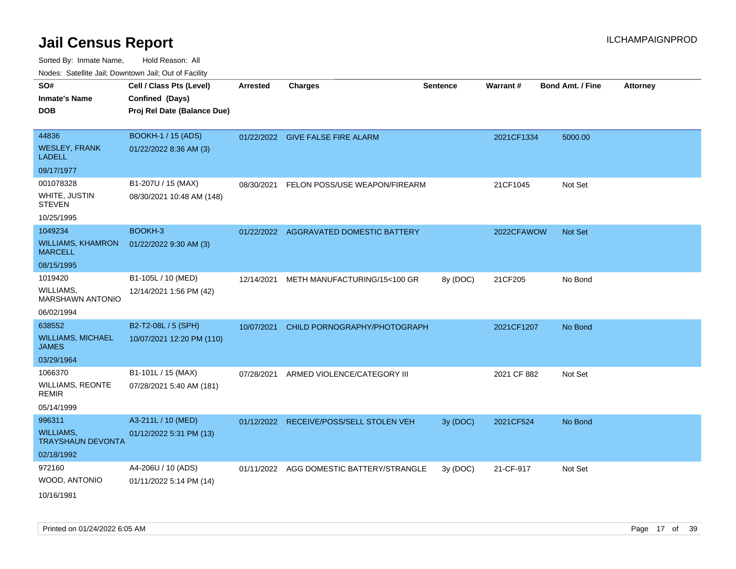# Jail Census Report

Sorted By: Inmate Name, Hold Reason: All

Nodes: Satellite Jail; Downtown Jail; Out of Facility

| SO# / Inmate's Name / DOB | Cell / Class Pts (Level) / Confined (Days) / Proj Rel Date (Balance Due) | Arrested | Charges | Sentence | Warrant # | Bond Amt. / Fine | Attorney |
|---|---|---|---|---|---|---|---|
| 44836<br>WESLEY, FRANK LADELL<br>09/17/1977 | BOOKH-1 / 15 (ADS)<br>01/22/2022 8:36 AM (3) | 01/22/2022 | GIVE FALSE FIRE ALARM | | 2021CF1334 | 5000.00 | |
| 001078328<br>WHITE, JUSTIN STEVEN<br>10/25/1995 | B1-207U / 15 (MAX)<br>08/30/2021 10:48 AM (148) | 08/30/2021 | FELON POSS/USE WEAPON/FIREARM | | 21CF1045 | Not Set | |
| 1049234<br>WILLIAMS, KHAMRON MARCELL<br>08/15/1995 | BOOKH-3<br>01/22/2022 9:30 AM (3) | 01/22/2022 | AGGRAVATED DOMESTIC BATTERY | | 2022CFAWOW | Not Set | |
| 1019420<br>WILLIAMS, MARSHAWN ANTONIO<br>06/02/1994 | B1-105L / 10 (MED)<br>12/14/2021 1:56 PM (42) | 12/14/2021 | METH MANUFACTURING/15<100 GR | 8y (DOC) | 21CF205 | No Bond | |
| 638552<br>WILLIAMS, MICHAEL JAMES<br>03/29/1964 | B2-T2-08L / 5 (SPH)<br>10/07/2021 12:20 PM (110) | 10/07/2021 | CHILD PORNOGRAPHY/PHOTOGRAPH | | 2021CF1207 | No Bond | |
| 1066370<br>WILLIAMS, REONTE REMIR<br>05/14/1999 | B1-101L / 15 (MAX)<br>07/28/2021 5:40 AM (181) | 07/28/2021 | ARMED VIOLENCE/CATEGORY III | | 2021 CF 882 | Not Set | |
| 996311<br>WILLIAMS, TRAYSHAUN DEVONTA<br>02/18/1992 | A3-211L / 10 (MED)<br>01/12/2022 5:31 PM (13) | 01/12/2022 | RECEIVE/POSS/SELL STOLEN VEH | 3y (DOC) | 2021CF524 | No Bond | |
| 972160<br>WOOD, ANTONIO<br>10/16/1981 | A4-206U / 10 (ADS)<br>01/11/2022 5:14 PM (14) | 01/11/2022 | AGG DOMESTIC BATTERY/STRANGLE | 3y (DOC) | 21-CF-917 | Not Set | |

Printed on 01/24/2022 6:05 AM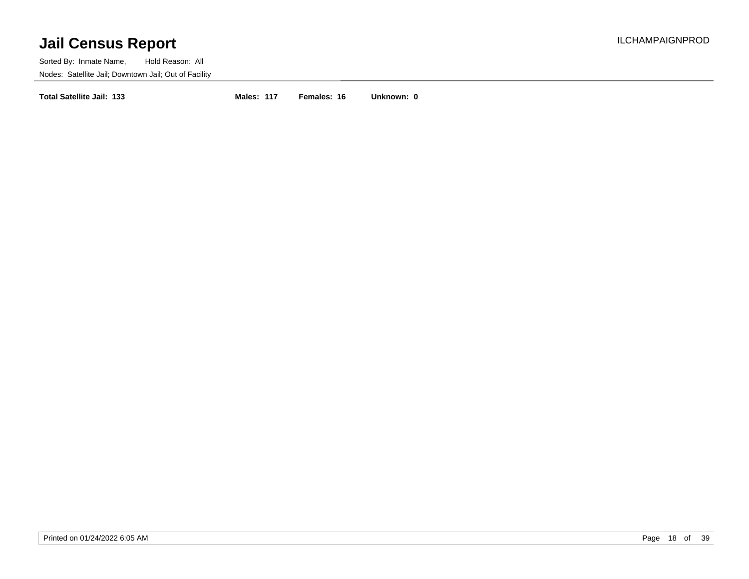# Jail Census Report

Sorted By: Inmate Name, Hold Reason: All

Nodes: Satellite Jail; Downtown Jail; Out of Facility

**Total Satellite Jail: 133** **Males: 117** **Females: 16** **Unknown: 0**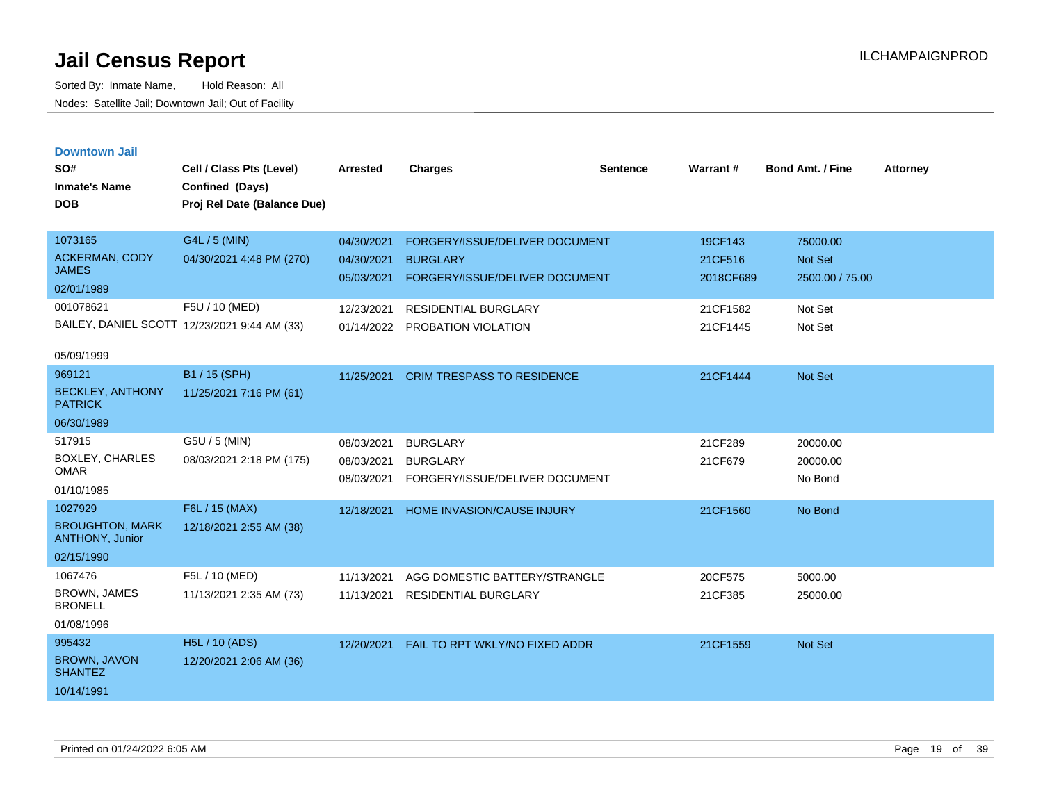# Jail Census Report

Sorted By: Inmate Name, Hold Reason: All

Nodes: Satellite Jail; Downtown Jail; Out of Facility

ILCHAMPAIGNPROD

## Downtown Jail

| SO# / Inmate's Name / DOB | Cell / Class Pts (Level) / Confined (Days) / Proj Rel Date (Balance Due) | Arrested | Charges | Sentence | Warrant # | Bond Amt. / Fine | Attorney |
|---|---|---|---|---|---|---|---|
| 1073165 ACKERMAN, CODY JAMES 02/01/1989 | G4L / 5 (MIN) 04/30/2021 4:48 PM (270) | 04/30/2021 | FORGERY/ISSUE/DELIVER DOCUMENT | | 19CF143 | 75000.00 | |
| | | 04/30/2021 | BURGLARY | | 21CF516 | Not Set | |
| | | 05/03/2021 | FORGERY/ISSUE/DELIVER DOCUMENT | | 2018CF689 | 2500.00 / 75.00 | |
| 001078621 BAILEY, DANIEL SCOTT 05/09/1999 | F5U / 10 (MED) 12/23/2021 9:44 AM (33) | 12/23/2021 | RESIDENTIAL BURGLARY | | 21CF1582 | Not Set | |
| | | 01/14/2022 | PROBATION VIOLATION | | 21CF1445 | Not Set | |
| 969121 BECKLEY, ANTHONY PATRICK 06/30/1989 | B1 / 15 (SPH) 11/25/2021 7:16 PM (61) | 11/25/2021 | CRIM TRESPASS TO RESIDENCE | | 21CF1444 | Not Set | |
| 517915 BOXLEY, CHARLES OMAR 01/10/1985 | G5U / 5 (MIN) 08/03/2021 2:18 PM (175) | 08/03/2021 | BURGLARY | | 21CF289 | 20000.00 | |
| | | 08/03/2021 | BURGLARY | | 21CF679 | 20000.00 | |
| | | 08/03/2021 | FORGERY/ISSUE/DELIVER DOCUMENT | | | No Bond | |
| 1027929 BROUGHTON, MARK ANTHONY, Junior 02/15/1990 | F6L / 15 (MAX) 12/18/2021 2:55 AM (38) | 12/18/2021 | HOME INVASION/CAUSE INJURY | | 21CF1560 | No Bond | |
| 1067476 BROWN, JAMES BRONELL 01/08/1996 | F5L / 10 (MED) 11/13/2021 2:35 AM (73) | 11/13/2021 | AGG DOMESTIC BATTERY/STRANGLE | | 20CF575 | 5000.00 | |
| | | 11/13/2021 | RESIDENTIAL BURGLARY | | 21CF385 | 25000.00 | |
| 995432 BROWN, JAVON SHANTEZ 10/14/1991 | H5L / 10 (ADS) 12/20/2021 2:06 AM (36) | 12/20/2021 | FAIL TO RPT WKLY/NO FIXED ADDR | | 21CF1559 | Not Set | |

Printed on 01/24/2022 6:05 AM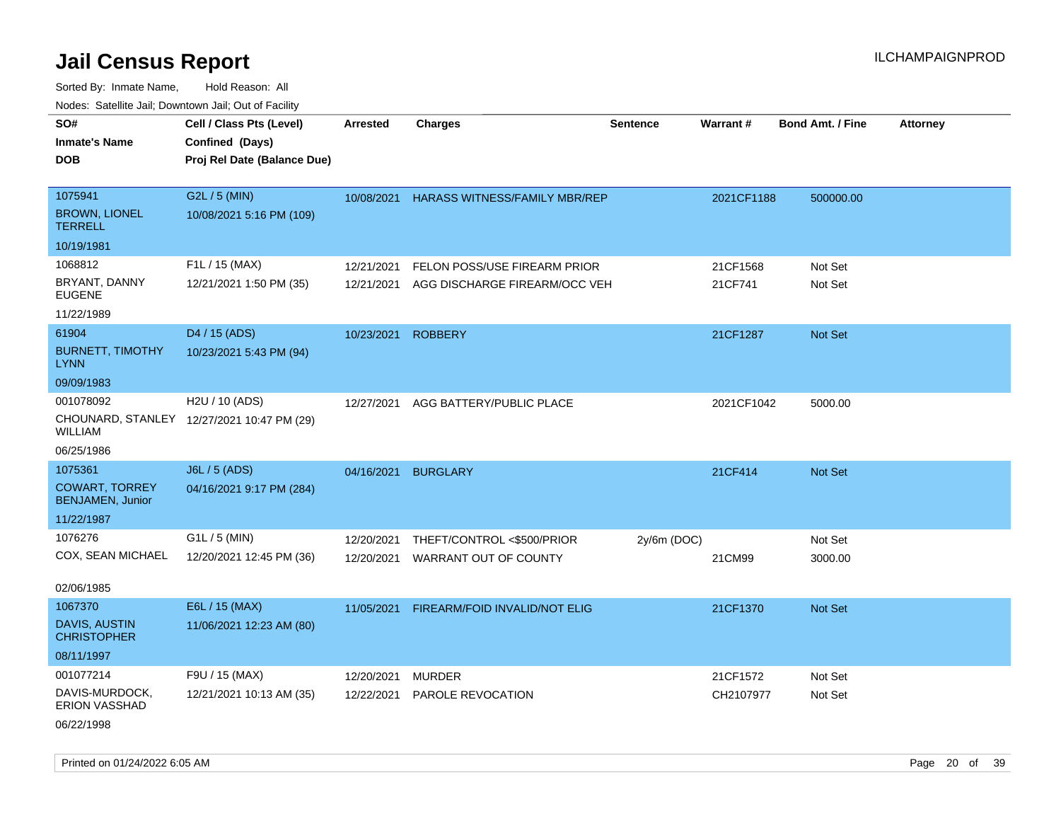# Jail Census Report

Sorted By: Inmate Name, Hold Reason: All

Nodes: Satellite Jail; Downtown Jail; Out of Facility

| SO# / Inmate's Name / DOB | Cell / Class Pts (Level) / Confined (Days) / Proj Rel Date (Balance Due) | Arrested | Charges | Sentence | Warrant # | Bond Amt. / Fine | Attorney |
|---|---|---|---|---|---|---|---|
| 1075941<br>BROWN, LIONEL TERRELL<br>10/19/1981 | G2L / 5 (MIN)<br>10/08/2021 5:16 PM (109) | 10/08/2021 | HARASS WITNESS/FAMILY MBR/REP | | 2021CF1188 | 500000.00 | |
| 1068812<br>BRYANT, DANNY EUGENE<br>11/22/1989 | F1L / 15 (MAX)<br>12/21/2021 1:50 PM (35) | 12/21/2021 | FELON POSS/USE FIREARM PRIOR | | 21CF1568 | Not Set | |
| | | 12/21/2021 | AGG DISCHARGE FIREARM/OCC VEH | | 21CF741 | Not Set | |
| 61904<br>BURNETT, TIMOTHY LYNN<br>09/09/1983 | D4 / 15 (ADS)<br>10/23/2021 5:43 PM (94) | 10/23/2021 | ROBBERY | | 21CF1287 | Not Set | |
| 001078092<br>CHOUNARD, STANLEY WILLIAM<br>06/25/1986 | H2U / 10 (ADS)<br>12/27/2021 10:47 PM (29) | 12/27/2021 | AGG BATTERY/PUBLIC PLACE | | 2021CF1042 | 5000.00 | |
| 1075361<br>COWART, TORREY BENJAMEN, Junior<br>11/22/1987 | J6L / 5 (ADS)<br>04/16/2021 9:17 PM (284) | 04/16/2021 | BURGLARY | | 21CF414 | Not Set | |
| 1076276<br>COX, SEAN MICHAEL<br>02/06/1985 | G1L / 5 (MIN)<br>12/20/2021 12:45 PM (36) | 12/20/2021 | THEFT/CONTROL <$500/PRIOR | 2y/6m (DOC) | | Not Set | |
| | | 12/20/2021 | WARRANT OUT OF COUNTY | | 21CM99 | 3000.00 | |
| 1067370<br>DAVIS, AUSTIN CHRISTOPHER<br>08/11/1997 | E6L / 15 (MAX)<br>11/06/2021 12:23 AM (80) | 11/05/2021 | FIREARM/FOID INVALID/NOT ELIG | | 21CF1370 | Not Set | |
| 001077214<br>DAVIS-MURDOCK, ERION VASSHAD<br>06/22/1998 | F9U / 15 (MAX)<br>12/21/2021 10:13 AM (35) | 12/20/2021 | MURDER | | 21CF1572 | Not Set | |
| | | 12/22/2021 | PAROLE REVOCATION | | CH2107977 | Not Set | |

Printed on 01/24/2022 6:05 AM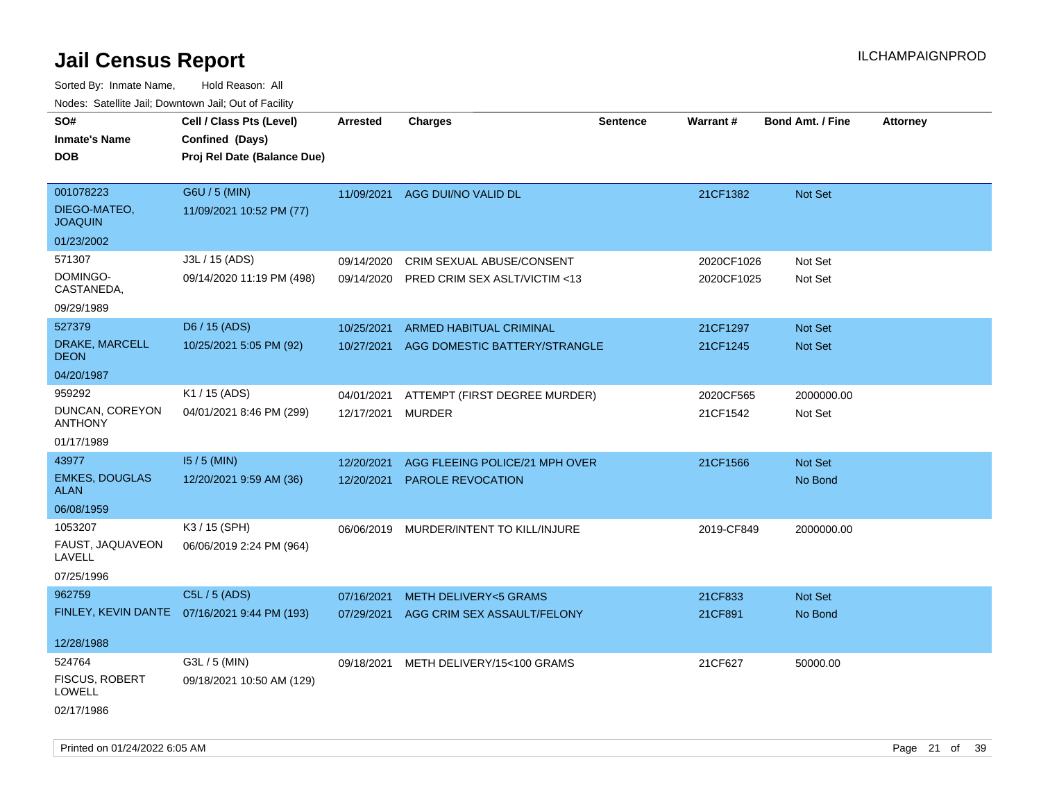# Jail Census Report

ILCHAMPAIGNPROD

Sorted By: Inmate Name, Hold Reason: All

Nodes: Satellite Jail; Downtown Jail; Out of Facility

| SO# / Inmate's Name / DOB | Cell / Class Pts (Level) / Confined (Days) / Proj Rel Date (Balance Due) | Arrested | Charges | Sentence | Warrant # | Bond Amt. / Fine | Attorney |
|---|---|---|---|---|---|---|---|
| 001078223<br>DIEGO-MATEO, JOAQUIN<br>01/23/2002 | G6U / 5 (MIN)<br>11/09/2021 10:52 PM (77) | 11/09/2021 | AGG DUI/NO VALID DL | | 21CF1382 | Not Set | |
| 571307<br>DOMINGO-CASTANEDA,<br>09/29/1989 | J3L / 15 (ADS)<br>09/14/2020 11:19 PM (498) | 09/14/2020 | CRIM SEXUAL ABUSE/CONSENT | | 2020CF1026 | Not Set | |
| | | 09/14/2020 | PRED CRIM SEX ASLT/VICTIM <13 | | 2020CF1025 | Not Set | |
| 527379<br>DRAKE, MARCELL DEON<br>04/20/1987 | D6 / 15 (ADS)<br>10/25/2021 5:05 PM (92) | 10/25/2021 | ARMED HABITUAL CRIMINAL | | 21CF1297 | Not Set | |
| | | 10/27/2021 | AGG DOMESTIC BATTERY/STRANGLE | | 21CF1245 | Not Set | |
| 959292<br>DUNCAN, COREYON ANTHONY<br>01/17/1989 | K1 / 15 (ADS)<br>04/01/2021 8:46 PM (299) | 04/01/2021 | ATTEMPT (FIRST DEGREE MURDER) | | 2020CF565 | 2000000.00 | |
| | | 12/17/2021 | MURDER | | 21CF1542 | Not Set | |
| 43977<br>EMKES, DOUGLAS ALAN<br>06/08/1959 | I5 / 5 (MIN)<br>12/20/2021 9:59 AM (36) | 12/20/2021 | AGG FLEEING POLICE/21 MPH OVER | | 21CF1566 | Not Set | |
| | | 12/20/2021 | PAROLE REVOCATION | | | No Bond | |
| 1053207<br>FAUST, JAQUAVEON LAVELL<br>07/25/1996 | K3 / 15 (SPH)<br>06/06/2019 2:24 PM (964) | 06/06/2019 | MURDER/INTENT TO KILL/INJURE | | 2019-CF849 | 2000000.00 | |
| 962759<br>FINLEY, KEVIN DANTE<br>12/28/1988 | C5L / 5 (ADS)<br>07/16/2021 9:44 PM (193) | 07/16/2021 | METH DELIVERY<5 GRAMS | | 21CF833 | Not Set | |
| | | 07/29/2021 | AGG CRIM SEX ASSAULT/FELONY | | 21CF891 | No Bond | |
| 524764<br>FISCUS, ROBERT LOWELL<br>02/17/1986 | G3L / 5 (MIN)<br>09/18/2021 10:50 AM (129) | 09/18/2021 | METH DELIVERY/15<100 GRAMS | | 21CF627 | 50000.00 | |

Printed on 01/24/2022 6:05 AM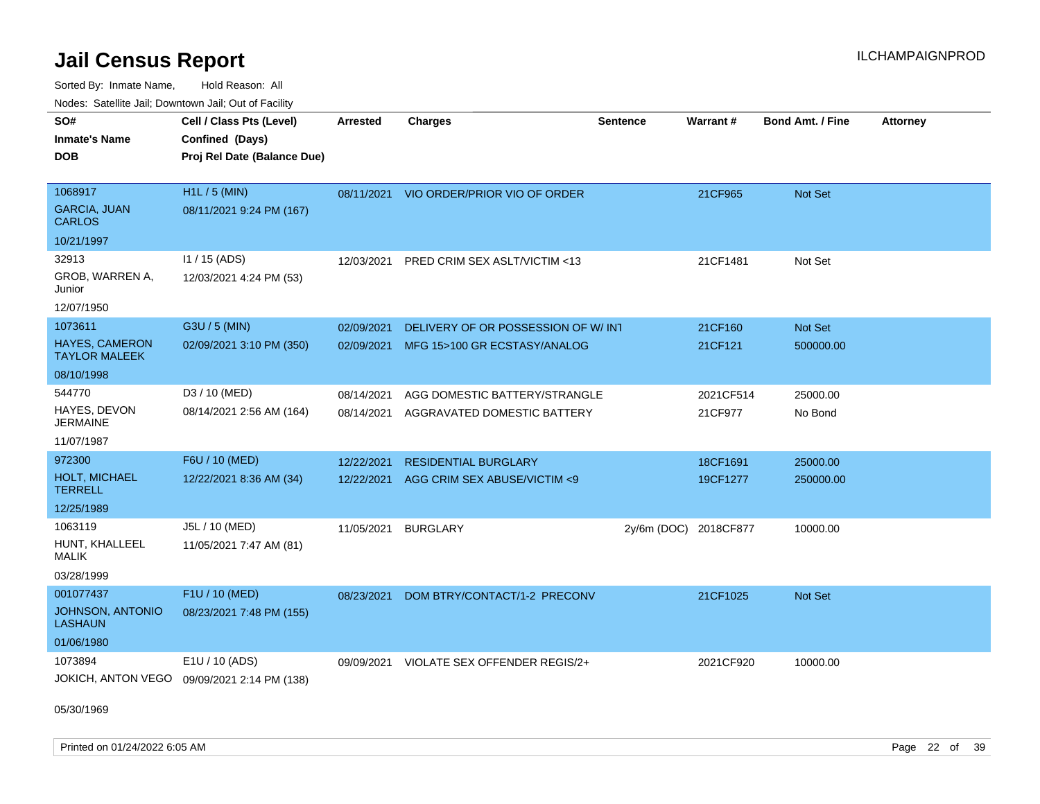# Jail Census Report

ILCHAMPAIGNPROD

Sorted By: Inmate Name, Hold Reason: All

Nodes: Satellite Jail; Downtown Jail; Out of Facility

| SO# / Inmate's Name / DOB | Cell / Class Pts (Level) / Confined (Days) / Proj Rel Date (Balance Due) | Arrested | Charges | Sentence | Warrant # | Bond Amt. / Fine | Attorney |
|---|---|---|---|---|---|---|---|
| 1068917<br>GARCIA, JUAN CARLOS<br>10/21/1997 | H1L / 5 (MIN)<br>08/11/2021 9:24 PM (167) | 08/11/2021 | VIO ORDER/PRIOR VIO OF ORDER | | 21CF965 | Not Set | |
| 32913<br>GROB, WARREN A, Junior<br>12/07/1950 | I1 / 15 (ADS)<br>12/03/2021 4:24 PM (53) | 12/03/2021 | PRED CRIM SEX ASLT/VICTIM <13 | | 21CF1481 | Not Set | |
| 1073611<br>HAYES, CAMERON TAYLOR MALEEK<br>08/10/1998 | G3U / 5 (MIN)<br>02/09/2021 3:10 PM (350) | 02/09/2021 | DELIVERY OF OR POSSESSION OF W/ INT | | 21CF160 | Not Set | |
| | | 02/09/2021 | MFG 15>100 GR ECSTASY/ANALOG | | 21CF121 | 500000.00 | |
| 544770<br>HAYES, DEVON JERMAINE<br>11/07/1987 | D3 / 10 (MED)<br>08/14/2021 2:56 AM (164) | 08/14/2021 | AGG DOMESTIC BATTERY/STRANGLE | | 2021CF514 | 25000.00 | |
| | | 08/14/2021 | AGGRAVATED DOMESTIC BATTERY | | 21CF977 | No Bond | |
| 972300<br>HOLT, MICHAEL TERRELL<br>12/25/1989 | F6U / 10 (MED)<br>12/22/2021 8:36 AM (34) | 12/22/2021 | RESIDENTIAL BURGLARY | | 18CF1691 | 25000.00 | |
| | | 12/22/2021 | AGG CRIM SEX ABUSE/VICTIM <9 | | 19CF1277 | 250000.00 | |
| 1063119<br>HUNT, KHALLEEL MALIK<br>03/28/1999 | J5L / 10 (MED)<br>11/05/2021 7:47 AM (81) | 11/05/2021 | BURGLARY | 2y/6m (DOC) | 2018CF877 | 10000.00 | |
| 001077437<br>JOHNSON, ANTONIO LASHAUN<br>01/06/1980 | F1U / 10 (MED)<br>08/23/2021 7:48 PM (155) | 08/23/2021 | DOM BTRY/CONTACT/1-2 PRECONV | | 21CF1025 | Not Set | |
| 1073894<br>JOKICH, ANTON VEGO<br>05/30/1969 | E1U / 10 (ADS)<br>09/09/2021 2:14 PM (138) | 09/09/2021 | VIOLATE SEX OFFENDER REGIS/2+ | | 2021CF920 | 10000.00 | |

Printed on 01/24/2022 6:05 AM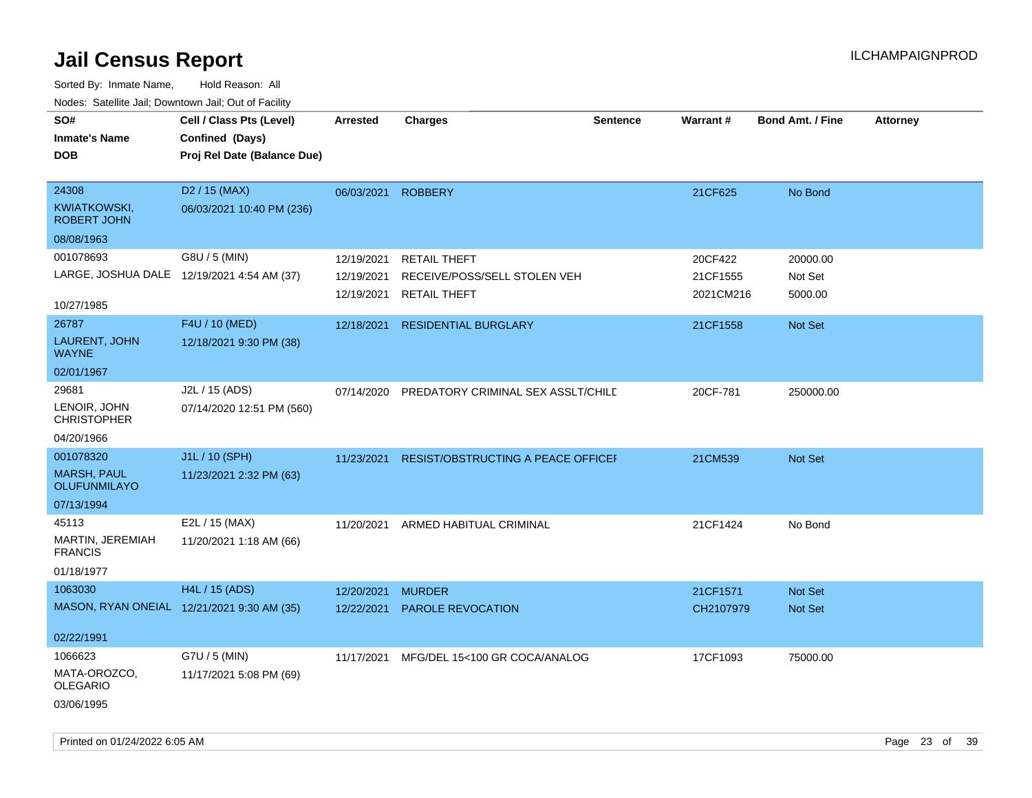# Jail Census Report

ILCHAMPAIGNPROD

Sorted By: Inmate Name, Hold Reason: All

Nodes: Satellite Jail; Downtown Jail; Out of Facility

| SO# / Inmate's Name / DOB | Cell / Class Pts (Level) / Confined (Days) / Proj Rel Date (Balance Due) | Arrested | Charges | Sentence | Warrant # | Bond Amt. / Fine | Attorney |
|---|---|---|---|---|---|---|---|
| 24308<br>KWIATKOWSKI, ROBERT JOHN<br>08/08/1963 | D2 / 15 (MAX)<br>06/03/2021 10:40 PM (236) | 06/03/2021 | ROBBERY | | 21CF625 | No Bond | |
| 001078693<br>LARGE, JOSHUA DALE<br>10/27/1985 | G8U / 5 (MIN)<br>12/19/2021 4:54 AM (37) | 12/19/2021<br>12/19/2021<br>12/19/2021 | RETAIL THEFT<br>RECEIVE/POSS/SELL STOLEN VEH<br>RETAIL THEFT | | 20CF422<br>21CF1555<br>2021CM216 | 20000.00<br>Not Set<br>5000.00 | |
| 26787<br>LAURENT, JOHN WAYNE<br>02/01/1967 | F4U / 10 (MED)<br>12/18/2021 9:30 PM (38) | 12/18/2021 | RESIDENTIAL BURGLARY | | 21CF1558 | Not Set | |
| 29681<br>LENOIR, JOHN CHRISTOPHER<br>04/20/1966 | J2L / 15 (ADS)<br>07/14/2020 12:51 PM (560) | 07/14/2020 | PREDATORY CRIMINAL SEX ASSLT/CHILD | | 20CF-781 | 250000.00 | |
| 001078320<br>MARSH, PAUL OLUFUNMILAYO<br>07/13/1994 | J1L / 10 (SPH)<br>11/23/2021 2:32 PM (63) | 11/23/2021 | RESIST/OBSTRUCTING A PEACE OFFICER | | 21CM539 | Not Set | |
| 45113<br>MARTIN, JEREMIAH FRANCIS<br>01/18/1977 | E2L / 15 (MAX)<br>11/20/2021 1:18 AM (66) | 11/20/2021 | ARMED HABITUAL CRIMINAL | | 21CF1424 | No Bond | |
| 1063030<br>MASON, RYAN ONEIAL<br>02/22/1991 | H4L / 15 (ADS)<br>12/21/2021 9:30 AM (35) | 12/20/2021<br>12/22/2021 | MURDER<br>PAROLE REVOCATION | | 21CF1571<br>CH2107979 | Not Set<br>Not Set | |
| 1066623<br>MATA-OROZCO, OLEGARIO<br>03/06/1995 | G7U / 5 (MIN)<br>11/17/2021 5:08 PM (69) | 11/17/2021 | MFG/DEL 15<100 GR COCA/ANALOG | | 17CF1093 | 75000.00 | |

Printed on 01/24/2022 6:05 AM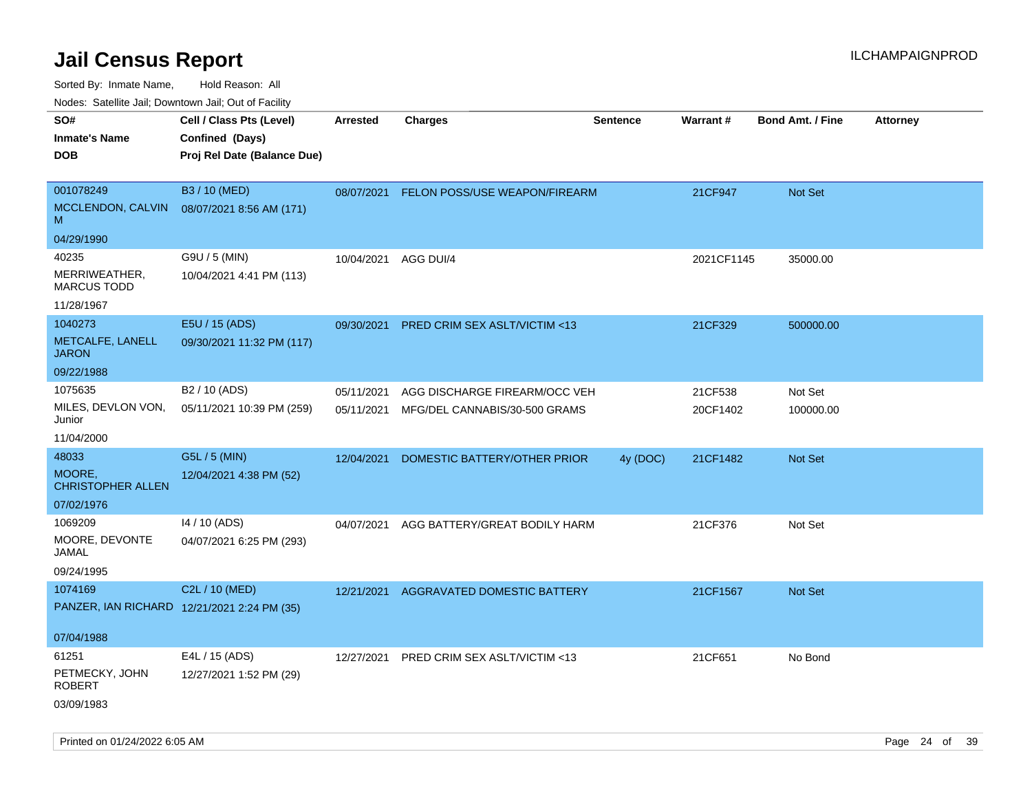# Jail Census Report

Sorted By: Inmate Name, Hold Reason: All

Nodes: Satellite Jail; Downtown Jail; Out of Facility

| SO# / Inmate's Name / DOB | Cell / Class Pts (Level) / Confined (Days) / Proj Rel Date (Balance Due) | Arrested | Charges | Sentence | Warrant # | Bond Amt. / Fine | Attorney |
|---|---|---|---|---|---|---|---|
| 001078249<br>MCCLENDON, CALVIN M<br>04/29/1990 | B3 / 10 (MED)<br>08/07/2021 8:56 AM (171) | 08/07/2021 | FELON POSS/USE WEAPON/FIREARM | | 21CF947 | Not Set | |
| 40235<br>MERRIWEATHER, MARCUS TODD<br>11/28/1967 | G9U / 5 (MIN)<br>10/04/2021 4:41 PM (113) | 10/04/2021 | AGG DUI/4 | | 2021CF1145 | 35000.00 | |
| 1040273<br>METCALFE, LANELL JARON<br>09/22/1988 | E5U / 15 (ADS)<br>09/30/2021 11:32 PM (117) | 09/30/2021 | PRED CRIM SEX ASLT/VICTIM <13 | | 21CF329 | 500000.00 | |
| 1075635<br>MILES, DEVLON VON, Junior<br>11/04/2000 | B2 / 10 (ADS)<br>05/11/2021 10:39 PM (259) | 05/11/2021<br>05/11/2021 | AGG DISCHARGE FIREARM/OCC VEH<br>MFG/DEL CANNABIS/30-500 GRAMS | | 21CF538<br>20CF1402 | Not Set<br>100000.00 | |
| 48033<br>MOORE, CHRISTOPHER ALLEN<br>07/02/1976 | G5L / 5 (MIN)<br>12/04/2021 4:38 PM (52) | 12/04/2021 | DOMESTIC BATTERY/OTHER PRIOR | 4y (DOC) | 21CF1482 | Not Set | |
| 1069209<br>MOORE, DEVONTE JAMAL<br>09/24/1995 | I4 / 10 (ADS)<br>04/07/2021 6:25 PM (293) | 04/07/2021 | AGG BATTERY/GREAT BODILY HARM | | 21CF376 | Not Set | |
| 1074169<br>PANZER, IAN RICHARD<br>07/04/1988 | C2L / 10 (MED)<br>12/21/2021 2:24 PM (35) | 12/21/2021 | AGGRAVATED DOMESTIC BATTERY | | 21CF1567 | Not Set | |
| 61251<br>PETMECKY, JOHN ROBERT<br>03/09/1983 | E4L / 15 (ADS)<br>12/27/2021 1:52 PM (29) | 12/27/2021 | PRED CRIM SEX ASLT/VICTIM <13 | | 21CF651 | No Bond | |

Printed on 01/24/2022 6:05 AM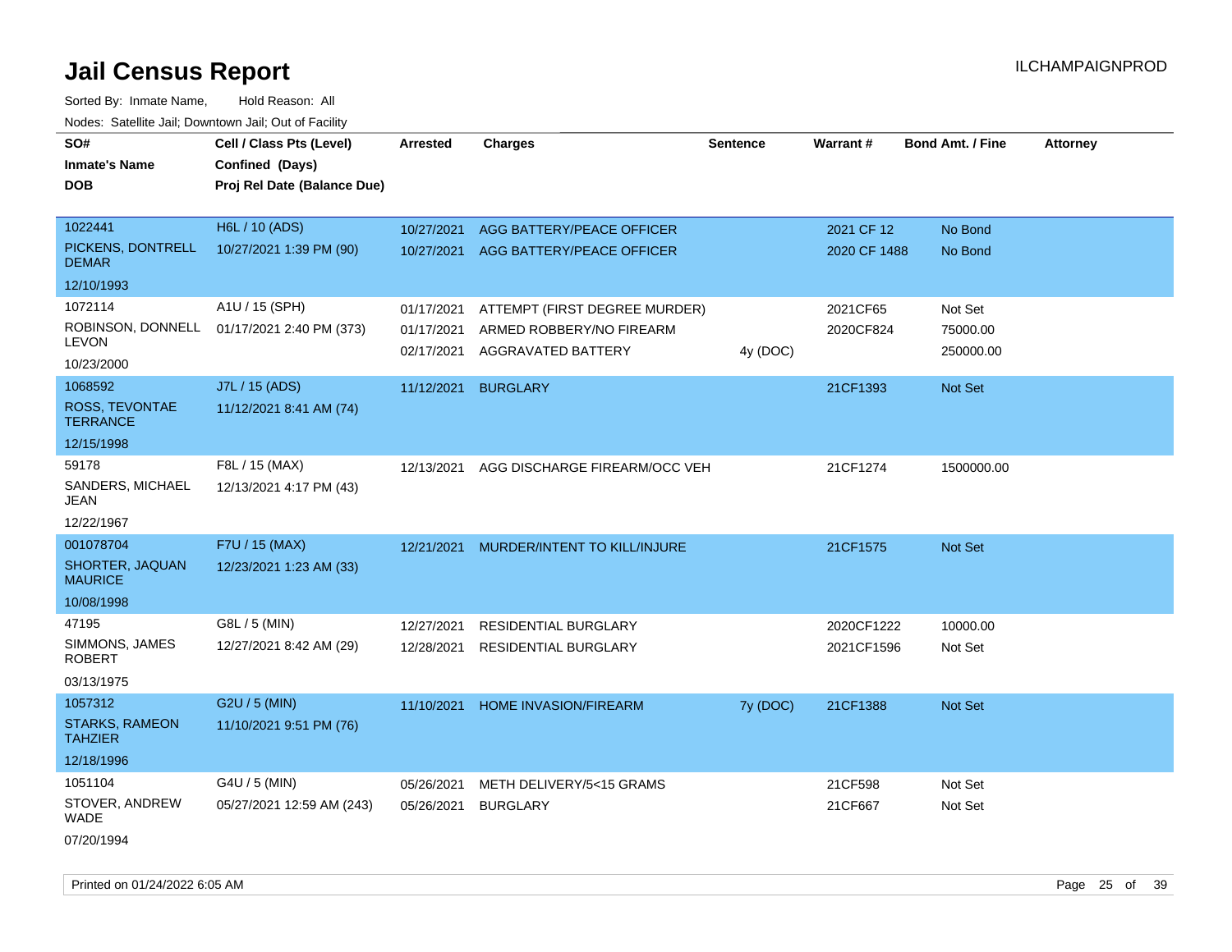# Jail Census Report

ILCHAMPAIGNPROD

Sorted By: Inmate Name, Hold Reason: All

Nodes: Satellite Jail; Downtown Jail; Out of Facility

| SO# / Inmate's Name / DOB | Cell / Class Pts (Level) / Confined (Days) / Proj Rel Date (Balance Due) | Arrested | Charges | Sentence | Warrant # | Bond Amt. / Fine | Attorney |
|---|---|---|---|---|---|---|---|
| 1022441 PICKENS, DONTRELL DEMAR 12/10/1993 | H6L / 10 (ADS) 10/27/2021 1:39 PM (90) | 10/27/2021 | AGG BATTERY/PEACE OFFICER | | 2021 CF 12 | No Bond | |
| | | 10/27/2021 | AGG BATTERY/PEACE OFFICER | | 2020 CF 1488 | No Bond | |
| 1072114 ROBINSON, DONNELL LEVON 10/23/2000 | A1U / 15 (SPH) 01/17/2021 2:40 PM (373) | 01/17/2021 | ATTEMPT (FIRST DEGREE MURDER) | | 2021CF65 | Not Set | |
| | | 01/17/2021 | ARMED ROBBERY/NO FIREARM | | 2020CF824 | 75000.00 | |
| | | 02/17/2021 | AGGRAVATED BATTERY | 4y (DOC) | | 250000.00 | |
| 1068592 ROSS, TEVONTAE TERRANCE 12/15/1998 | J7L / 15 (ADS) 11/12/2021 8:41 AM (74) | 11/12/2021 | BURGLARY | | 21CF1393 | Not Set | |
| 59178 SANDERS, MICHAEL JEAN 12/22/1967 | F8L / 15 (MAX) 12/13/2021 4:17 PM (43) | 12/13/2021 | AGG DISCHARGE FIREARM/OCC VEH | | 21CF1274 | 1500000.00 | |
| 001078704 SHORTER, JAQUAN MAURICE 10/08/1998 | F7U / 15 (MAX) 12/23/2021 1:23 AM (33) | 12/21/2021 | MURDER/INTENT TO KILL/INJURE | | 21CF1575 | Not Set | |
| 47195 SIMMONS, JAMES ROBERT 03/13/1975 | G8L / 5 (MIN) 12/27/2021 8:42 AM (29) | 12/27/2021 | RESIDENTIAL BURGLARY | | 2020CF1222 | 10000.00 | |
| | | 12/28/2021 | RESIDENTIAL BURGLARY | | 2021CF1596 | Not Set | |
| 1057312 STARKS, RAMEON TAHZIER 12/18/1996 | G2U / 5 (MIN) 11/10/2021 9:51 PM (76) | 11/10/2021 | HOME INVASION/FIREARM | 7y (DOC) | 21CF1388 | Not Set | |
| 1051104 STOVER, ANDREW WADE 07/20/1994 | G4U / 5 (MIN) 05/27/2021 12:59 AM (243) | 05/26/2021 | METH DELIVERY/5<15 GRAMS | | 21CF598 | Not Set | |
| | | 05/26/2021 | BURGLARY | | 21CF667 | Not Set | |

Printed on 01/24/2022 6:05 AM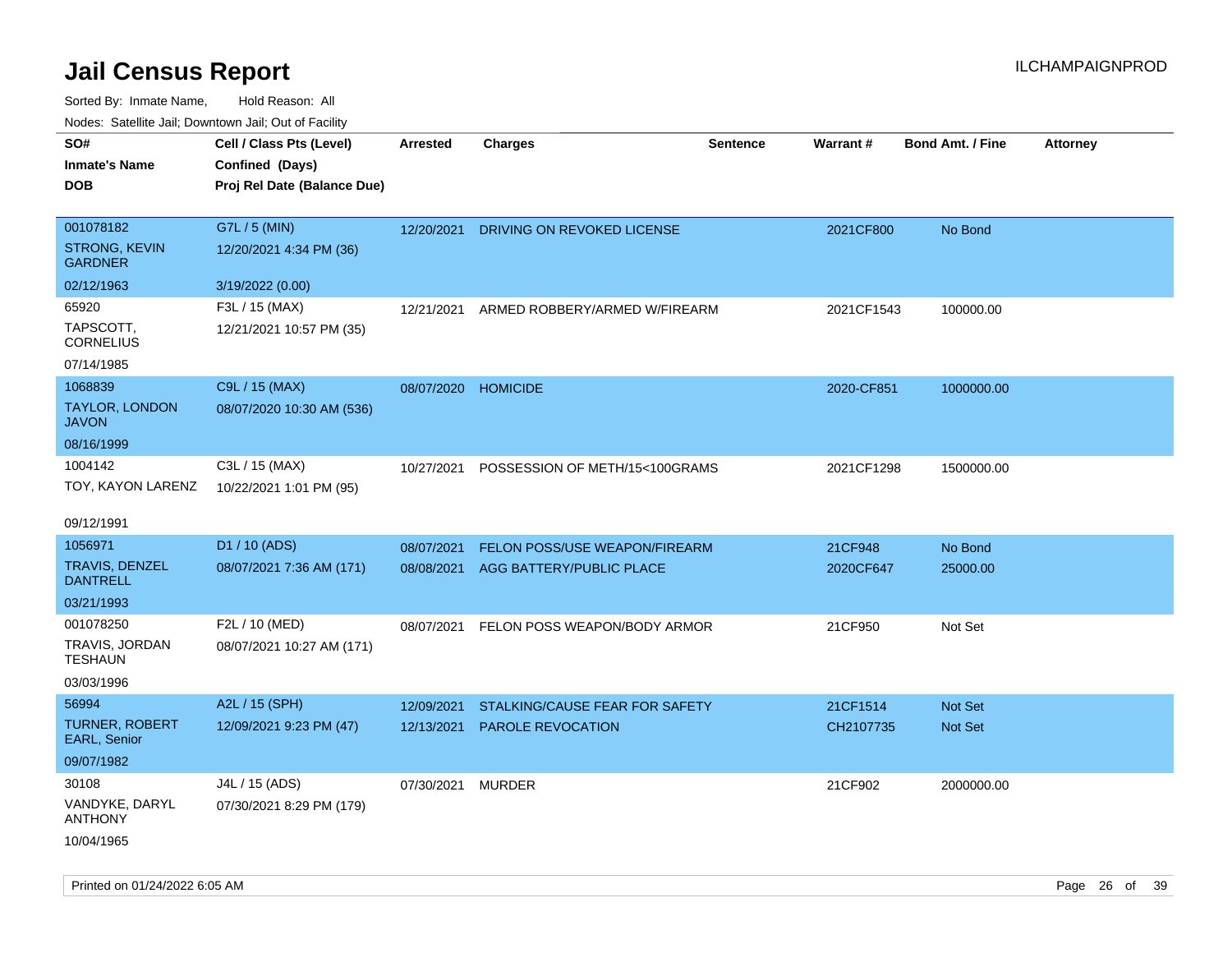# Jail Census Report

ILCHAMPAIGNPROD

Sorted By: Inmate Name, Hold Reason: All

Nodes: Satellite Jail; Downtown Jail; Out of Facility

| SO# / Inmate's Name / DOB | Cell / Class Pts (Level) / Confined (Days) / Proj Rel Date (Balance Due) | Arrested | Charges | Sentence | Warrant # | Bond Amt. / Fine | Attorney |
|---|---|---|---|---|---|---|---|
| 001078182<br>STRONG, KEVIN GARDNER<br>02/12/1963 | G7L / 5 (MIN)<br>12/20/2021 4:34 PM (36)<br>3/19/2022 (0.00) | 12/20/2021 | DRIVING ON REVOKED LICENSE | | 2021CF800 | No Bond | |
| 65920<br>TAPSCOTT, CORNELIUS<br>07/14/1985 | F3L / 15 (MAX)<br>12/21/2021 10:57 PM (35) | 12/21/2021 | ARMED ROBBERY/ARMED W/FIREARM | | 2021CF1543 | 100000.00 | |
| 1068839<br>TAYLOR, LONDON JAVON<br>08/16/1999 | C9L / 15 (MAX)<br>08/07/2020 10:30 AM (536) | 08/07/2020 | HOMICIDE | | 2020-CF851 | 1000000.00 | |
| 1004142<br>TOY, KAYON LARENZ<br>09/12/1991 | C3L / 15 (MAX)<br>10/22/2021 1:01 PM (95) | 10/27/2021 | POSSESSION OF METH/15<100GRAMS | | 2021CF1298 | 1500000.00 | |
| 1056971<br>TRAVIS, DENZEL DANTRELL<br>03/21/1993 | D1 / 10 (ADS)<br>08/07/2021 7:36 AM (171) | 08/07/2021<br>08/08/2021 | FELON POSS/USE WEAPON/FIREARM<br>AGG BATTERY/PUBLIC PLACE | | 21CF948<br>2020CF647 | No Bond<br>25000.00 | |
| 001078250<br>TRAVIS, JORDAN TESHAUN<br>03/03/1996 | F2L / 10 (MED)<br>08/07/2021 10:27 AM (171) | 08/07/2021 | FELON POSS WEAPON/BODY ARMOR | | 21CF950 | Not Set | |
| 56994<br>TURNER, ROBERT EARL, Senior<br>09/07/1982 | A2L / 15 (SPH)<br>12/09/2021 9:23 PM (47) | 12/09/2021<br>12/13/2021 | STALKING/CAUSE FEAR FOR SAFETY<br>PAROLE REVOCATION | | 21CF1514<br>CH2107735 | Not Set<br>Not Set | |
| 30108<br>VANDYKE, DARYL ANTHONY<br>10/04/1965 | J4L / 15 (ADS)<br>07/30/2021 8:29 PM (179) | 07/30/2021 | MURDER | | 21CF902 | 2000000.00 | |

Printed on 01/24/2022 6:05 AM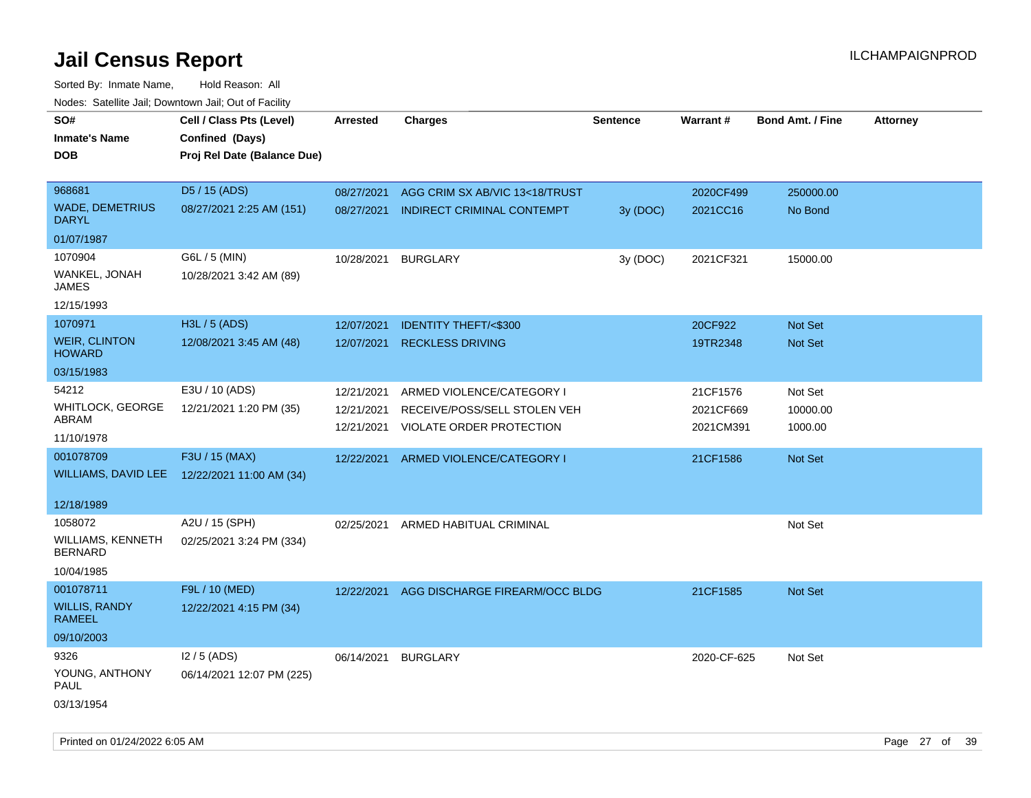# Jail Census Report

Sorted By: Inmate Name, Hold Reason: All

Nodes: Satellite Jail; Downtown Jail; Out of Facility

| SO# / Inmate's Name / DOB | Cell / Class Pts (Level) / Confined (Days) / Proj Rel Date (Balance Due) | Arrested | Charges | Sentence | Warrant # | Bond Amt. / Fine | Attorney |
|---|---|---|---|---|---|---|---|
| 968681<br>WADE, DEMETRIUS DARYL<br>01/07/1987 | D5 / 15 (ADS)<br>08/27/2021 2:25 AM (151) | 08/27/2021<br>08/27/2021 | AGG CRIM SX AB/VIC 13<18/TRUST<br>INDIRECT CRIMINAL CONTEMPT | <br>3y (DOC) | 2020CF499<br>2021CC16 | 250000.00<br>No Bond | |
| 1070904<br>WANKEL, JONAH JAMES<br>12/15/1993 | G6L / 5 (MIN)<br>10/28/2021 3:42 AM (89) | 10/28/2021 | BURGLARY | 3y (DOC) | 2021CF321 | 15000.00 | |
| 1070971<br>WEIR, CLINTON HOWARD<br>03/15/1983 | H3L / 5 (ADS)<br>12/08/2021 3:45 AM (48) | 12/07/2021<br>12/07/2021 | IDENTITY THEFT/<$300<br>RECKLESS DRIVING | | 20CF922<br>19TR2348 | Not Set<br>Not Set | |
| 54212<br>WHITLOCK, GEORGE ABRAM<br>11/10/1978 | E3U / 10 (ADS)<br>12/21/2021 1:20 PM (35) | 12/21/2021<br>12/21/2021<br>12/21/2021 | ARMED VIOLENCE/CATEGORY I<br>RECEIVE/POSS/SELL STOLEN VEH<br>VIOLATE ORDER PROTECTION | | 21CF1576<br>2021CF669<br>2021CM391 | Not Set<br>10000.00<br>1000.00 | |
| 001078709<br>WILLIAMS, DAVID LEE<br>12/18/1989 | F3U / 15 (MAX)<br>12/22/2021 11:00 AM (34) | 12/22/2021 | ARMED VIOLENCE/CATEGORY I | | 21CF1586 | Not Set | |
| 1058072<br>WILLIAMS, KENNETH BERNARD<br>10/04/1985 | A2U / 15 (SPH)<br>02/25/2021 3:24 PM (334) | 02/25/2021 | ARMED HABITUAL CRIMINAL | | | Not Set | |
| 001078711<br>WILLIS, RANDY RAMEEL<br>09/10/2003 | F9L / 10 (MED)<br>12/22/2021 4:15 PM (34) | 12/22/2021 | AGG DISCHARGE FIREARM/OCC BLDG | | 21CF1585 | Not Set | |
| 9326<br>YOUNG, ANTHONY PAUL<br>03/13/1954 | I2 / 5 (ADS)<br>06/14/2021 12:07 PM (225) | 06/14/2021 | BURGLARY | | 2020-CF-625 | Not Set | |

Printed on 01/24/2022 6:05 AM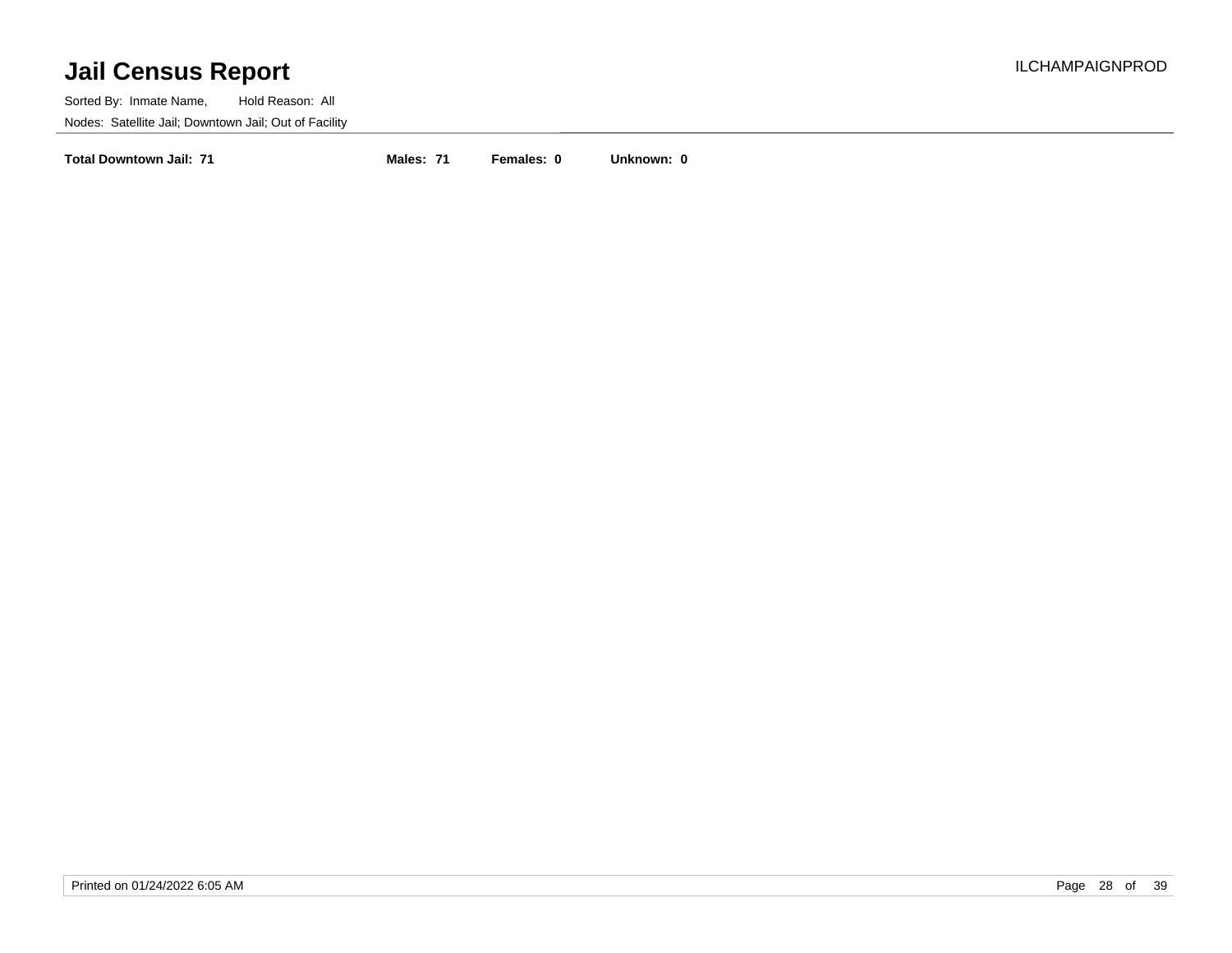# Jail Census Report

Sorted By: Inmate Name, Hold Reason: All

Nodes: Satellite Jail; Downtown Jail; Out of Facility

**Total Downtown Jail: 71** **Males: 71** **Females: 0** **Unknown: 0**

Printed on 01/24/2022 6:05 AM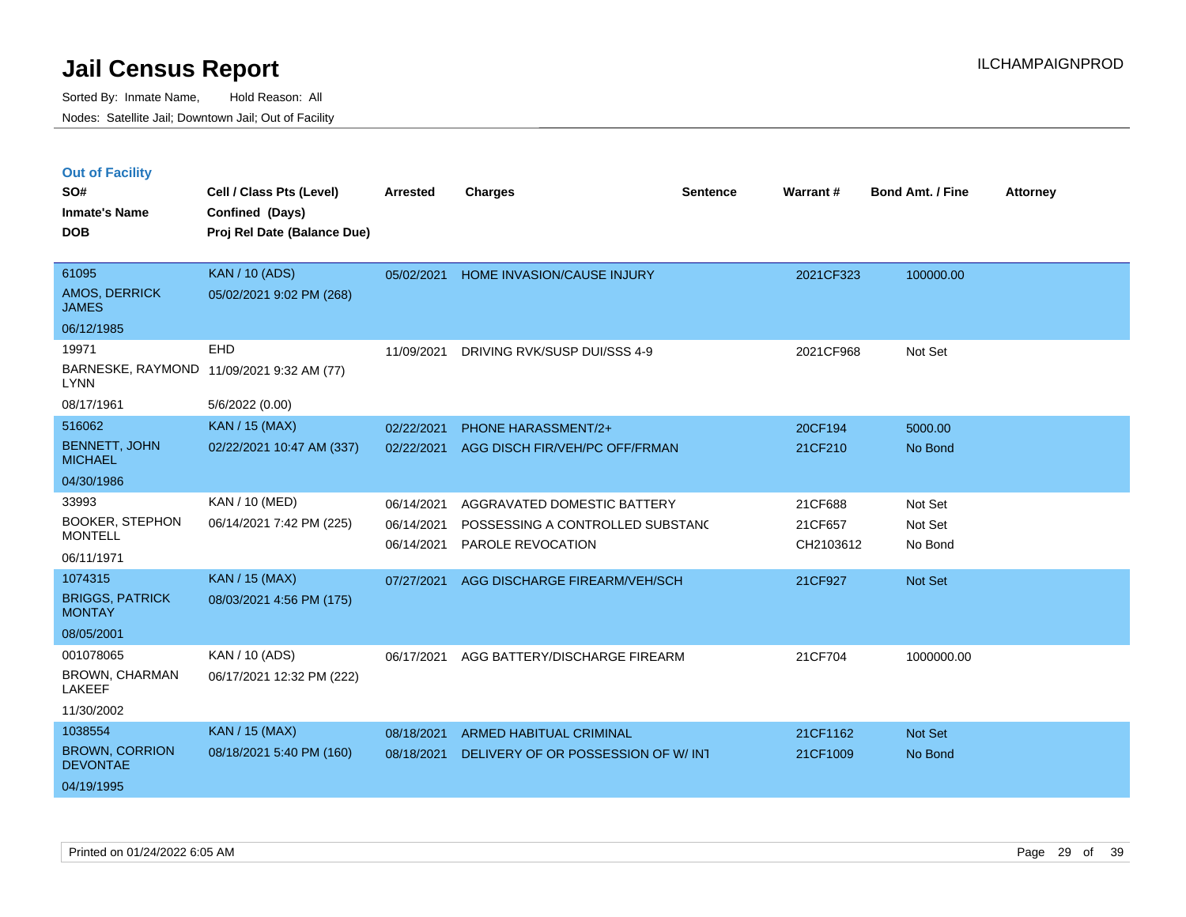# Jail Census Report

Sorted By: Inmate Name, Hold Reason: All

Nodes: Satellite Jail; Downtown Jail; Out of Facility

ILCHAMPAIGNPROD

## Out of Facility

| SO#<br>Inmate's Name<br>DOB | Cell / Class Pts (Level)<br>Confined (Days)<br>Proj Rel Date (Balance Due) | Arrested | Charges | Sentence | Warrant # | Bond Amt. / Fine | Attorney |
|---|---|---|---|---|---|---|---|
| 61095<br>AMOS, DERRICK JAMES<br>06/12/1985 | KAN / 10 (ADS)<br>05/02/2021 9:02 PM (268) | 05/02/2021 | HOME INVASION/CAUSE INJURY | | 2021CF323 | 100000.00 | |
| 19971<br>BARNESKE, RAYMOND LYNN<br>08/17/1961 | EHD<br>11/09/2021 9:32 AM (77)<br>5/6/2022 (0.00) | 11/09/2021 | DRIVING RVK/SUSP DUI/SSS 4-9 | | 2021CF968 | Not Set | |
| 516062<br>BENNETT, JOHN MICHAEL<br>04/30/1986 | KAN / 15 (MAX)<br>02/22/2021 10:47 AM (337) | 02/22/2021<br>02/22/2021 | PHONE HARASSMENT/2+<br>AGG DISCH FIR/VEH/PC OFF/FRMAN | | 20CF194<br>21CF210 | 5000.00<br>No Bond | |
| 33993<br>BOOKER, STEPHON MONTELL<br>06/11/1971 | KAN / 10 (MED)<br>06/14/2021 7:42 PM (225) | 06/14/2021<br>06/14/2021<br>06/14/2021 | AGGRAVATED DOMESTIC BATTERY<br>POSSESSING A CONTROLLED SUBSTANC<br>PAROLE REVOCATION | | 21CF688<br>21CF657<br>CH2103612 | Not Set<br>Not Set<br>No Bond | |
| 1074315<br>BRIGGS, PATRICK MONTAY<br>08/05/2001 | KAN / 15 (MAX)<br>08/03/2021 4:56 PM (175) | 07/27/2021 | AGG DISCHARGE FIREARM/VEH/SCH | | 21CF927 | Not Set | |
| 001078065<br>BROWN, CHARMAN LAKEEF<br>11/30/2002 | KAN / 10 (ADS)<br>06/17/2021 12:32 PM (222) | 06/17/2021 | AGG BATTERY/DISCHARGE FIREARM | | 21CF704 | 1000000.00 | |
| 1038554<br>BROWN, CORRION DEVONTAE<br>04/19/1995 | KAN / 15 (MAX)<br>08/18/2021 5:40 PM (160) | 08/18/2021<br>08/18/2021 | ARMED HABITUAL CRIMINAL<br>DELIVERY OF OR POSSESSION OF W/ INT | | 21CF1162<br>21CF1009 | Not Set<br>No Bond | |

Printed on 01/24/2022 6:05 AM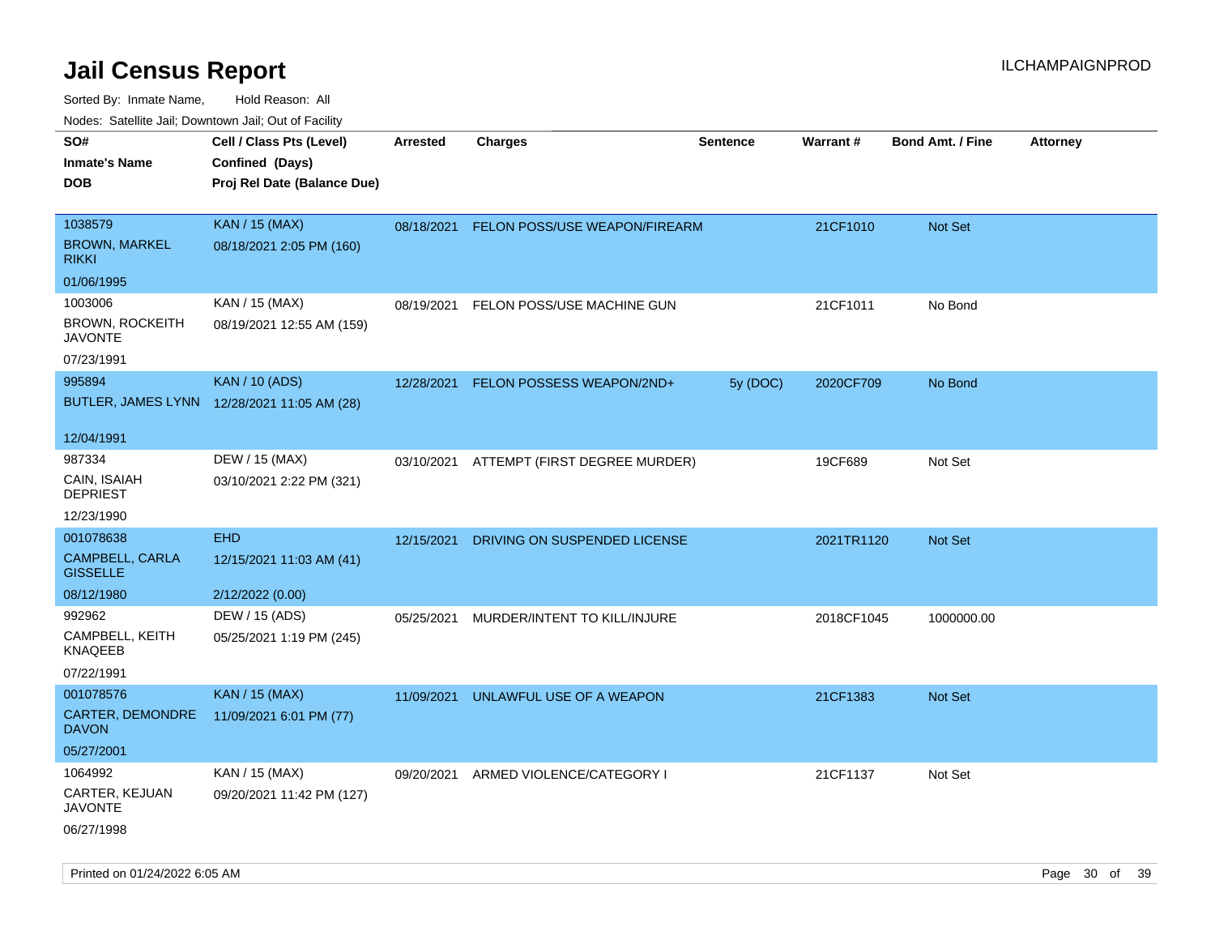# Jail Census Report

ILCHAMPAIGNPROD

Sorted By: Inmate Name, Hold Reason: All

Nodes: Satellite Jail; Downtown Jail; Out of Facility

| SO# / Inmate's Name / DOB | Cell / Class Pts (Level) / Confined (Days) / Proj Rel Date (Balance Due) | Arrested | Charges | Sentence | Warrant # | Bond Amt. / Fine | Attorney |
|---|---|---|---|---|---|---|---|
| 1038579<br>BROWN, MARKEL RIKKI<br>01/06/1995 | KAN / 15 (MAX)<br>08/18/2021 2:05 PM (160) | 08/18/2021 | FELON POSS/USE WEAPON/FIREARM | | 21CF1010 | Not Set | |
| 1003006<br>BROWN, ROCKEITH JAVONTE<br>07/23/1991 | KAN / 15 (MAX)<br>08/19/2021 12:55 AM (159) | 08/19/2021 | FELON POSS/USE MACHINE GUN | | 21CF1011 | No Bond | |
| 995894<br>BUTLER, JAMES LYNN<br>12/04/1991 | KAN / 10 (ADS)<br>12/28/2021 11:05 AM (28) | 12/28/2021 | FELON POSSESS WEAPON/2ND+ | 5y (DOC) | 2020CF709 | No Bond | |
| 987334<br>CAIN, ISAIAH DEPRIEST<br>12/23/1990 | DEW / 15 (MAX)<br>03/10/2021 2:22 PM (321) | 03/10/2021 | ATTEMPT (FIRST DEGREE MURDER) | | 19CF689 | Not Set | |
| 001078638<br>CAMPBELL, CARLA GISSELLE<br>08/12/1980 | EHD<br>12/15/2021 11:03 AM (41)<br>2/12/2022 (0.00) | 12/15/2021 | DRIVING ON SUSPENDED LICENSE | | 2021TR1120 | Not Set | |
| 992962<br>CAMPBELL, KEITH KNAQEEB<br>07/22/1991 | DEW / 15 (ADS)<br>05/25/2021 1:19 PM (245) | 05/25/2021 | MURDER/INTENT TO KILL/INJURE | | 2018CF1045 | 1000000.00 | |
| 001078576<br>CARTER, DEMONDRE DAVON<br>05/27/2001 | KAN / 15 (MAX)<br>11/09/2021 6:01 PM (77) | 11/09/2021 | UNLAWFUL USE OF A WEAPON | | 21CF1383 | Not Set | |
| 1064992<br>CARTER, KEJUAN JAVONTE<br>06/27/1998 | KAN / 15 (MAX)<br>09/20/2021 11:42 PM (127) | 09/20/2021 | ARMED VIOLENCE/CATEGORY I | | 21CF1137 | Not Set | |

Printed on 01/24/2022 6:05 AM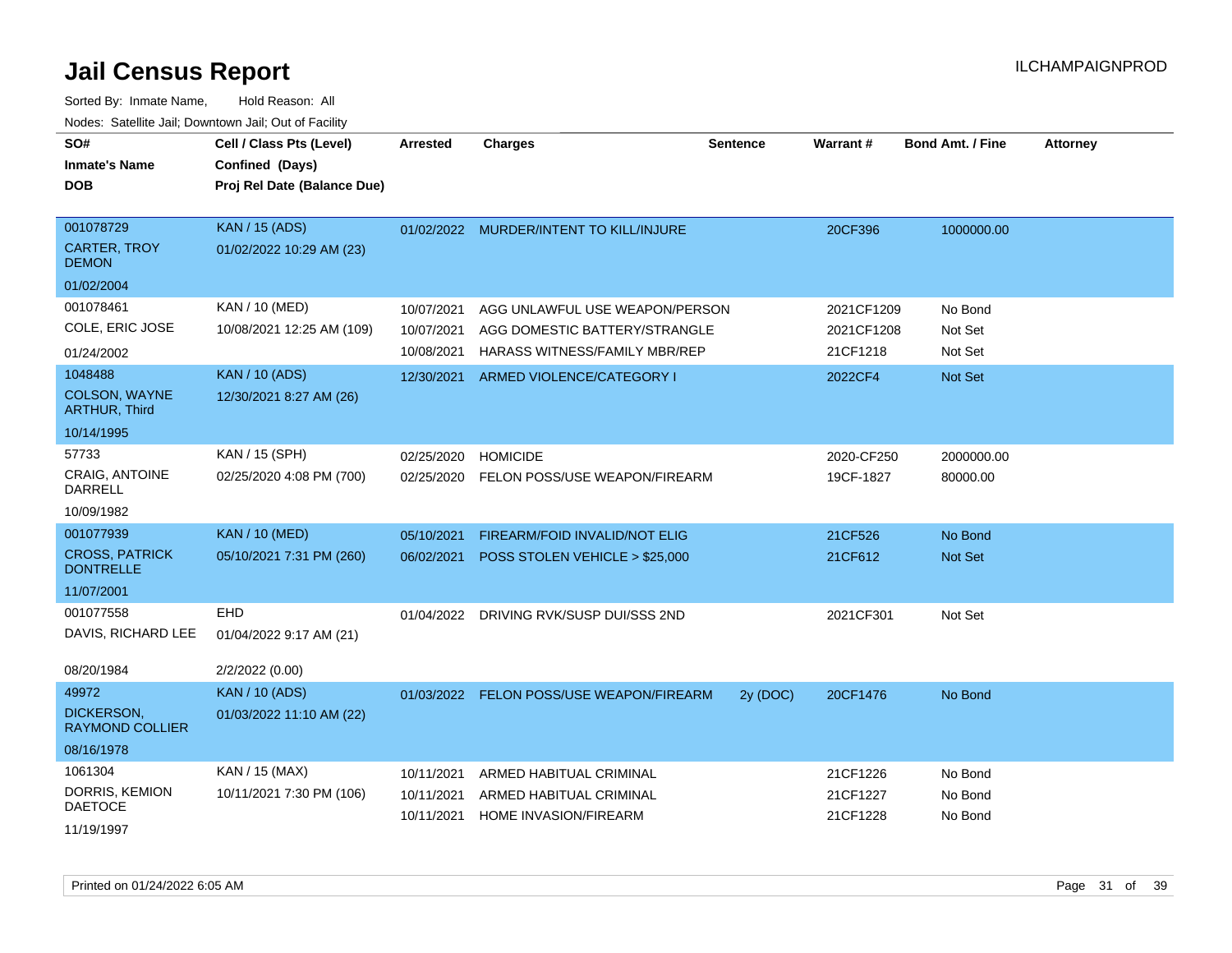# Jail Census Report

Sorted By: Inmate Name, Hold Reason: All

Nodes: Satellite Jail; Downtown Jail; Out of Facility

| SO# / Inmate's Name / DOB | Cell / Class Pts (Level) / Confined (Days) / Proj Rel Date (Balance Due) | Arrested | Charges | Sentence | Warrant # | Bond Amt. / Fine | Attorney |
|---|---|---|---|---|---|---|---|
| 001078729<br>CARTER, TROY DEMON<br>01/02/2004 | KAN / 15 (ADS)<br>01/02/2022 10:29 AM (23) | 01/02/2022 | MURDER/INTENT TO KILL/INJURE | | 20CF396 | 1000000.00 | |
| 001078461<br>COLE, ERIC JOSE<br>01/24/2002 | KAN / 10 (MED)<br>10/08/2021 12:25 AM (109) | 10/07/2021<br>10/07/2021<br>10/08/2021 | AGG UNLAWFUL USE WEAPON/PERSON<br>AGG DOMESTIC BATTERY/STRANGLE<br>HARASS WITNESS/FAMILY MBR/REP | | 2021CF1209<br>2021CF1208<br>21CF1218 | No Bond<br>Not Set<br>Not Set | |
| 1048488<br>COLSON, WAYNE ARTHUR, Third<br>10/14/1995 | KAN / 10 (ADS)<br>12/30/2021 8:27 AM (26) | 12/30/2021 | ARMED VIOLENCE/CATEGORY I | | 2022CF4 | Not Set | |
| 57733<br>CRAIG, ANTOINE DARRELL<br>10/09/1982 | KAN / 15 (SPH)<br>02/25/2020 4:08 PM (700) | 02/25/2020<br>02/25/2020 | HOMICIDE<br>FELON POSS/USE WEAPON/FIREARM | | 2020-CF250<br>19CF-1827 | 2000000.00<br>80000.00 | |
| 001077939<br>CROSS, PATRICK DONTRELLE<br>11/07/2001 | KAN / 10 (MED)<br>05/10/2021 7:31 PM (260) | 05/10/2021<br>06/02/2021 | FIREARM/FOID INVALID/NOT ELIG<br>POSS STOLEN VEHICLE > $25,000 | | 21CF526<br>21CF612 | No Bond<br>Not Set | |
| 001077558<br>DAVIS, RICHARD LEE<br>08/20/1984 | EHD<br>01/04/2022 9:17 AM (21)<br>2/2/2022 (0.00) | 01/04/2022 | DRIVING RVK/SUSP DUI/SSS 2ND | | 2021CF301 | Not Set | |
| 49972<br>DICKERSON, RAYMOND COLLIER<br>08/16/1978 | KAN / 10 (ADS)<br>01/03/2022 11:10 AM (22) | 01/03/2022 | FELON POSS/USE WEAPON/FIREARM | 2y (DOC) | 20CF1476 | No Bond | |
| 1061304<br>DORRIS, KEMION DAETOCE<br>11/19/1997 | KAN / 15 (MAX)<br>10/11/2021 7:30 PM (106) | 10/11/2021<br>10/11/2021<br>10/11/2021 | ARMED HABITUAL CRIMINAL<br>ARMED HABITUAL CRIMINAL<br>HOME INVASION/FIREARM | | 21CF1226<br>21CF1227<br>21CF1228 | No Bond<br>No Bond<br>No Bond | |

Printed on 01/24/2022 6:05 AM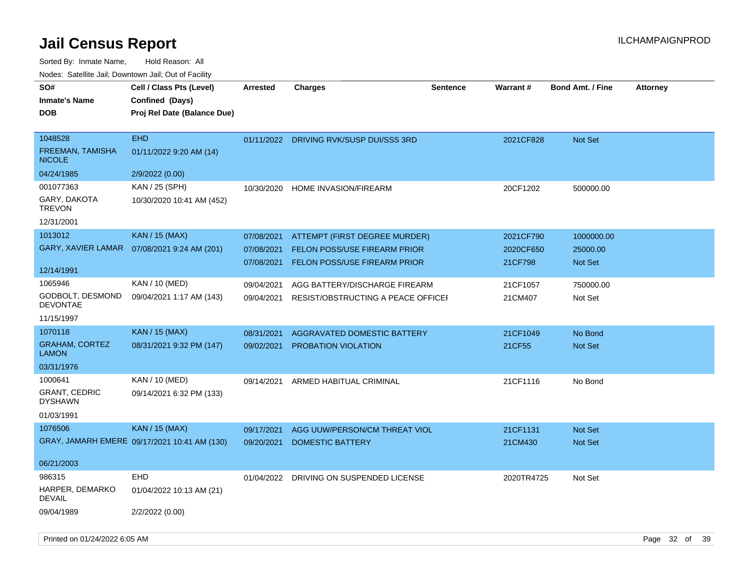# Jail Census Report

Sorted By: Inmate Name, Hold Reason: All

Nodes: Satellite Jail; Downtown Jail; Out of Facility

| SO# / Inmate's Name / DOB | Cell / Class Pts (Level) / Confined (Days) / Proj Rel Date (Balance Due) | Arrested | Charges | Sentence | Warrant # | Bond Amt. / Fine | Attorney |
|---|---|---|---|---|---|---|---|
| 1048528<br>FREEMAN, TAMISHA NICOLE<br>04/24/1985 | EHD<br>01/11/2022 9:20 AM (14)<br>2/9/2022 (0.00) | 01/11/2022 | DRIVING RVK/SUSP DUI/SSS 3RD | | 2021CF828 | Not Set | |
| 001077363<br>GARY, DAKOTA TREVON<br>12/31/2001 | KAN / 25 (SPH)<br>10/30/2020 10:41 AM (452) | 10/30/2020 | HOME INVASION/FIREARM | | 20CF1202 | 500000.00 | |
| 1013012<br>GARY, XAVIER LAMAR<br>12/14/1991 | KAN / 15 (MAX)<br>07/08/2021 9:24 AM (201) | 07/08/2021 | ATTEMPT (FIRST DEGREE MURDER) | | 2021CF790 | 1000000.00 | |
| | | 07/08/2021 | FELON POSS/USE FIREARM PRIOR | | 2020CF650 | 25000.00 | |
| | | 07/08/2021 | FELON POSS/USE FIREARM PRIOR | | 21CF798 | Not Set | |
| 1065946<br>GODBOLT, DESMOND DEVONTAE<br>11/15/1997 | KAN / 10 (MED)<br>09/04/2021 1:17 AM (143) | 09/04/2021 | AGG BATTERY/DISCHARGE FIREARM | | 21CF1057 | 750000.00 | |
| | | 09/04/2021 | RESIST/OBSTRUCTING A PEACE OFFICER | | 21CM407 | Not Set | |
| 1070118<br>GRAHAM, CORTEZ LAMON<br>03/31/1976 | KAN / 15 (MAX)<br>08/31/2021 9:32 PM (147) | 08/31/2021 | AGGRAVATED DOMESTIC BATTERY | | 21CF1049 | No Bond | |
| | | 09/02/2021 | PROBATION VIOLATION | | 21CF55 | Not Set | |
| 1000641<br>GRANT, CEDRIC DYSHAWN<br>01/03/1991 | KAN / 10 (MED)<br>09/14/2021 6:32 PM (133) | 09/14/2021 | ARMED HABITUAL CRIMINAL | | 21CF1116 | No Bond | |
| 1076506<br>GRAY, JAMARH EMERE<br>06/21/2003 | KAN / 15 (MAX)<br>09/17/2021 10:41 AM (130) | 09/17/2021 | AGG UUW/PERSON/CM THREAT VIOL | | 21CF1131 | Not Set | |
| | | 09/20/2021 | DOMESTIC BATTERY | | 21CM430 | Not Set | |
| 986315<br>HARPER, DEMARKO DEVAIL<br>09/04/1989 | EHD<br>01/04/2022 10:13 AM (21)<br>2/2/2022 (0.00) | 01/04/2022 | DRIVING ON SUSPENDED LICENSE | | 2020TR4725 | Not Set | |

Printed on 01/24/2022 6:05 AM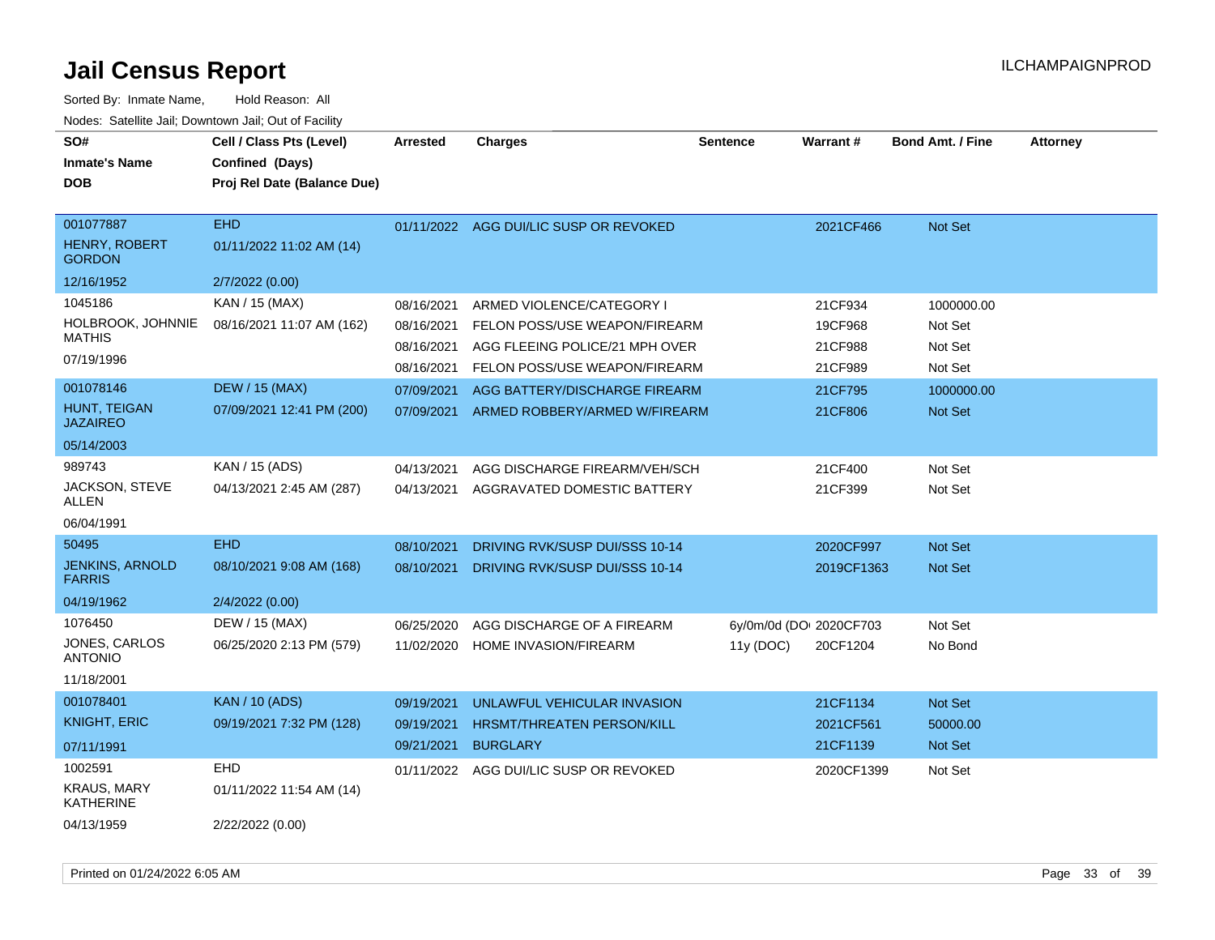# Jail Census Report

Sorted By: Inmate Name, Hold Reason: All

Nodes: Satellite Jail; Downtown Jail; Out of Facility

| SO# / Inmate's Name / DOB | Cell / Class Pts (Level) / Confined (Days) / Proj Rel Date (Balance Due) | Arrested | Charges | Sentence | Warrant # | Bond Amt. / Fine | Attorney |
|---|---|---|---|---|---|---|---|
| 001077887<br>HENRY, ROBERT GORDON<br>12/16/1952 | EHD<br>01/11/2022 11:02 AM (14)<br>2/7/2022 (0.00) | 01/11/2022 | AGG DUI/LIC SUSP OR REVOKED | | 2021CF466 | Not Set | |
| 1045186<br>HOLBROOK, JOHNNIE MATHIS<br>07/19/1996 | KAN / 15 (MAX)<br>08/16/2021 11:07 AM (162) | 08/16/2021 | ARMED VIOLENCE/CATEGORY I | | 21CF934 | 1000000.00 | |
| | | 08/16/2021 | FELON POSS/USE WEAPON/FIREARM | | 19CF968 | Not Set | |
| | | 08/16/2021 | AGG FLEEING POLICE/21 MPH OVER | | 21CF988 | Not Set | |
| | | 08/16/2021 | FELON POSS/USE WEAPON/FIREARM | | 21CF989 | Not Set | |
| 001078146<br>HUNT, TEIGAN JAZAIREO<br>05/14/2003 | DEW / 15 (MAX)<br>07/09/2021 12:41 PM (200) | 07/09/2021 | AGG BATTERY/DISCHARGE FIREARM | | 21CF795 | 1000000.00 | |
| | | 07/09/2021 | ARMED ROBBERY/ARMED W/FIREARM | | 21CF806 | Not Set | |
| 989743<br>JACKSON, STEVE ALLEN<br>06/04/1991 | KAN / 15 (ADS)<br>04/13/2021 2:45 AM (287) | 04/13/2021 | AGG DISCHARGE FIREARM/VEH/SCH | | 21CF400 | Not Set | |
| | | 04/13/2021 | AGGRAVATED DOMESTIC BATTERY | | 21CF399 | Not Set | |
| 50495<br>JENKINS, ARNOLD FARRIS<br>04/19/1962 | EHD<br>08/10/2021 9:08 AM (168)<br>2/4/2022 (0.00) | 08/10/2021 | DRIVING RVK/SUSP DUI/SSS 10-14 | | 2020CF997 | Not Set | |
| | | 08/10/2021 | DRIVING RVK/SUSP DUI/SSS 10-14 | | 2019CF1363 | Not Set | |
| 1076450<br>JONES, CARLOS ANTONIO<br>11/18/2001 | DEW / 15 (MAX)<br>06/25/2020 2:13 PM (579) | 06/25/2020 | AGG DISCHARGE OF A FIREARM | 6y/0m/0d (DO | 2020CF703 | Not Set | |
| | | 11/02/2020 | HOME INVASION/FIREARM | 11y (DOC) | 20CF1204 | No Bond | |
| 001078401<br>KNIGHT, ERIC<br>07/11/1991 | KAN / 10 (ADS)<br>09/19/2021 7:32 PM (128) | 09/19/2021 | UNLAWFUL VEHICULAR INVASION | | 21CF1134 | Not Set | |
| | | 09/19/2021 | HRSMT/THREATEN PERSON/KILL | | 2021CF561 | 50000.00 | |
| | | 09/21/2021 | BURGLARY | | 21CF1139 | Not Set | |
| 1002591<br>KRAUS, MARY KATHERINE<br>04/13/1959 | EHD<br>01/11/2022 11:54 AM (14)<br>2/22/2022 (0.00) | 01/11/2022 | AGG DUI/LIC SUSP OR REVOKED | | 2020CF1399 | Not Set | |

Printed on 01/24/2022 6:05 AM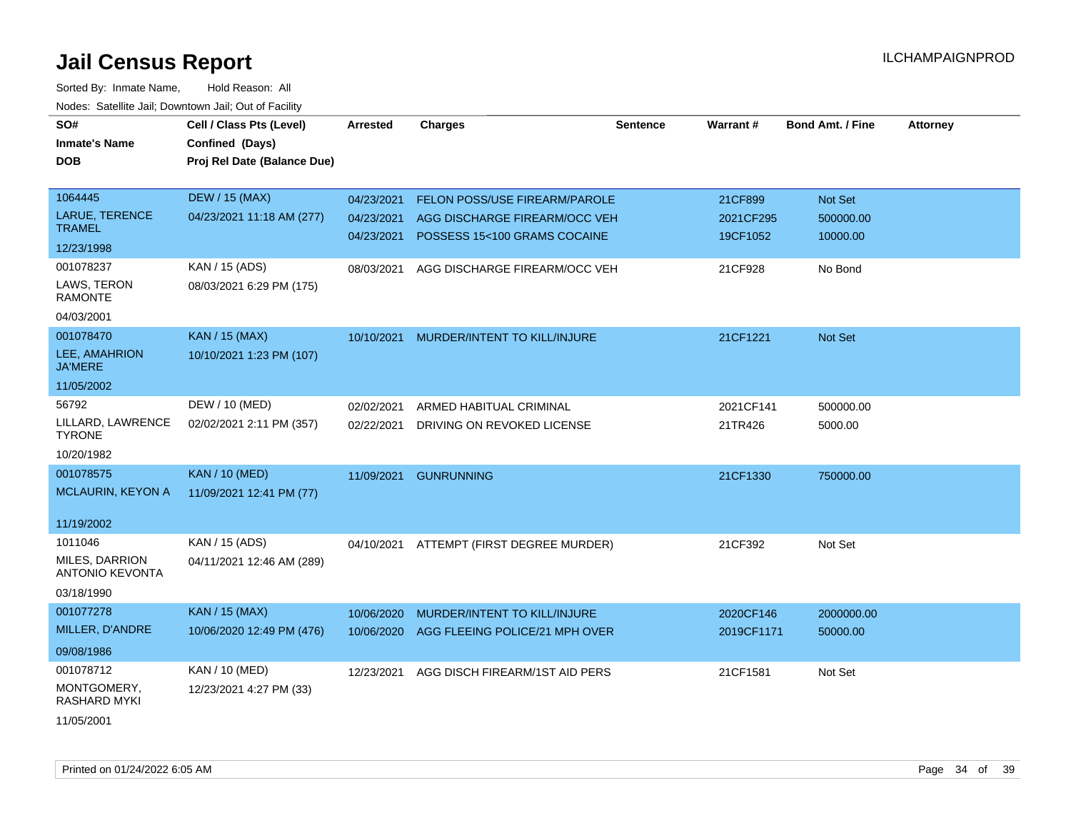# Jail Census Report

ILCHAMPAIGNPROD

Sorted By: Inmate Name, Hold Reason: All

Nodes: Satellite Jail; Downtown Jail; Out of Facility

| SO# / Inmate's Name / DOB | Cell / Class Pts (Level) / Confined (Days) / Proj Rel Date (Balance Due) | Arrested | Charges | Sentence | Warrant # | Bond Amt. / Fine | Attorney |
|---|---|---|---|---|---|---|---|
| 1064445 LARUE, TERENCE TRAMEL 12/23/1998 | DEW / 15 (MAX) 04/23/2021 11:18 AM (277) | 04/23/2021 | FELON POSS/USE FIREARM/PAROLE | | 21CF899 | Not Set | |
| | | 04/23/2021 | AGG DISCHARGE FIREARM/OCC VEH | | 2021CF295 | 500000.00 | |
| | | 04/23/2021 | POSSESS 15<100 GRAMS COCAINE | | 19CF1052 | 10000.00 | |
| 001078237 LAWS, TERON RAMONTE 04/03/2001 | KAN / 15 (ADS) 08/03/2021 6:29 PM (175) | 08/03/2021 | AGG DISCHARGE FIREARM/OCC VEH | | 21CF928 | No Bond | |
| 001078470 LEE, AMAHRION JA'MERE 11/05/2002 | KAN / 15 (MAX) 10/10/2021 1:23 PM (107) | 10/10/2021 | MURDER/INTENT TO KILL/INJURE | | 21CF1221 | Not Set | |
| 56792 LILLARD, LAWRENCE TYRONE 10/20/1982 | DEW / 10 (MED) 02/02/2021 2:11 PM (357) | 02/02/2021 | ARMED HABITUAL CRIMINAL | | 2021CF141 | 500000.00 | |
| | | 02/22/2021 | DRIVING ON REVOKED LICENSE | | 21TR426 | 5000.00 | |
| 001078575 MCLAURIN, KEYON A 11/19/2002 | KAN / 10 (MED) 11/09/2021 12:41 PM (77) | 11/09/2021 | GUNRUNNING | | 21CF1330 | 750000.00 | |
| 1011046 MILES, DARRION ANTONIO KEVONTA 03/18/1990 | KAN / 15 (ADS) 04/11/2021 12:46 AM (289) | 04/10/2021 | ATTEMPT (FIRST DEGREE MURDER) | | 21CF392 | Not Set | |
| 001077278 MILLER, D'ANDRE 09/08/1986 | KAN / 15 (MAX) 10/06/2020 12:49 PM (476) | 10/06/2020 | MURDER/INTENT TO KILL/INJURE | | 2020CF146 | 2000000.00 | |
| | | 10/06/2020 | AGG FLEEING POLICE/21 MPH OVER | | 2019CF1171 | 50000.00 | |
| 001078712 MONTGOMERY, RASHARD MYKI 11/05/2001 | KAN / 10 (MED) 12/23/2021 4:27 PM (33) | 12/23/2021 | AGG DISCH FIREARM/1ST AID PERS | | 21CF1581 | Not Set | |

Printed on 01/24/2022 6:05 AM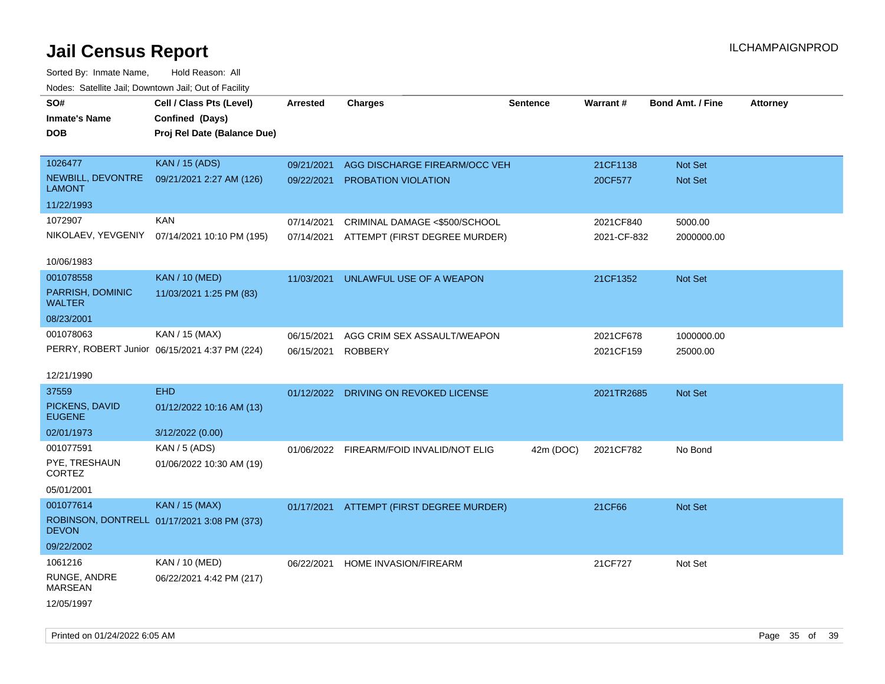# Jail Census Report

Sorted By: Inmate Name, Hold Reason: All

Nodes: Satellite Jail; Downtown Jail; Out of Facility

| SO# / Inmate's Name / DOB | Cell / Class Pts (Level) / Confined (Days) / Proj Rel Date (Balance Due) | Arrested | Charges | Sentence | Warrant # | Bond Amt. / Fine | Attorney |
|---|---|---|---|---|---|---|---|
| 1026477 NEWBILL, DEVONTRE LAMONT 11/22/1993 | KAN / 15 (ADS) 09/21/2021 2:27 AM (126) | 09/21/2021 | AGG DISCHARGE FIREARM/OCC VEH | | 21CF1138 | Not Set | |
| | | 09/22/2021 | PROBATION VIOLATION | | 20CF577 | Not Set | |
| 1072907 NIKOLAEV, YEVGENIY 10/06/1983 | KAN 07/14/2021 10:10 PM (195) | 07/14/2021 | CRIMINAL DAMAGE <$500/SCHOOL | | 2021CF840 | 5000.00 | |
| | | 07/14/2021 | ATTEMPT (FIRST DEGREE MURDER) | | 2021-CF-832 | 2000000.00 | |
| 001078558 PARRISH, DOMINIC WALTER 08/23/2001 | KAN / 10 (MED) 11/03/2021 1:25 PM (83) | 11/03/2021 | UNLAWFUL USE OF A WEAPON | | 21CF1352 | Not Set | |
| 001078063 PERRY, ROBERT Junior 12/21/1990 | KAN / 15 (MAX) 06/15/2021 4:37 PM (224) | 06/15/2021 | AGG CRIM SEX ASSAULT/WEAPON | | 2021CF678 | 1000000.00 | |
| | | 06/15/2021 | ROBBERY | | 2021CF159 | 25000.00 | |
| 37559 PICKENS, DAVID EUGENE 02/01/1973 | EHD 01/12/2022 10:16 AM (13) 3/12/2022 (0.00) | 01/12/2022 | DRIVING ON REVOKED LICENSE | | 2021TR2685 | Not Set | |
| 001077591 PYE, TRESHAUN CORTEZ 05/01/2001 | KAN / 5 (ADS) 01/06/2022 10:30 AM (19) | 01/06/2022 | FIREARM/FOID INVALID/NOT ELIG | 42m (DOC) | 2021CF782 | No Bond | |
| 001077614 ROBINSON, DONTRELL DEVON 09/22/2002 | KAN / 15 (MAX) 01/17/2021 3:08 PM (373) | 01/17/2021 | ATTEMPT (FIRST DEGREE MURDER) | | 21CF66 | Not Set | |
| 1061216 RUNGE, ANDRE MARSEAN 12/05/1997 | KAN / 10 (MED) 06/22/2021 4:42 PM (217) | 06/22/2021 | HOME INVASION/FIREARM | | 21CF727 | Not Set | |

Printed on 01/24/2022 6:05 AM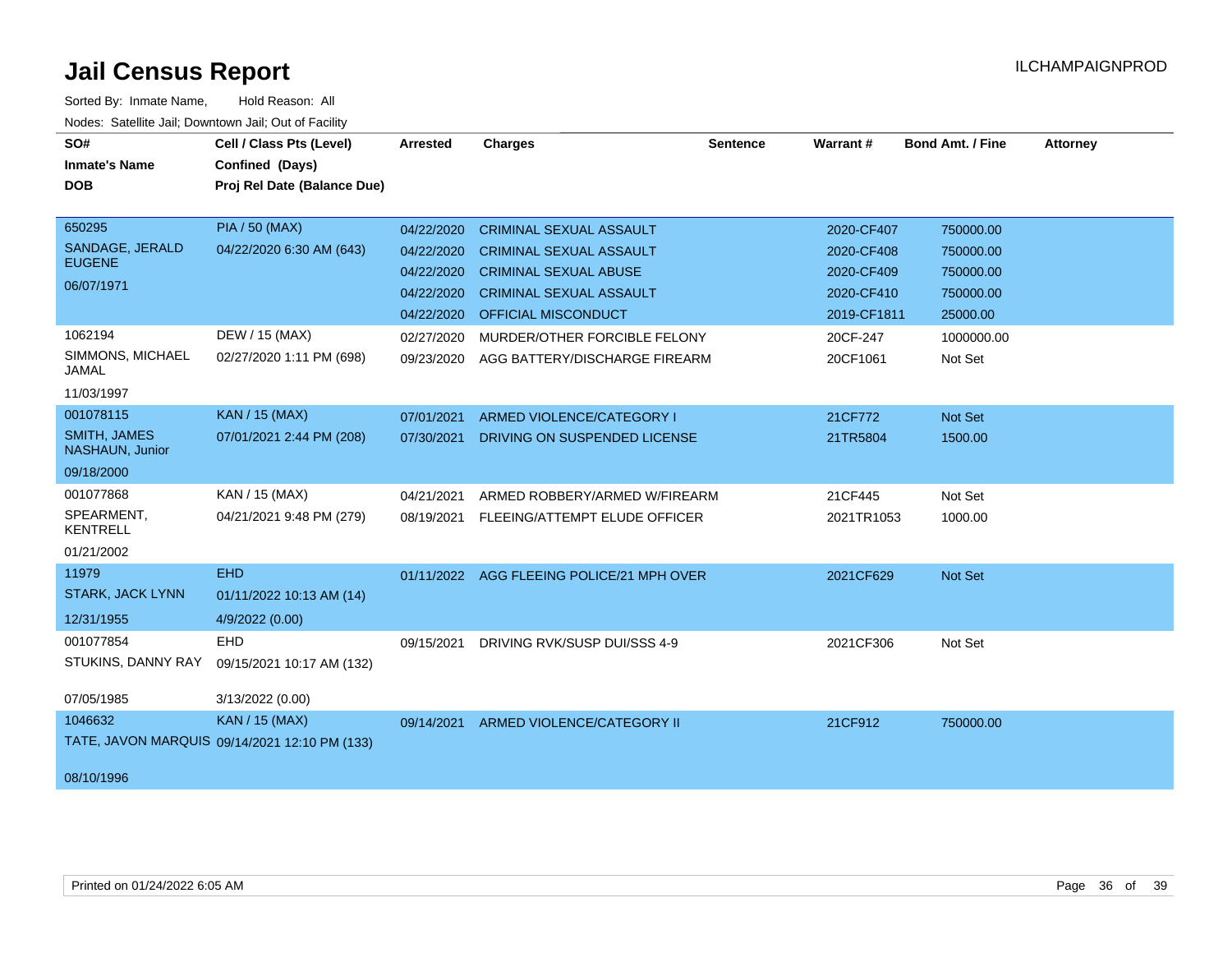# Jail Census Report

ILCHAMPAIGNPROD

Sorted By: Inmate Name, Hold Reason: All

Nodes: Satellite Jail; Downtown Jail; Out of Facility

| SO# / Inmate's Name / DOB | Cell / Class Pts (Level) / Confined (Days) / Proj Rel Date (Balance Due) | Arrested | Charges | Sentence | Warrant # | Bond Amt. / Fine | Attorney |
|---|---|---|---|---|---|---|---|
| 650295 SANDAGE, JERALD EUGENE 06/07/1971 | PIA / 50 (MAX) 04/22/2020 6:30 AM (643) | 04/22/2020 | CRIMINAL SEXUAL ASSAULT | | 2020-CF407 | 750000.00 | |
| | | 04/22/2020 | CRIMINAL SEXUAL ASSAULT | | 2020-CF408 | 750000.00 | |
| | | 04/22/2020 | CRIMINAL SEXUAL ABUSE | | 2020-CF409 | 750000.00 | |
| | | 04/22/2020 | CRIMINAL SEXUAL ASSAULT | | 2020-CF410 | 750000.00 | |
| | | 04/22/2020 | OFFICIAL MISCONDUCT | | 2019-CF1811 | 25000.00 | |
| 1062194 SIMMONS, MICHAEL JAMAL 11/03/1997 | DEW / 15 (MAX) 02/27/2020 1:11 PM (698) | 02/27/2020 | MURDER/OTHER FORCIBLE FELONY | | 20CF-247 | 1000000.00 | |
| | | 09/23/2020 | AGG BATTERY/DISCHARGE FIREARM | | 20CF1061 | Not Set | |
| 001078115 SMITH, JAMES NASHAUN, Junior 09/18/2000 | KAN / 15 (MAX) 07/01/2021 2:44 PM (208) | 07/01/2021 | ARMED VIOLENCE/CATEGORY I | | 21CF772 | Not Set | |
| | | 07/30/2021 | DRIVING ON SUSPENDED LICENSE | | 21TR5804 | 1500.00 | |
| 001077868 SPEARMENT, KENTRELL 01/21/2002 | KAN / 15 (MAX) 04/21/2021 9:48 PM (279) | 04/21/2021 | ARMED ROBBERY/ARMED W/FIREARM | | 21CF445 | Not Set | |
| | | 08/19/2021 | FLEEING/ATTEMPT ELUDE OFFICER | | 2021TR1053 | 1000.00 | |
| 11979 STARK, JACK LYNN 12/31/1955 | EHD 01/11/2022 10:13 AM (14) 4/9/2022 (0.00) | 01/11/2022 | AGG FLEEING POLICE/21 MPH OVER | | 2021CF629 | Not Set | |
| 001077854 STUKINS, DANNY RAY 07/05/1985 | EHD 09/15/2021 10:17 AM (132) 3/13/2022 (0.00) | 09/15/2021 | DRIVING RVK/SUSP DUI/SSS 4-9 | | 2021CF306 | Not Set | |
| 1046632 TATE, JAVON MARQUIS 08/10/1996 | KAN / 15 (MAX) 09/14/2021 12:10 PM (133) | 09/14/2021 | ARMED VIOLENCE/CATEGORY II | | 21CF912 | 750000.00 | |

Printed on 01/24/2022 6:05 AM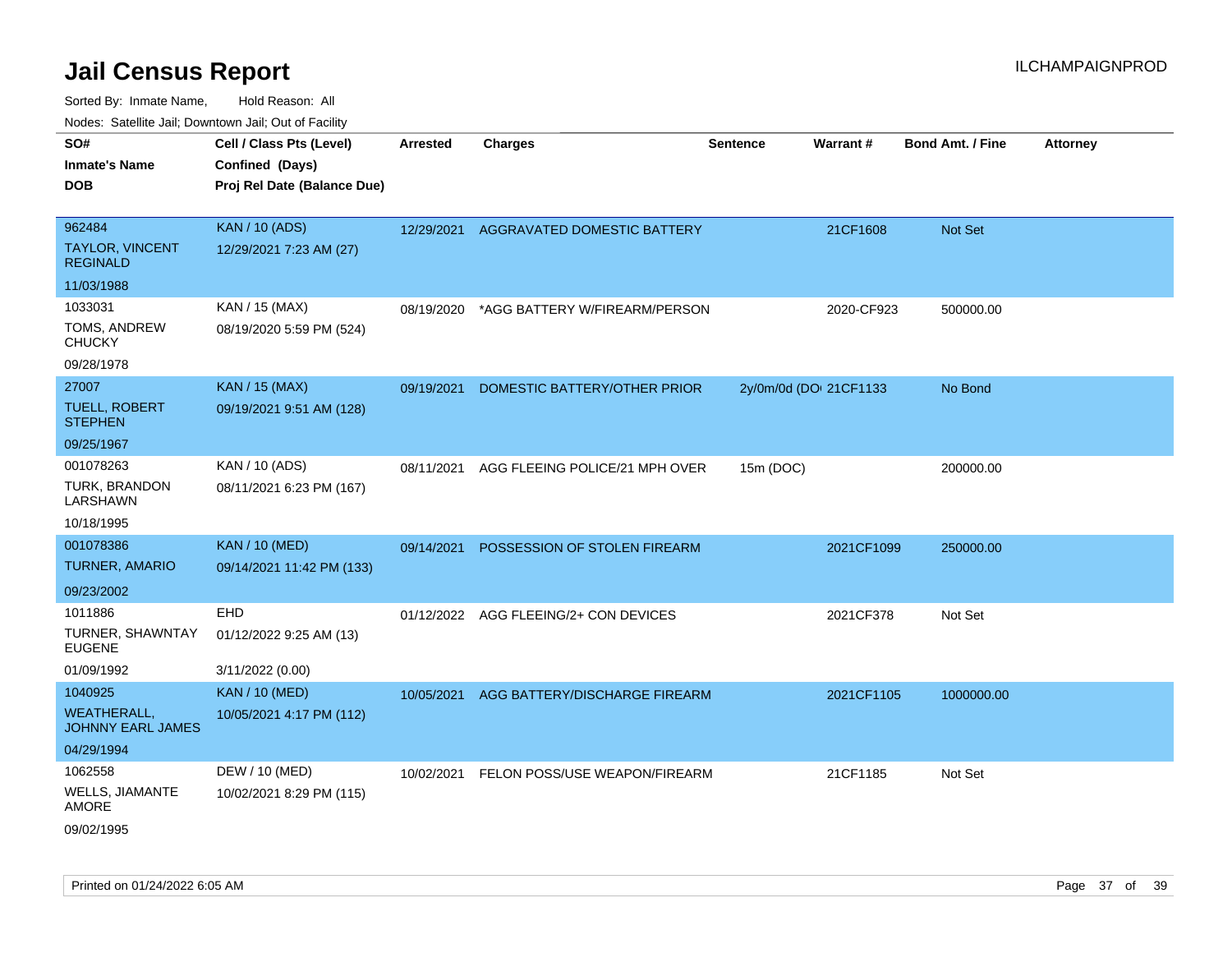# Jail Census Report

ILCHAMPAIGNPROD

Sorted By: Inmate Name, Hold Reason: All

Nodes: Satellite Jail; Downtown Jail; Out of Facility

| SO# / Inmate's Name / DOB | Cell / Class Pts (Level) / Confined (Days) / Proj Rel Date (Balance Due) | Arrested | Charges | Sentence | Warrant # | Bond Amt. / Fine | Attorney |
|---|---|---|---|---|---|---|---|
| 962484<br>TAYLOR, VINCENT REGINALD<br>11/03/1988 | KAN / 10 (ADS)<br>12/29/2021 7:23 AM (27) | 12/29/2021 | AGGRAVATED DOMESTIC BATTERY | | 21CF1608 | Not Set | |
| 1033031<br>TOMS, ANDREW CHUCKY<br>09/28/1978 | KAN / 15 (MAX)<br>08/19/2020 5:59 PM (524) | 08/19/2020 | *AGG BATTERY W/FIREARM/PERSON | | 2020-CF923 | 500000.00 | |
| 27007<br>TUELL, ROBERT STEPHEN<br>09/25/1967 | KAN / 15 (MAX)<br>09/19/2021 9:51 AM (128) | 09/19/2021 | DOMESTIC BATTERY/OTHER PRIOR | 2y/0m/0d (DO | 21CF1133 | No Bond | |
| 001078263<br>TURK, BRANDON LARSHAWN<br>10/18/1995 | KAN / 10 (ADS)<br>08/11/2021 6:23 PM (167) | 08/11/2021 | AGG FLEEING POLICE/21 MPH OVER | 15m (DOC) | | 200000.00 | |
| 001078386<br>TURNER, AMARIO<br>09/23/2002 | KAN / 10 (MED)<br>09/14/2021 11:42 PM (133) | 09/14/2021 | POSSESSION OF STOLEN FIREARM | | 2021CF1099 | 250000.00 | |
| 1011886<br>TURNER, SHAWNTAY EUGENE<br>01/09/1992 | EHD<br>01/12/2022 9:25 AM (13)<br>3/11/2022 (0.00) | 01/12/2022 | AGG FLEEING/2+ CON DEVICES | | 2021CF378 | Not Set | |
| 1040925<br>WEATHERALL, JOHNNY EARL JAMES<br>04/29/1994 | KAN / 10 (MED)<br>10/05/2021 4:17 PM (112) | 10/05/2021 | AGG BATTERY/DISCHARGE FIREARM | | 2021CF1105 | 1000000.00 | |
| 1062558<br>WELLS, JIAMANTE AMORE<br>09/02/1995 | DEW / 10 (MED)<br>10/02/2021 8:29 PM (115) | 10/02/2021 | FELON POSS/USE WEAPON/FIREARM | | 21CF1185 | Not Set | |

Printed on 01/24/2022 6:05 AM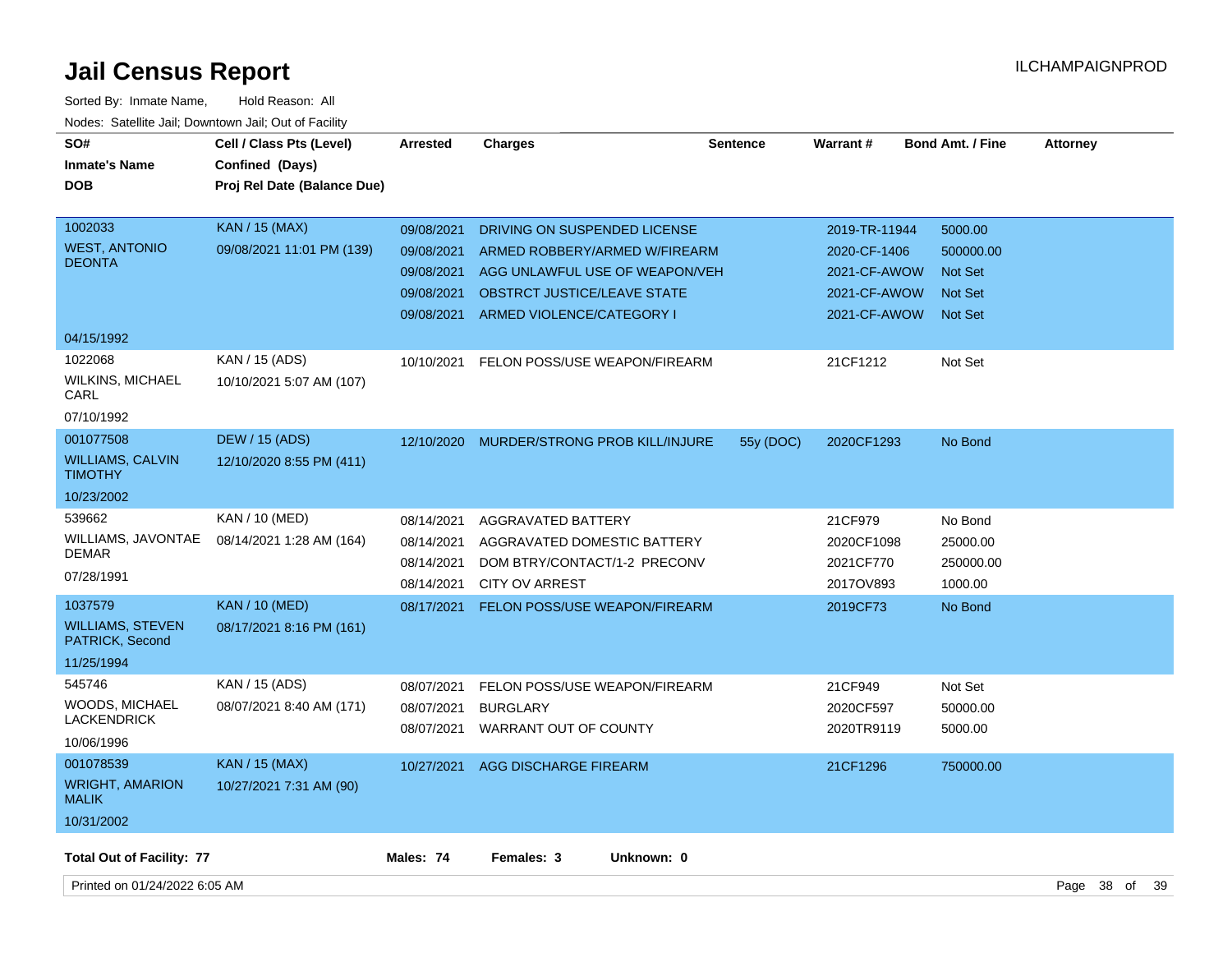# Jail Census Report

ILCHAMPAIGNPROD

Sorted By: Inmate Name, Hold Reason: All

Nodes: Satellite Jail; Downtown Jail; Out of Facility

| SO# / Inmate's Name / DOB | Cell / Class Pts (Level) / Confined (Days) / Proj Rel Date (Balance Due) | Arrested | Charges | Sentence | Warrant # | Bond Amt. / Fine | Attorney |
|---|---|---|---|---|---|---|---|
| 1002033 WEST, ANTONIO DEONTA 04/15/1992 | KAN / 15 (MAX) 09/08/2021 11:01 PM (139) | 09/08/2021 | DRIVING ON SUSPENDED LICENSE | | 2019-TR-11944 | 5000.00 | |
| | | 09/08/2021 | ARMED ROBBERY/ARMED W/FIREARM | | 2020-CF-1406 | 500000.00 | |
| | | 09/08/2021 | AGG UNLAWFUL USE OF WEAPON/VEH | | 2021-CF-AWOW | Not Set | |
| | | 09/08/2021 | OBSTRCT JUSTICE/LEAVE STATE | | 2021-CF-AWOW | Not Set | |
| | | 09/08/2021 | ARMED VIOLENCE/CATEGORY I | | 2021-CF-AWOW | Not Set | |
| 1022068 WILKINS, MICHAEL CARL 07/10/1992 | KAN / 15 (ADS) 10/10/2021 5:07 AM (107) | 10/10/2021 | FELON POSS/USE WEAPON/FIREARM | | 21CF1212 | Not Set | |
| 001077508 WILLIAMS, CALVIN TIMOTHY 10/23/2002 | DEW / 15 (ADS) 12/10/2020 8:55 PM (411) | 12/10/2020 | MURDER/STRONG PROB KILL/INJURE | 55y (DOC) | 2020CF1293 | No Bond | |
| 539662 WILLIAMS, JAVONTAE DEMAR 07/28/1991 | KAN / 10 (MED) 08/14/2021 1:28 AM (164) | 08/14/2021 | AGGRAVATED BATTERY | | 21CF979 | No Bond | |
| | | 08/14/2021 | AGGRAVATED DOMESTIC BATTERY | | 2020CF1098 | 25000.00 | |
| | | 08/14/2021 | DOM BTRY/CONTACT/1-2 PRECONV | | 2021CF770 | 250000.00 | |
| | | 08/14/2021 | CITY OV ARREST | | 2017OV893 | 1000.00 | |
| 1037579 WILLIAMS, STEVEN PATRICK, Second 11/25/1994 | KAN / 10 (MED) 08/17/2021 8:16 PM (161) | 08/17/2021 | FELON POSS/USE WEAPON/FIREARM | | 2019CF73 | No Bond | |
| 545746 WOODS, MICHAEL LACKENDRICK 10/06/1996 | KAN / 15 (ADS) 08/07/2021 8:40 AM (171) | 08/07/2021 | FELON POSS/USE WEAPON/FIREARM | | 21CF949 | Not Set | |
| | | 08/07/2021 | BURGLARY | | 2020CF597 | 50000.00 | |
| | | 08/07/2021 | WARRANT OUT OF COUNTY | | 2020TR9119 | 5000.00 | |
| 001078539 WRIGHT, AMARION MALIK 10/31/2002 | KAN / 15 (MAX) 10/27/2021 7:31 AM (90) | 10/27/2021 | AGG DISCHARGE FIREARM | | 21CF1296 | 750000.00 | |

**Total Out of Facility: 77** **Males: 74** **Females: 3** **Unknown: 0**

Printed on 01/24/2022 6:05 AM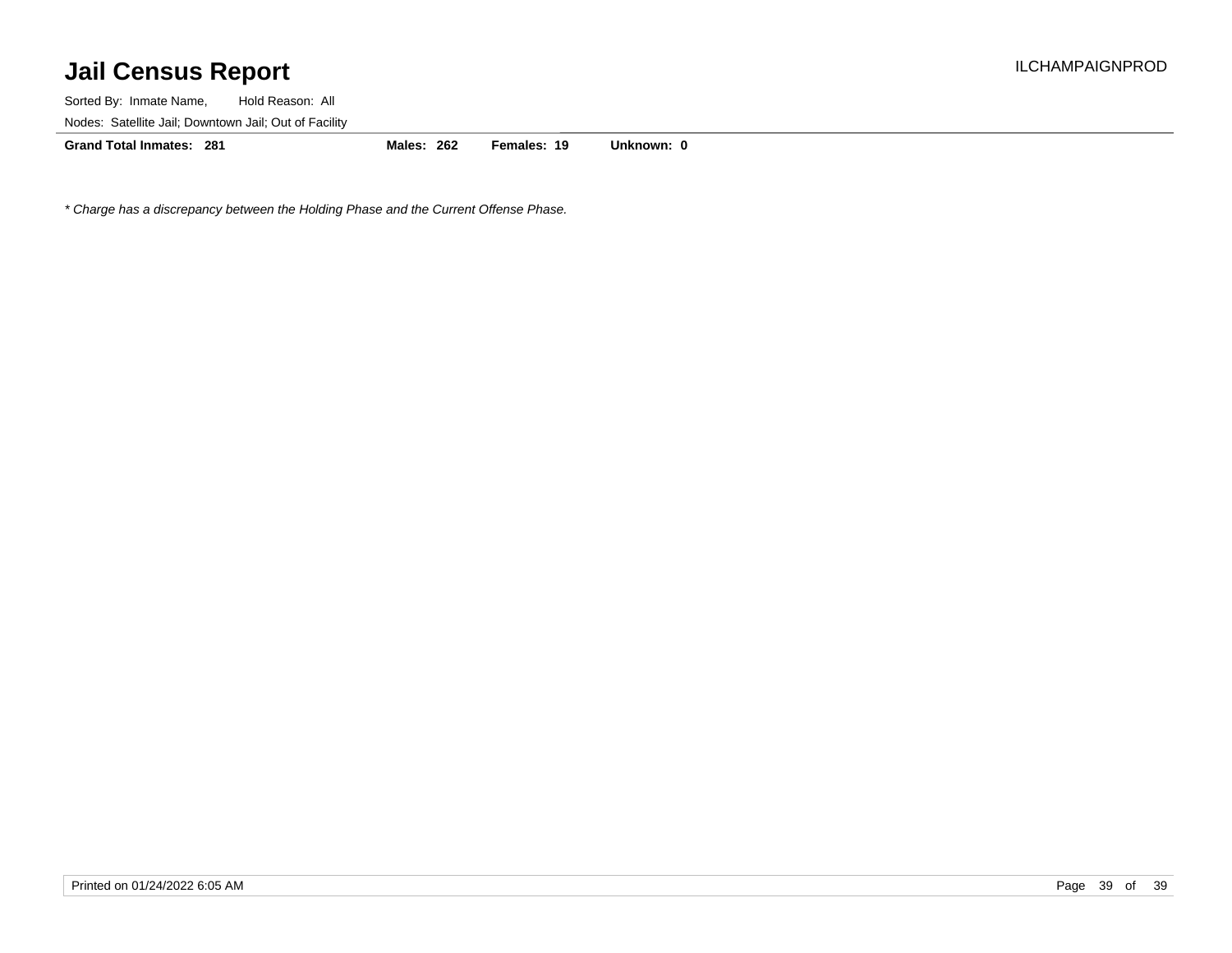# Jail Census Report

ILCHAMPAIGNPROD

Sorted By: Inmate Name, Hold Reason: All

Nodes: Satellite Jail; Downtown Jail; Out of Facility

**Grand Total Inmates: 281** **Males: 262** **Females: 19** **Unknown: 0**

*\* Charge has a discrepancy between the Holding Phase and the Current Offense Phase.*

Printed on 01/24/2022 6:05 AM